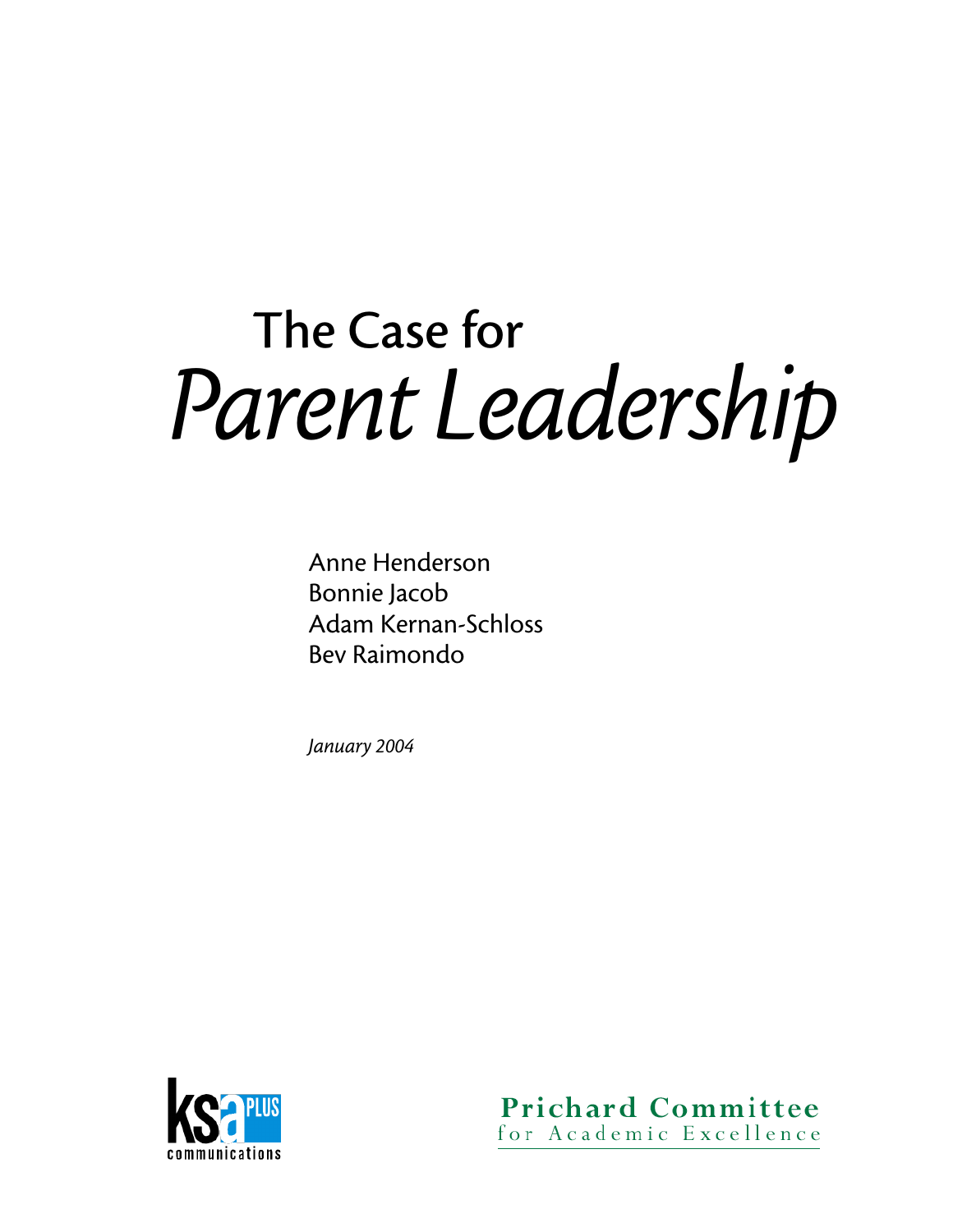# The Case for *Parent Leadership*

Anne Henderson
Bonnie Jacob
Adam Kernan-Schloss
Bev Raimondo

*January 2004*

KSA PLUS communications

Prichard Committee for Academic Excellence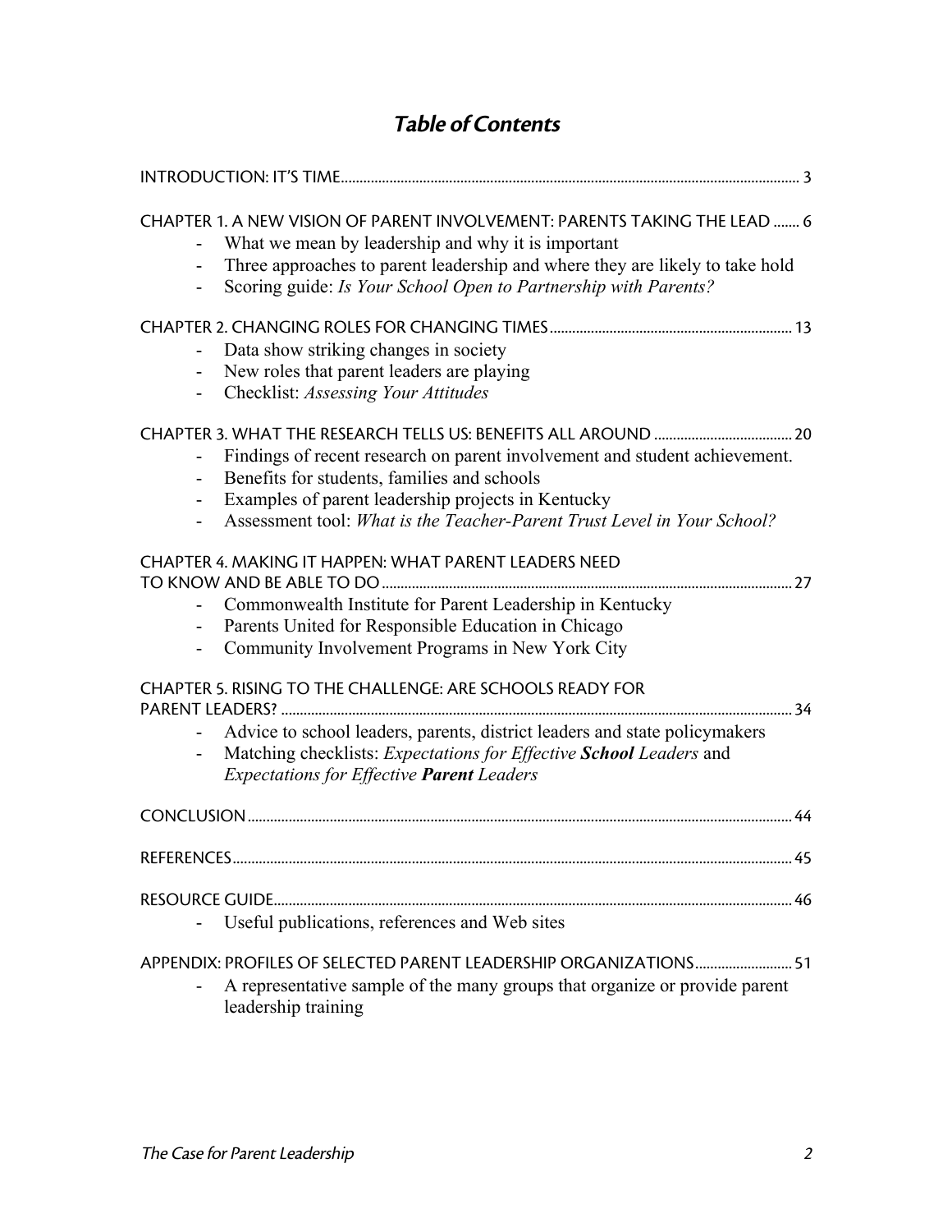# *Table of Contents*

INTRODUCTION: IT'S TIME ..... 3

CHAPTER 1. A NEW VISION OF PARENT INVOLVEMENT: PARENTS TAKING THE LEAD ..... 6

- What we mean by leadership and why it is important
- Three approaches to parent leadership and where they are likely to take hold
- Scoring guide: *Is Your School Open to Partnership with Parents?*

CHAPTER 2. CHANGING ROLES FOR CHANGING TIMES ..... 13

- Data show striking changes in society
- New roles that parent leaders are playing
- Checklist: *Assessing Your Attitudes*

CHAPTER 3. WHAT THE RESEARCH TELLS US: BENEFITS ALL AROUND ..... 20

- Findings of recent research on parent involvement and student achievement.
- Benefits for students, families and schools
- Examples of parent leadership projects in Kentucky
- Assessment tool: *What is the Teacher-Parent Trust Level in Your School?*

CHAPTER 4. MAKING IT HAPPEN: WHAT PARENT LEADERS NEED TO KNOW AND BE ABLE TO DO ..... 27

- Commonwealth Institute for Parent Leadership in Kentucky
- Parents United for Responsible Education in Chicago
- Community Involvement Programs in New York City

CHAPTER 5. RISING TO THE CHALLENGE: ARE SCHOOLS READY FOR PARENT LEADERS? ..... 34

- Advice to school leaders, parents, district leaders and state policymakers
- Matching checklists: *Expectations for Effective **School** Leaders* and *Expectations for Effective **Parent** Leaders*

CONCLUSION ..... 44

REFERENCES ..... 45

RESOURCE GUIDE ..... 46

- Useful publications, references and Web sites

APPENDIX: PROFILES OF SELECTED PARENT LEADERSHIP ORGANIZATIONS ..... 51

- A representative sample of the many groups that organize or provide parent leadership training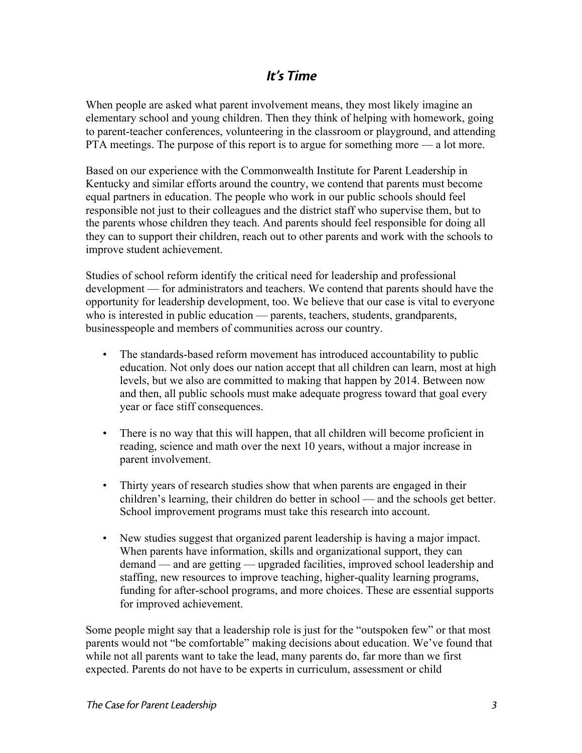## *It's Time*

When people are asked what parent involvement means, they most likely imagine an elementary school and young children. Then they think of helping with homework, going to parent-teacher conferences, volunteering in the classroom or playground, and attending PTA meetings. The purpose of this report is to argue for something more — a lot more.

Based on our experience with the Commonwealth Institute for Parent Leadership in Kentucky and similar efforts around the country, we contend that parents must become equal partners in education. The people who work in our public schools should feel responsible not just to their colleagues and the district staff who supervise them, but to the parents whose children they teach. And parents should feel responsible for doing all they can to support their children, reach out to other parents and work with the schools to improve student achievement.

Studies of school reform identify the critical need for leadership and professional development — for administrators and teachers. We contend that parents should have the opportunity for leadership development, too. We believe that our case is vital to everyone who is interested in public education — parents, teachers, students, grandparents, businesspeople and members of communities across our country.

- The standards-based reform movement has introduced accountability to public education. Not only does our nation accept that all children can learn, most at high levels, but we also are committed to making that happen by 2014. Between now and then, all public schools must make adequate progress toward that goal every year or face stiff consequences.

- There is no way that this will happen, that all children will become proficient in reading, science and math over the next 10 years, without a major increase in parent involvement.

- Thirty years of research studies show that when parents are engaged in their children's learning, their children do better in school — and the schools get better. School improvement programs must take this research into account.

- New studies suggest that organized parent leadership is having a major impact. When parents have information, skills and organizational support, they can demand — and are getting — upgraded facilities, improved school leadership and staffing, new resources to improve teaching, higher-quality learning programs, funding for after-school programs, and more choices. These are essential supports for improved achievement.

Some people might say that a leadership role is just for the "outspoken few" or that most parents would not "be comfortable" making decisions about education. We've found that while not all parents want to take the lead, many parents do, far more than we first expected. Parents do not have to be experts in curriculum, assessment or child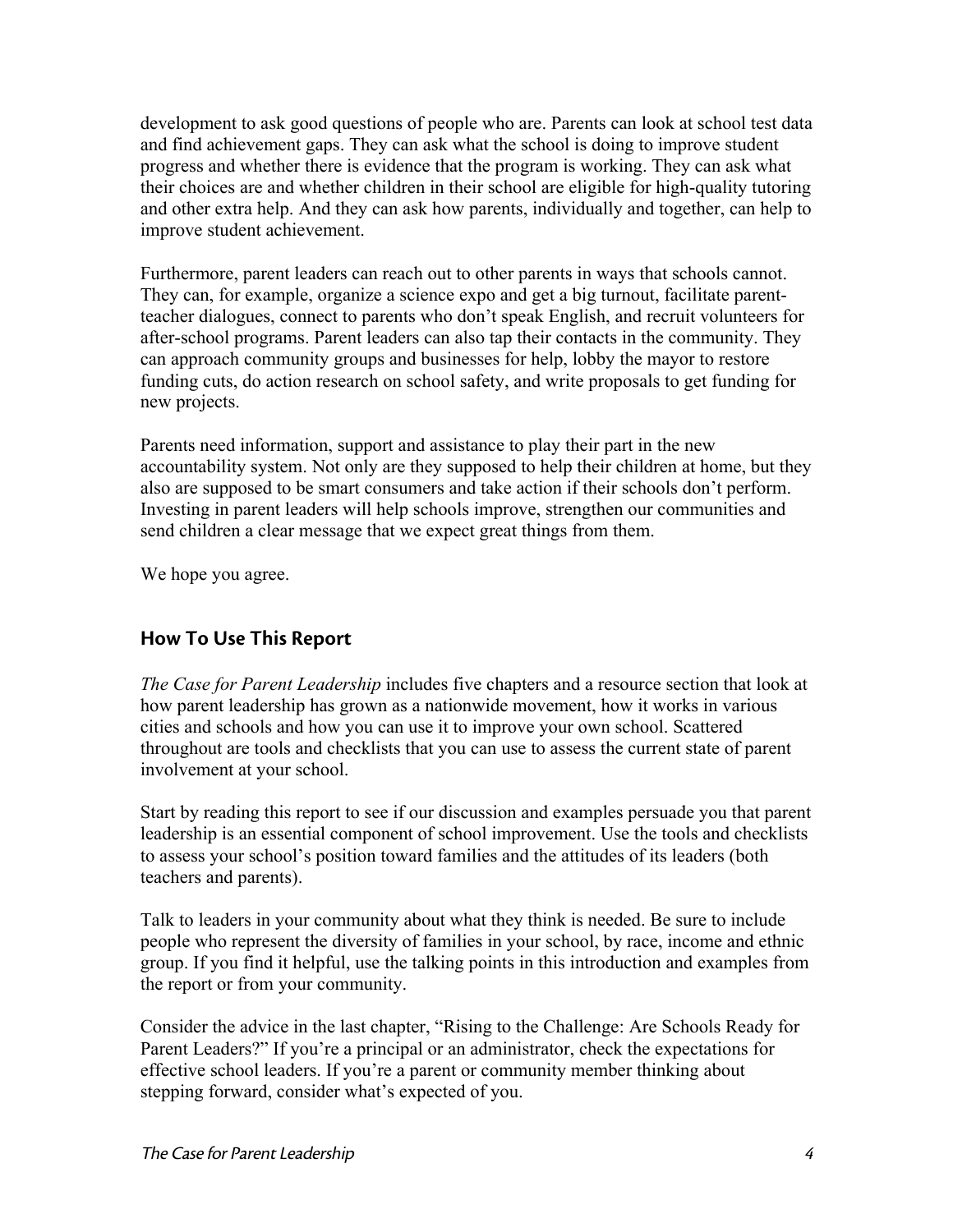development to ask good questions of people who are. Parents can look at school test data and find achievement gaps. They can ask what the school is doing to improve student progress and whether there is evidence that the program is working. They can ask what their choices are and whether children in their school are eligible for high-quality tutoring and other extra help. And they can ask how parents, individually and together, can help to improve student achievement.

Furthermore, parent leaders can reach out to other parents in ways that schools cannot. They can, for example, organize a science expo and get a big turnout, facilitate parent-teacher dialogues, connect to parents who don't speak English, and recruit volunteers for after-school programs. Parent leaders can also tap their contacts in the community. They can approach community groups and businesses for help, lobby the mayor to restore funding cuts, do action research on school safety, and write proposals to get funding for new projects.

Parents need information, support and assistance to play their part in the new accountability system. Not only are they supposed to help their children at home, but they also are supposed to be smart consumers and take action if their schools don't perform. Investing in parent leaders will help schools improve, strengthen our communities and send children a clear message that we expect great things from them.

We hope you agree.

## How To Use This Report

*The Case for Parent Leadership* includes five chapters and a resource section that look at how parent leadership has grown as a nationwide movement, how it works in various cities and schools and how you can use it to improve your own school. Scattered throughout are tools and checklists that you can use to assess the current state of parent involvement at your school.

Start by reading this report to see if our discussion and examples persuade you that parent leadership is an essential component of school improvement. Use the tools and checklists to assess your school's position toward families and the attitudes of its leaders (both teachers and parents).

Talk to leaders in your community about what they think is needed. Be sure to include people who represent the diversity of families in your school, by race, income and ethnic group. If you find it helpful, use the talking points in this introduction and examples from the report or from your community.

Consider the advice in the last chapter, "Rising to the Challenge: Are Schools Ready for Parent Leaders?" If you're a principal or an administrator, check the expectations for effective school leaders. If you're a parent or community member thinking about stepping forward, consider what's expected of you.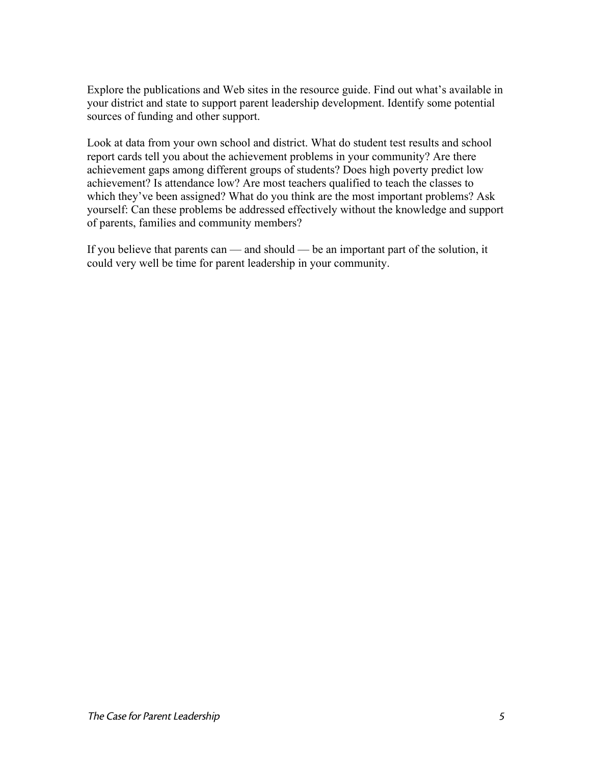Explore the publications and Web sites in the resource guide. Find out what's available in your district and state to support parent leadership development. Identify some potential sources of funding and other support.

Look at data from your own school and district. What do student test results and school report cards tell you about the achievement problems in your community? Are there achievement gaps among different groups of students? Does high poverty predict low achievement? Is attendance low? Are most teachers qualified to teach the classes to which they've been assigned? What do you think are the most important problems? Ask yourself: Can these problems be addressed effectively without the knowledge and support of parents, families and community members?

If you believe that parents can — and should — be an important part of the solution, it could very well be time for parent leadership in your community.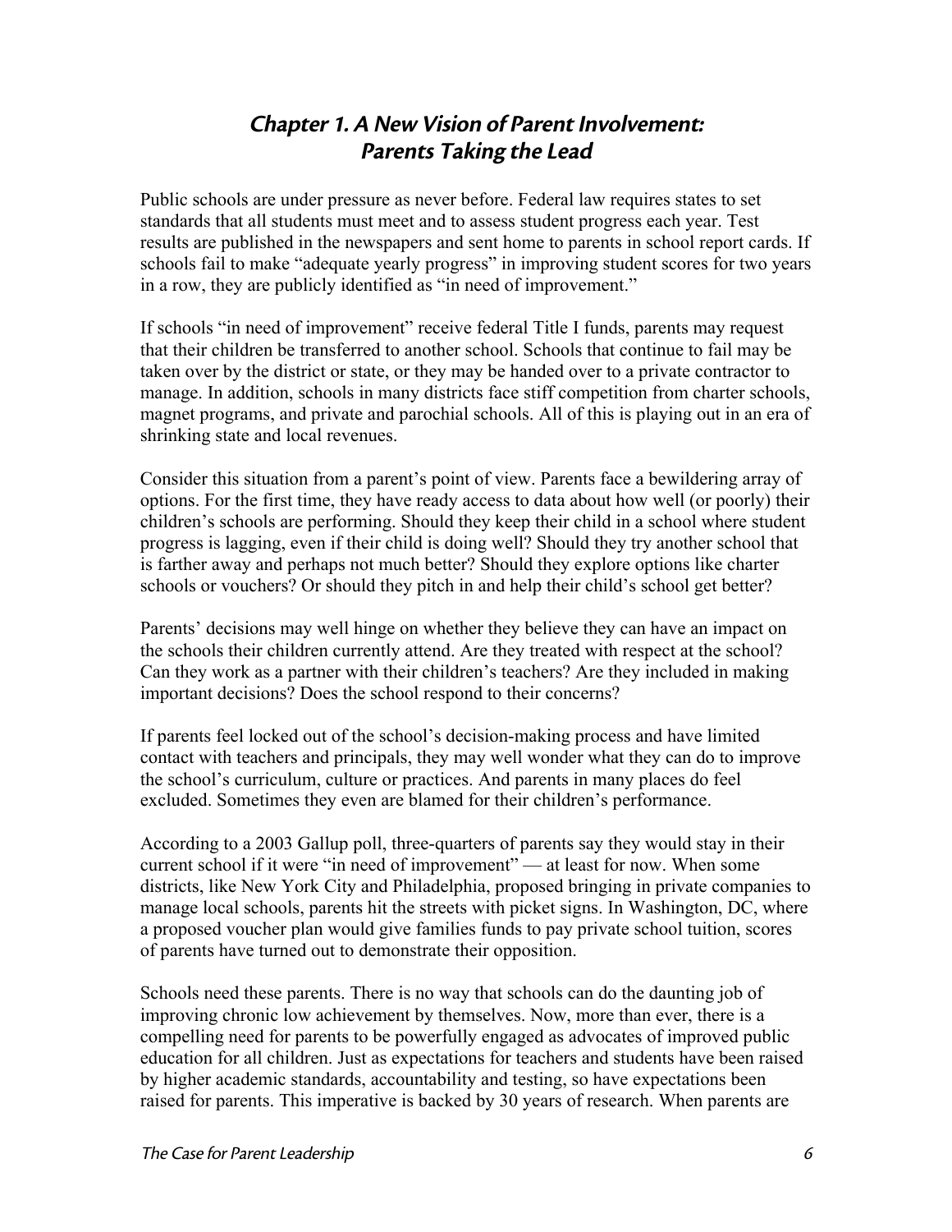# Chapter 1. A New Vision of Parent Involvement: Parents Taking the Lead

Public schools are under pressure as never before. Federal law requires states to set standards that all students must meet and to assess student progress each year. Test results are published in the newspapers and sent home to parents in school report cards. If schools fail to make "adequate yearly progress" in improving student scores for two years in a row, they are publicly identified as "in need of improvement."

If schools "in need of improvement" receive federal Title I funds, parents may request that their children be transferred to another school. Schools that continue to fail may be taken over by the district or state, or they may be handed over to a private contractor to manage. In addition, schools in many districts face stiff competition from charter schools, magnet programs, and private and parochial schools. All of this is playing out in an era of shrinking state and local revenues.

Consider this situation from a parent's point of view. Parents face a bewildering array of options. For the first time, they have ready access to data about how well (or poorly) their children's schools are performing. Should they keep their child in a school where student progress is lagging, even if their child is doing well? Should they try another school that is farther away and perhaps not much better? Should they explore options like charter schools or vouchers? Or should they pitch in and help their child's school get better?

Parents' decisions may well hinge on whether they believe they can have an impact on the schools their children currently attend. Are they treated with respect at the school? Can they work as a partner with their children's teachers? Are they included in making important decisions? Does the school respond to their concerns?

If parents feel locked out of the school's decision-making process and have limited contact with teachers and principals, they may well wonder what they can do to improve the school's curriculum, culture or practices. And parents in many places do feel excluded. Sometimes they even are blamed for their children's performance.

According to a 2003 Gallup poll, three-quarters of parents say they would stay in their current school if it were "in need of improvement" — at least for now. When some districts, like New York City and Philadelphia, proposed bringing in private companies to manage local schools, parents hit the streets with picket signs. In Washington, DC, where a proposed voucher plan would give families funds to pay private school tuition, scores of parents have turned out to demonstrate their opposition.

Schools need these parents. There is no way that schools can do the daunting job of improving chronic low achievement by themselves. Now, more than ever, there is a compelling need for parents to be powerfully engaged as advocates of improved public education for all children. Just as expectations for teachers and students have been raised by higher academic standards, accountability and testing, so have expectations been raised for parents. This imperative is backed by 30 years of research. When parents are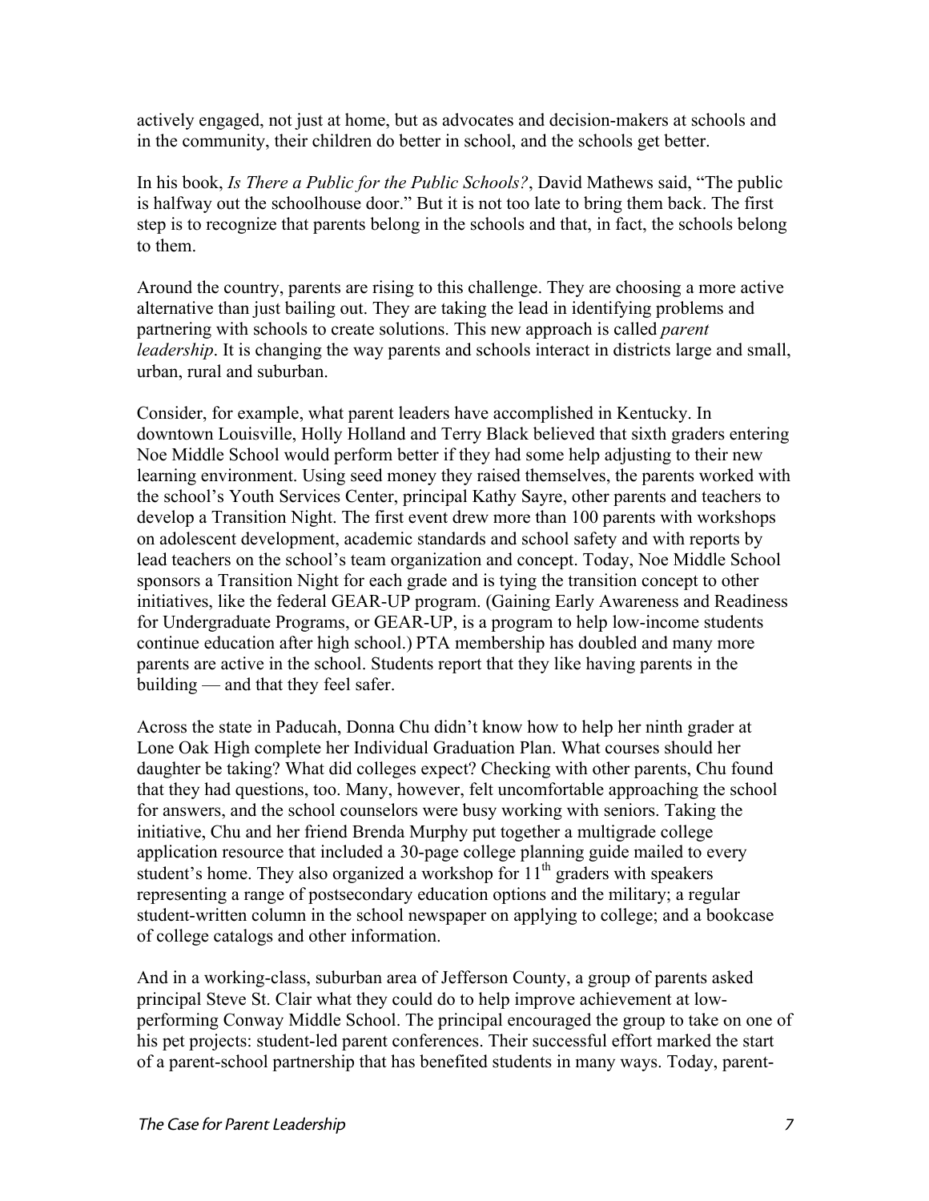actively engaged, not just at home, but as advocates and decision-makers at schools and in the community, their children do better in school, and the schools get better.

In his book, *Is There a Public for the Public Schools?*, David Mathews said, "The public is halfway out the schoolhouse door." But it is not too late to bring them back. The first step is to recognize that parents belong in the schools and that, in fact, the schools belong to them.

Around the country, parents are rising to this challenge. They are choosing a more active alternative than just bailing out. They are taking the lead in identifying problems and partnering with schools to create solutions. This new approach is called *parent leadership*. It is changing the way parents and schools interact in districts large and small, urban, rural and suburban.

Consider, for example, what parent leaders have accomplished in Kentucky. In downtown Louisville, Holly Holland and Terry Black believed that sixth graders entering Noe Middle School would perform better if they had some help adjusting to their new learning environment. Using seed money they raised themselves, the parents worked with the school's Youth Services Center, principal Kathy Sayre, other parents and teachers to develop a Transition Night. The first event drew more than 100 parents with workshops on adolescent development, academic standards and school safety and with reports by lead teachers on the school's team organization and concept. Today, Noe Middle School sponsors a Transition Night for each grade and is tying the transition concept to other initiatives, like the federal GEAR-UP program. (Gaining Early Awareness and Readiness for Undergraduate Programs, or GEAR-UP, is a program to help low-income students continue education after high school.) PTA membership has doubled and many more parents are active in the school. Students report that they like having parents in the building — and that they feel safer.

Across the state in Paducah, Donna Chu didn't know how to help her ninth grader at Lone Oak High complete her Individual Graduation Plan. What courses should her daughter be taking? What did colleges expect? Checking with other parents, Chu found that they had questions, too. Many, however, felt uncomfortable approaching the school for answers, and the school counselors were busy working with seniors. Taking the initiative, Chu and her friend Brenda Murphy put together a multigrade college application resource that included a 30-page college planning guide mailed to every student's home. They also organized a workshop for 11th graders with speakers representing a range of postsecondary education options and the military; a regular student-written column in the school newspaper on applying to college; and a bookcase of college catalogs and other information.

And in a working-class, suburban area of Jefferson County, a group of parents asked principal Steve St. Clair what they could do to help improve achievement at low-performing Conway Middle School. The principal encouraged the group to take on one of his pet projects: student-led parent conferences. Their successful effort marked the start of a parent-school partnership that has benefited students in many ways. Today, parent-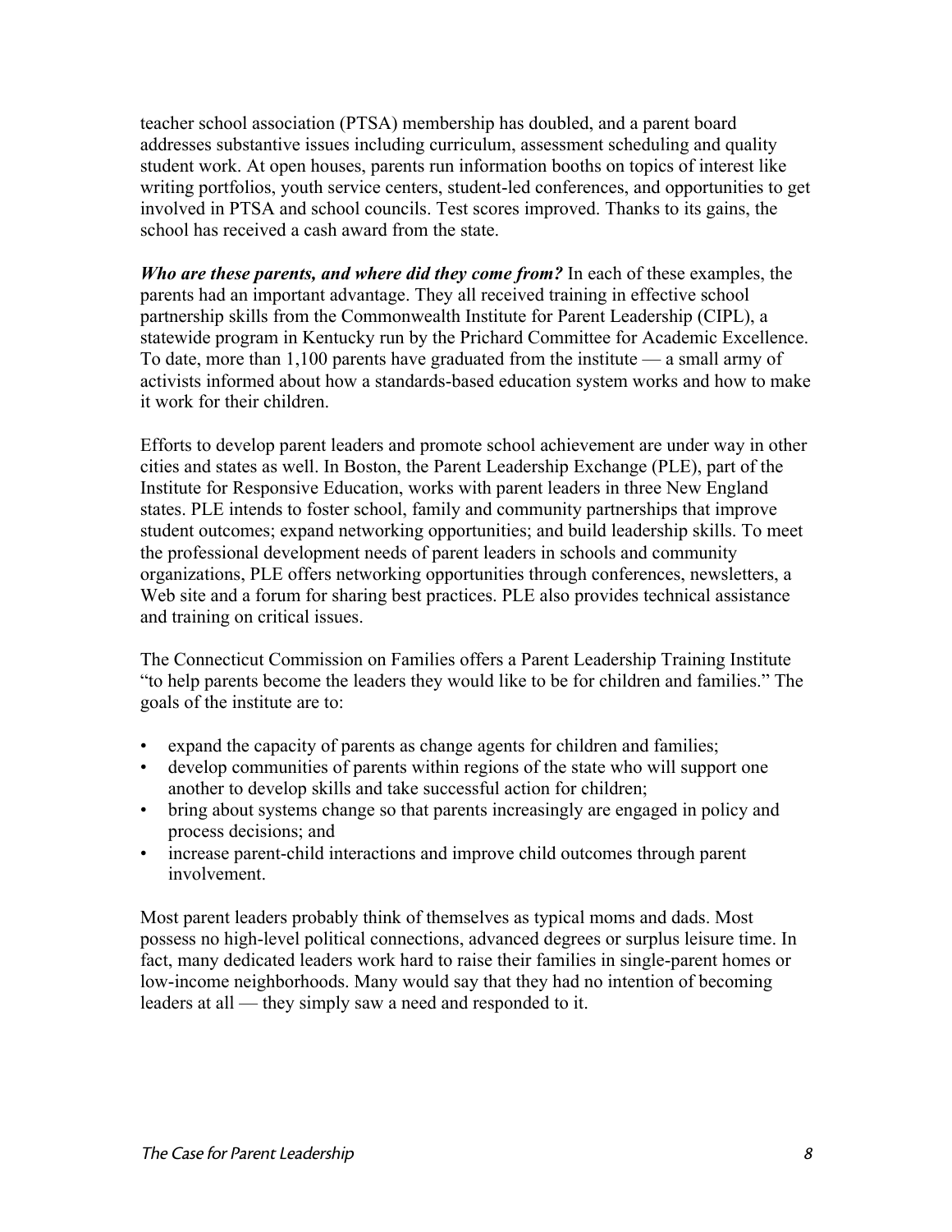teacher school association (PTSA) membership has doubled, and a parent board addresses substantive issues including curriculum, assessment scheduling and quality student work. At open houses, parents run information booths on topics of interest like writing portfolios, youth service centers, student-led conferences, and opportunities to get involved in PTSA and school councils. Test scores improved. Thanks to its gains, the school has received a cash award from the state.

***Who are these parents, and where did they come from?*** In each of these examples, the parents had an important advantage. They all received training in effective school partnership skills from the Commonwealth Institute for Parent Leadership (CIPL), a statewide program in Kentucky run by the Prichard Committee for Academic Excellence. To date, more than 1,100 parents have graduated from the institute — a small army of activists informed about how a standards-based education system works and how to make it work for their children.

Efforts to develop parent leaders and promote school achievement are under way in other cities and states as well. In Boston, the Parent Leadership Exchange (PLE), part of the Institute for Responsive Education, works with parent leaders in three New England states. PLE intends to foster school, family and community partnerships that improve student outcomes; expand networking opportunities; and build leadership skills. To meet the professional development needs of parent leaders in schools and community organizations, PLE offers networking opportunities through conferences, newsletters, a Web site and a forum for sharing best practices. PLE also provides technical assistance and training on critical issues.

The Connecticut Commission on Families offers a Parent Leadership Training Institute "to help parents become the leaders they would like to be for children and families." The goals of the institute are to:

- expand the capacity of parents as change agents for children and families;
- develop communities of parents within regions of the state who will support one another to develop skills and take successful action for children;
- bring about systems change so that parents increasingly are engaged in policy and process decisions; and
- increase parent-child interactions and improve child outcomes through parent involvement.

Most parent leaders probably think of themselves as typical moms and dads. Most possess no high-level political connections, advanced degrees or surplus leisure time. In fact, many dedicated leaders work hard to raise their families in single-parent homes or low-income neighborhoods. Many would say that they had no intention of becoming leaders at all — they simply saw a need and responded to it.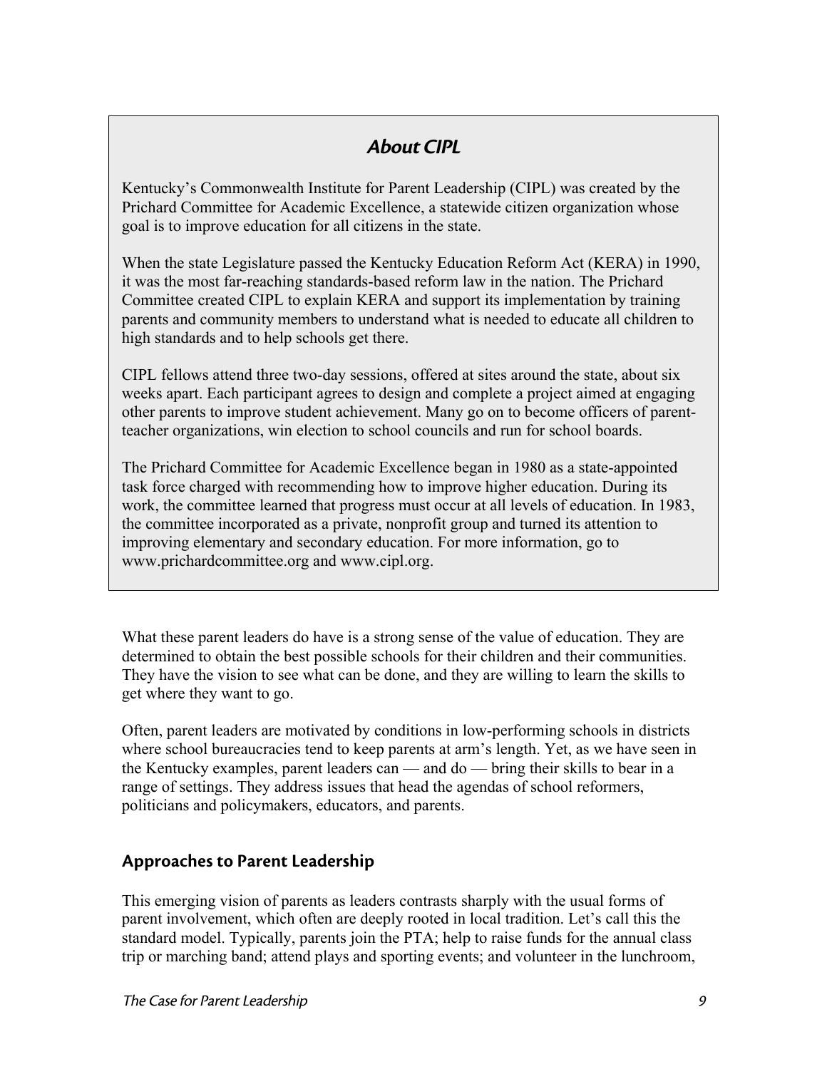## *About CIPL*

Kentucky's Commonwealth Institute for Parent Leadership (CIPL) was created by the Prichard Committee for Academic Excellence, a statewide citizen organization whose goal is to improve education for all citizens in the state.

When the state Legislature passed the Kentucky Education Reform Act (KERA) in 1990, it was the most far-reaching standards-based reform law in the nation. The Prichard Committee created CIPL to explain KERA and support its implementation by training parents and community members to understand what is needed to educate all children to high standards and to help schools get there.

CIPL fellows attend three two-day sessions, offered at sites around the state, about six weeks apart. Each participant agrees to design and complete a project aimed at engaging other parents to improve student achievement. Many go on to become officers of parent-teacher organizations, win election to school councils and run for school boards.

The Prichard Committee for Academic Excellence began in 1980 as a state-appointed task force charged with recommending how to improve higher education. During its work, the committee learned that progress must occur at all levels of education. In 1983, the committee incorporated as a private, nonprofit group and turned its attention to improving elementary and secondary education. For more information, go to www.prichardcommittee.org and www.cipl.org.

What these parent leaders do have is a strong sense of the value of education. They are determined to obtain the best possible schools for their children and their communities. They have the vision to see what can be done, and they are willing to learn the skills to get where they want to go.

Often, parent leaders are motivated by conditions in low-performing schools in districts where school bureaucracies tend to keep parents at arm's length. Yet, as we have seen in the Kentucky examples, parent leaders can — and do — bring their skills to bear in a range of settings. They address issues that head the agendas of school reformers, politicians and policymakers, educators, and parents.

## Approaches to Parent Leadership

This emerging vision of parents as leaders contrasts sharply with the usual forms of parent involvement, which often are deeply rooted in local tradition. Let's call this the standard model. Typically, parents join the PTA; help to raise funds for the annual class trip or marching band; attend plays and sporting events; and volunteer in the lunchroom,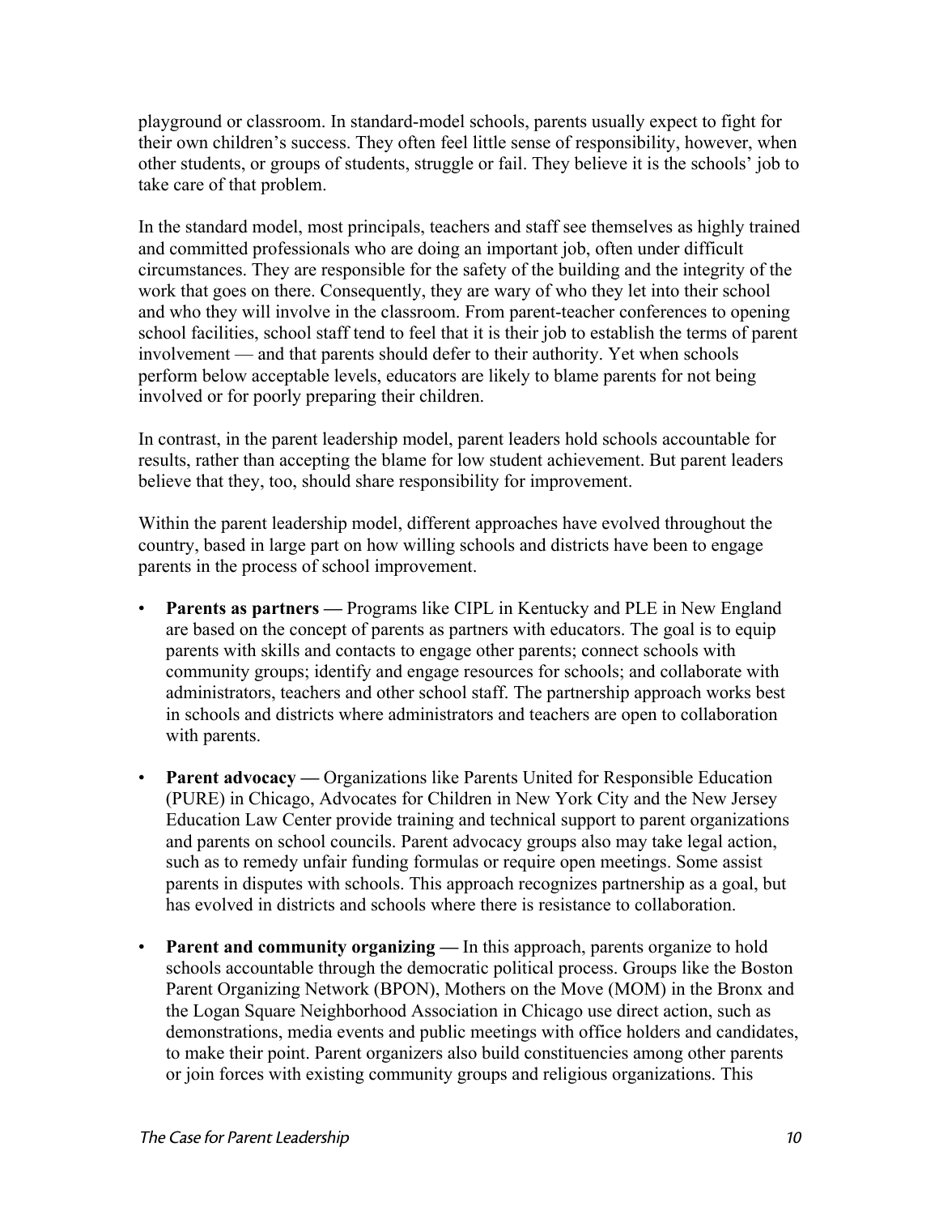playground or classroom. In standard-model schools, parents usually expect to fight for their own children's success. They often feel little sense of responsibility, however, when other students, or groups of students, struggle or fail. They believe it is the schools' job to take care of that problem.

In the standard model, most principals, teachers and staff see themselves as highly trained and committed professionals who are doing an important job, often under difficult circumstances. They are responsible for the safety of the building and the integrity of the work that goes on there. Consequently, they are wary of who they let into their school and who they will involve in the classroom. From parent-teacher conferences to opening school facilities, school staff tend to feel that it is their job to establish the terms of parent involvement — and that parents should defer to their authority. Yet when schools perform below acceptable levels, educators are likely to blame parents for not being involved or for poorly preparing their children.

In contrast, in the parent leadership model, parent leaders hold schools accountable for results, rather than accepting the blame for low student achievement. But parent leaders believe that they, too, should share responsibility for improvement.

Within the parent leadership model, different approaches have evolved throughout the country, based in large part on how willing schools and districts have been to engage parents in the process of school improvement.

- **Parents as partners —** Programs like CIPL in Kentucky and PLE in New England are based on the concept of parents as partners with educators. The goal is to equip parents with skills and contacts to engage other parents; connect schools with community groups; identify and engage resources for schools; and collaborate with administrators, teachers and other school staff. The partnership approach works best in schools and districts where administrators and teachers are open to collaboration with parents.

- **Parent advocacy —** Organizations like Parents United for Responsible Education (PURE) in Chicago, Advocates for Children in New York City and the New Jersey Education Law Center provide training and technical support to parent organizations and parents on school councils. Parent advocacy groups also may take legal action, such as to remedy unfair funding formulas or require open meetings. Some assist parents in disputes with schools. This approach recognizes partnership as a goal, but has evolved in districts and schools where there is resistance to collaboration.

- **Parent and community organizing —** In this approach, parents organize to hold schools accountable through the democratic political process. Groups like the Boston Parent Organizing Network (BPON), Mothers on the Move (MOM) in the Bronx and the Logan Square Neighborhood Association in Chicago use direct action, such as demonstrations, media events and public meetings with office holders and candidates, to make their point. Parent organizers also build constituencies among other parents or join forces with existing community groups and religious organizations. This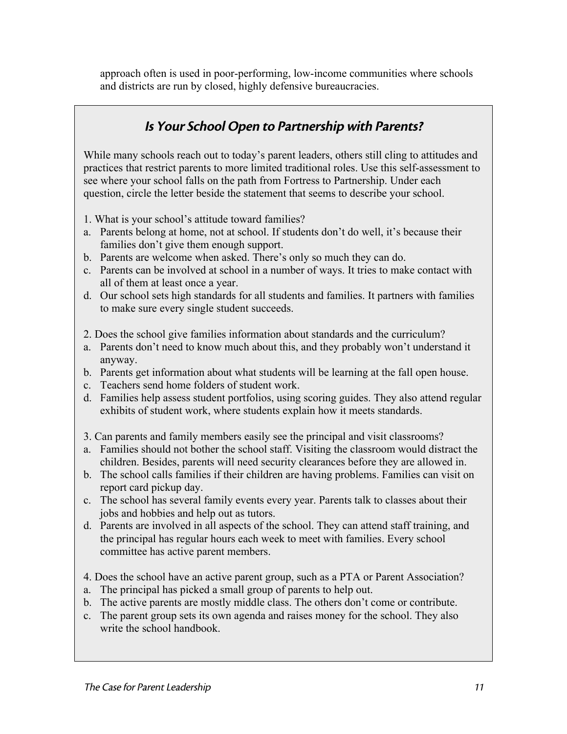approach often is used in poor-performing, low-income communities where schools and districts are run by closed, highly defensive bureaucracies.

## *Is Your School Open to Partnership with Parents?*

While many schools reach out to today's parent leaders, others still cling to attitudes and practices that restrict parents to more limited traditional roles. Use this self-assessment to see where your school falls on the path from Fortress to Partnership. Under each question, circle the letter beside the statement that seems to describe your school.

1. What is your school's attitude toward families?

a. Parents belong at home, not at school. If students don't do well, it's because their families don't give them enough support.
b. Parents are welcome when asked. There's only so much they can do.
c. Parents can be involved at school in a number of ways. It tries to make contact with all of them at least once a year.
d. Our school sets high standards for all students and families. It partners with families to make sure every single student succeeds.

2. Does the school give families information about standards and the curriculum?

a. Parents don't need to know much about this, and they probably won't understand it anyway.
b. Parents get information about what students will be learning at the fall open house.
c. Teachers send home folders of student work.
d. Families help assess student portfolios, using scoring guides. They also attend regular exhibits of student work, where students explain how it meets standards.

3. Can parents and family members easily see the principal and visit classrooms?

a. Families should not bother the school staff. Visiting the classroom would distract the children. Besides, parents will need security clearances before they are allowed in.
b. The school calls families if their children are having problems. Families can visit on report card pickup day.
c. The school has several family events every year. Parents talk to classes about their jobs and hobbies and help out as tutors.
d. Parents are involved in all aspects of the school. They can attend staff training, and the principal has regular hours each week to meet with families. Every school committee has active parent members.

4. Does the school have an active parent group, such as a PTA or Parent Association?

a. The principal has picked a small group of parents to help out.
b. The active parents are mostly middle class. The others don't come or contribute.
c. The parent group sets its own agenda and raises money for the school. They also write the school handbook.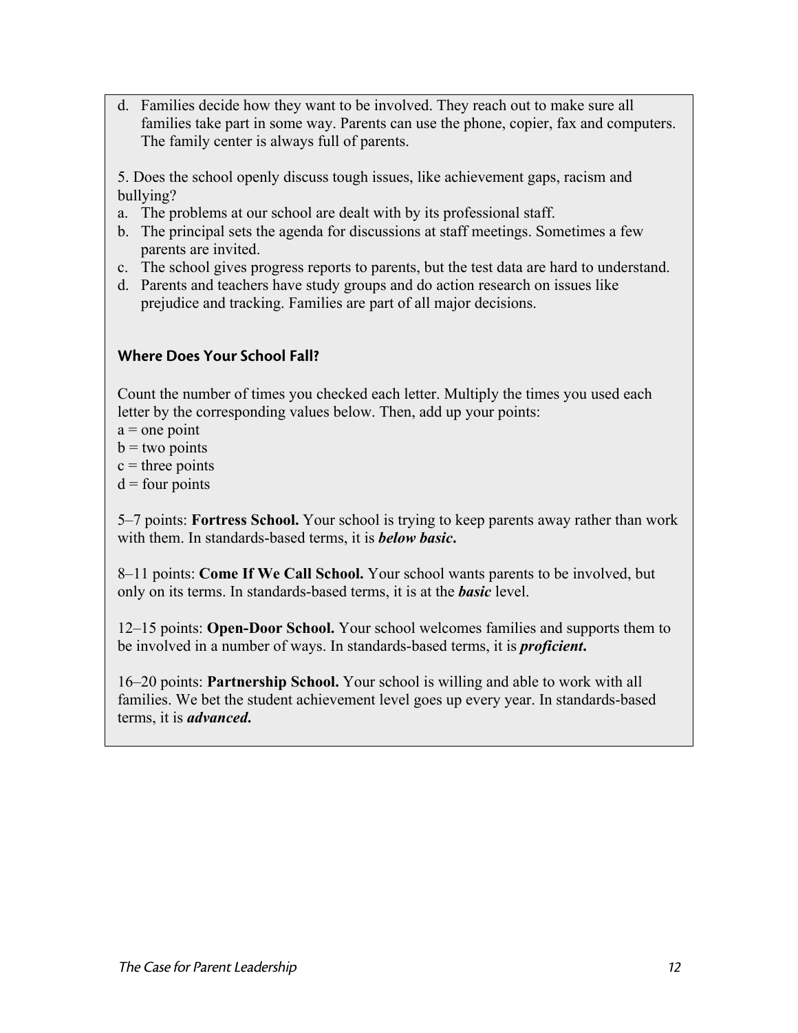d. Families decide how they want to be involved. They reach out to make sure all families take part in some way. Parents can use the phone, copier, fax and computers. The family center is always full of parents.

5. Does the school openly discuss tough issues, like achievement gaps, racism and bullying?

a. The problems at our school are dealt with by its professional staff.
b. The principal sets the agenda for discussions at staff meetings. Sometimes a few parents are invited.
c. The school gives progress reports to parents, but the test data are hard to understand.
d. Parents and teachers have study groups and do action research on issues like prejudice and tracking. Families are part of all major decisions.

### Where Does Your School Fall?

Count the number of times you checked each letter. Multiply the times you used each letter by the corresponding values below. Then, add up your points:

a = one point
b = two points
c = three points
d = four points

5–7 points: **Fortress School.** Your school is trying to keep parents away rather than work with them. In standards-based terms, it is ***below basic.***

8–11 points: **Come If We Call School.** Your school wants parents to be involved, but only on its terms. In standards-based terms, it is at the ***basic*** level.

12–15 points: **Open-Door School.** Your school welcomes families and supports them to be involved in a number of ways. In standards-based terms, it is ***proficient.***

16–20 points: **Partnership School.** Your school is willing and able to work with all families. We bet the student achievement level goes up every year. In standards-based terms, it is ***advanced.***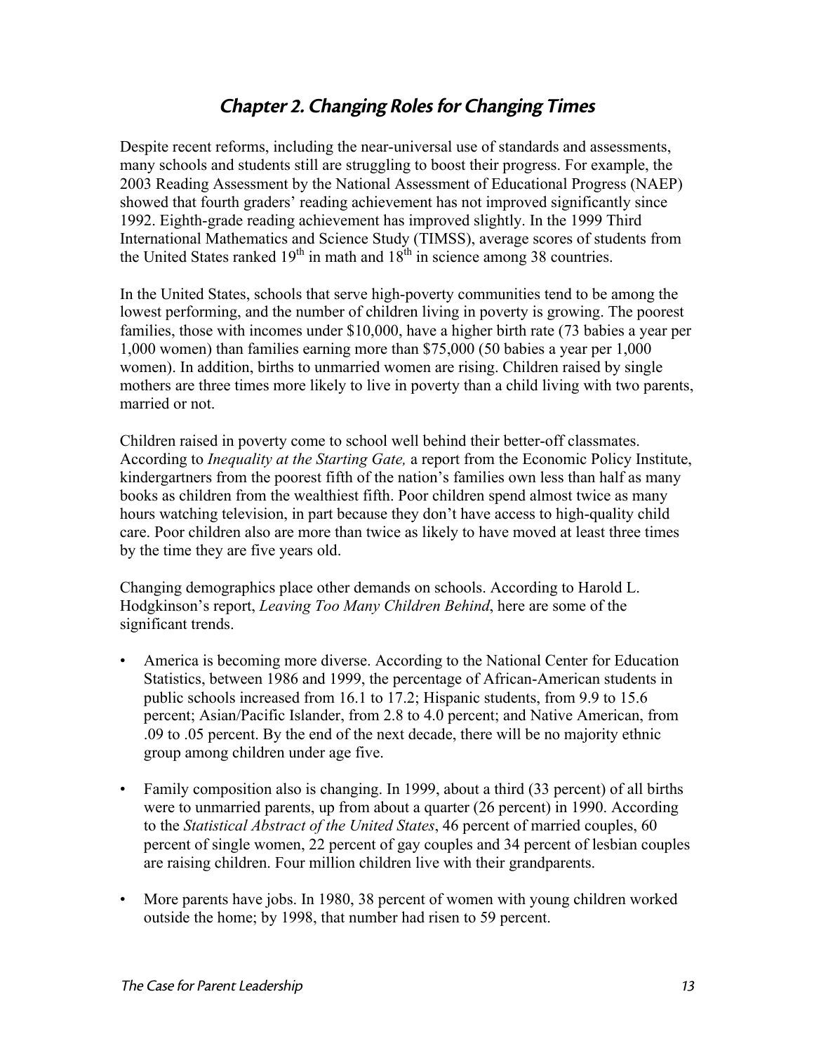## *Chapter 2. Changing Roles for Changing Times*

Despite recent reforms, including the near-universal use of standards and assessments, many schools and students still are struggling to boost their progress. For example, the 2003 Reading Assessment by the National Assessment of Educational Progress (NAEP) showed that fourth graders' reading achievement has not improved significantly since 1992. Eighth-grade reading achievement has improved slightly. In the 1999 Third International Mathematics and Science Study (TIMSS), average scores of students from the United States ranked 19th in math and 18th in science among 38 countries.

In the United States, schools that serve high-poverty communities tend to be among the lowest performing, and the number of children living in poverty is growing. The poorest families, those with incomes under $10,000, have a higher birth rate (73 babies a year per 1,000 women) than families earning more than $75,000 (50 babies a year per 1,000 women). In addition, births to unmarried women are rising. Children raised by single mothers are three times more likely to live in poverty than a child living with two parents, married or not.

Children raised in poverty come to school well behind their better-off classmates. According to *Inequality at the Starting Gate,* a report from the Economic Policy Institute, kindergartners from the poorest fifth of the nation's families own less than half as many books as children from the wealthiest fifth. Poor children spend almost twice as many hours watching television, in part because they don't have access to high-quality child care. Poor children also are more than twice as likely to have moved at least three times by the time they are five years old.

Changing demographics place other demands on schools. According to Harold L. Hodgkinson's report, *Leaving Too Many Children Behind*, here are some of the significant trends.

- America is becoming more diverse. According to the National Center for Education Statistics, between 1986 and 1999, the percentage of African-American students in public schools increased from 16.1 to 17.2; Hispanic students, from 9.9 to 15.6 percent; Asian/Pacific Islander, from 2.8 to 4.0 percent; and Native American, from .09 to .05 percent. By the end of the next decade, there will be no majority ethnic group among children under age five.

- Family composition also is changing. In 1999, about a third (33 percent) of all births were to unmarried parents, up from about a quarter (26 percent) in 1990. According to the *Statistical Abstract of the United States*, 46 percent of married couples, 60 percent of single women, 22 percent of gay couples and 34 percent of lesbian couples are raising children. Four million children live with their grandparents.

- More parents have jobs. In 1980, 38 percent of women with young children worked outside the home; by 1998, that number had risen to 59 percent.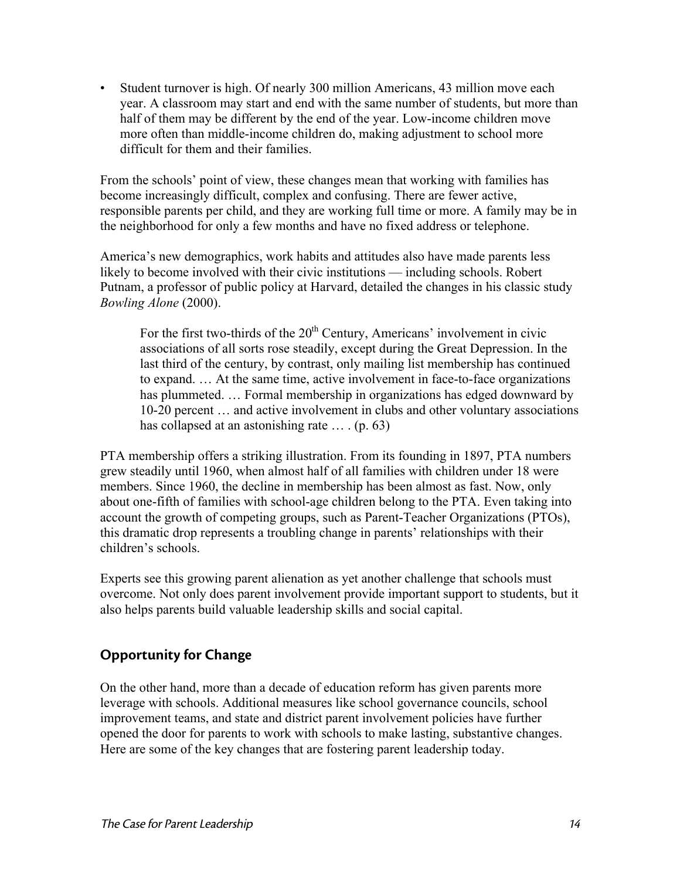- Student turnover is high. Of nearly 300 million Americans, 43 million move each year. A classroom may start and end with the same number of students, but more than half of them may be different by the end of the year. Low-income children move more often than middle-income children do, making adjustment to school more difficult for them and their families.

From the schools' point of view, these changes mean that working with families has become increasingly difficult, complex and confusing. There are fewer active, responsible parents per child, and they are working full time or more. A family may be in the neighborhood for only a few months and have no fixed address or telephone.

America's new demographics, work habits and attitudes also have made parents less likely to become involved with their civic institutions — including schools. Robert Putnam, a professor of public policy at Harvard, detailed the changes in his classic study *Bowling Alone* (2000).

> For the first two-thirds of the 20th Century, Americans' involvement in civic associations of all sorts rose steadily, except during the Great Depression. In the last third of the century, by contrast, only mailing list membership has continued to expand. … At the same time, active involvement in face-to-face organizations has plummeted. … Formal membership in organizations has edged downward by 10-20 percent … and active involvement in clubs and other voluntary associations has collapsed at an astonishing rate … . (p. 63)

PTA membership offers a striking illustration. From its founding in 1897, PTA numbers grew steadily until 1960, when almost half of all families with children under 18 were members. Since 1960, the decline in membership has been almost as fast. Now, only about one-fifth of families with school-age children belong to the PTA. Even taking into account the growth of competing groups, such as Parent-Teacher Organizations (PTOs), this dramatic drop represents a troubling change in parents' relationships with their children's schools.

Experts see this growing parent alienation as yet another challenge that schools must overcome. Not only does parent involvement provide important support to students, but it also helps parents build valuable leadership skills and social capital.

## Opportunity for Change

On the other hand, more than a decade of education reform has given parents more leverage with schools. Additional measures like school governance councils, school improvement teams, and state and district parent involvement policies have further opened the door for parents to work with schools to make lasting, substantive changes. Here are some of the key changes that are fostering parent leadership today.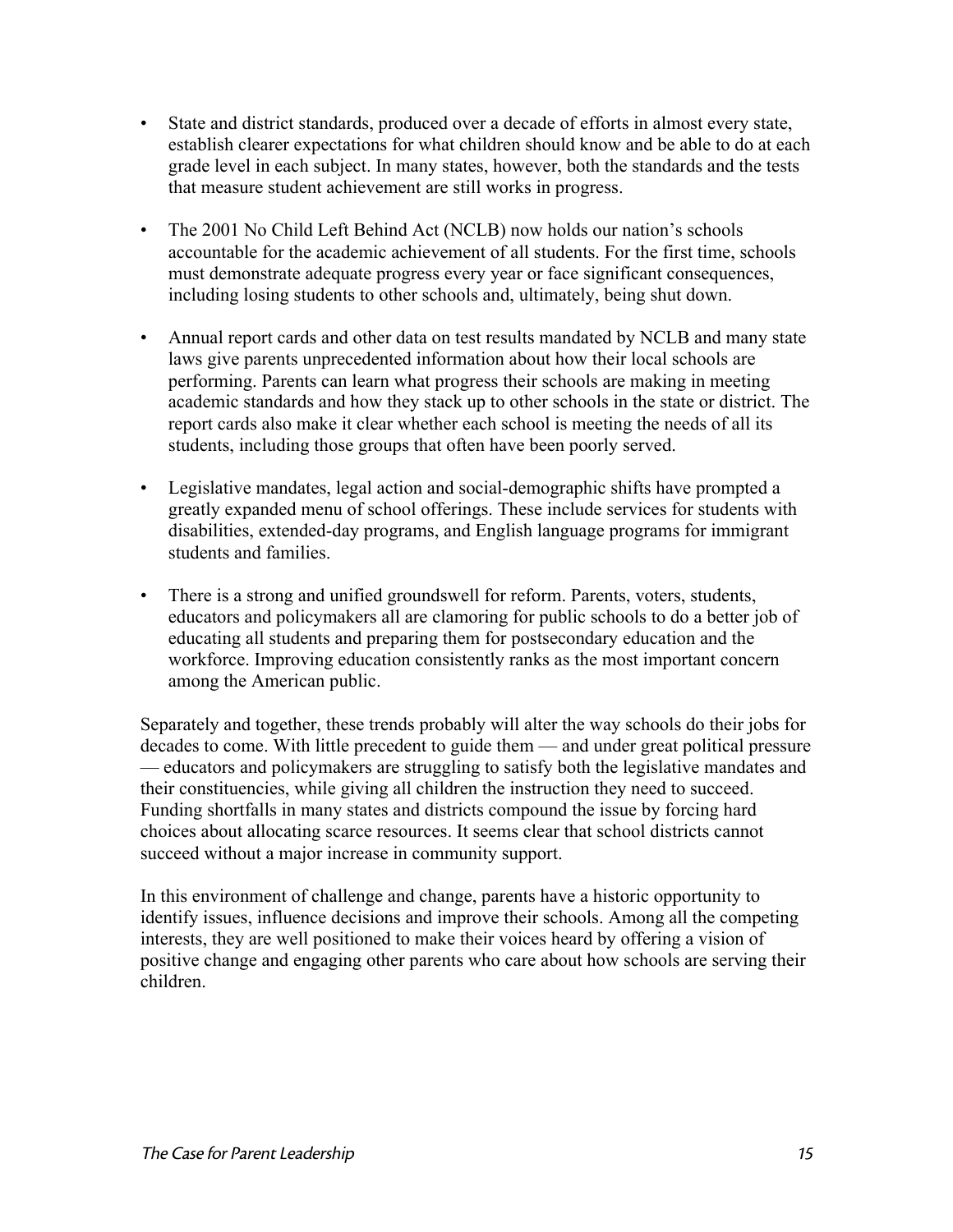- State and district standards, produced over a decade of efforts in almost every state, establish clearer expectations for what children should know and be able to do at each grade level in each subject. In many states, however, both the standards and the tests that measure student achievement are still works in progress.

- The 2001 No Child Left Behind Act (NCLB) now holds our nation's schools accountable for the academic achievement of all students. For the first time, schools must demonstrate adequate progress every year or face significant consequences, including losing students to other schools and, ultimately, being shut down.

- Annual report cards and other data on test results mandated by NCLB and many state laws give parents unprecedented information about how their local schools are performing. Parents can learn what progress their schools are making in meeting academic standards and how they stack up to other schools in the state or district. The report cards also make it clear whether each school is meeting the needs of all its students, including those groups that often have been poorly served.

- Legislative mandates, legal action and social-demographic shifts have prompted a greatly expanded menu of school offerings. These include services for students with disabilities, extended-day programs, and English language programs for immigrant students and families.

- There is a strong and unified groundswell for reform. Parents, voters, students, educators and policymakers all are clamoring for public schools to do a better job of educating all students and preparing them for postsecondary education and the workforce. Improving education consistently ranks as the most important concern among the American public.

Separately and together, these trends probably will alter the way schools do their jobs for decades to come. With little precedent to guide them — and under great political pressure — educators and policymakers are struggling to satisfy both the legislative mandates and their constituencies, while giving all children the instruction they need to succeed. Funding shortfalls in many states and districts compound the issue by forcing hard choices about allocating scarce resources. It seems clear that school districts cannot succeed without a major increase in community support.

In this environment of challenge and change, parents have a historic opportunity to identify issues, influence decisions and improve their schools. Among all the competing interests, they are well positioned to make their voices heard by offering a vision of positive change and engaging other parents who care about how schools are serving their children.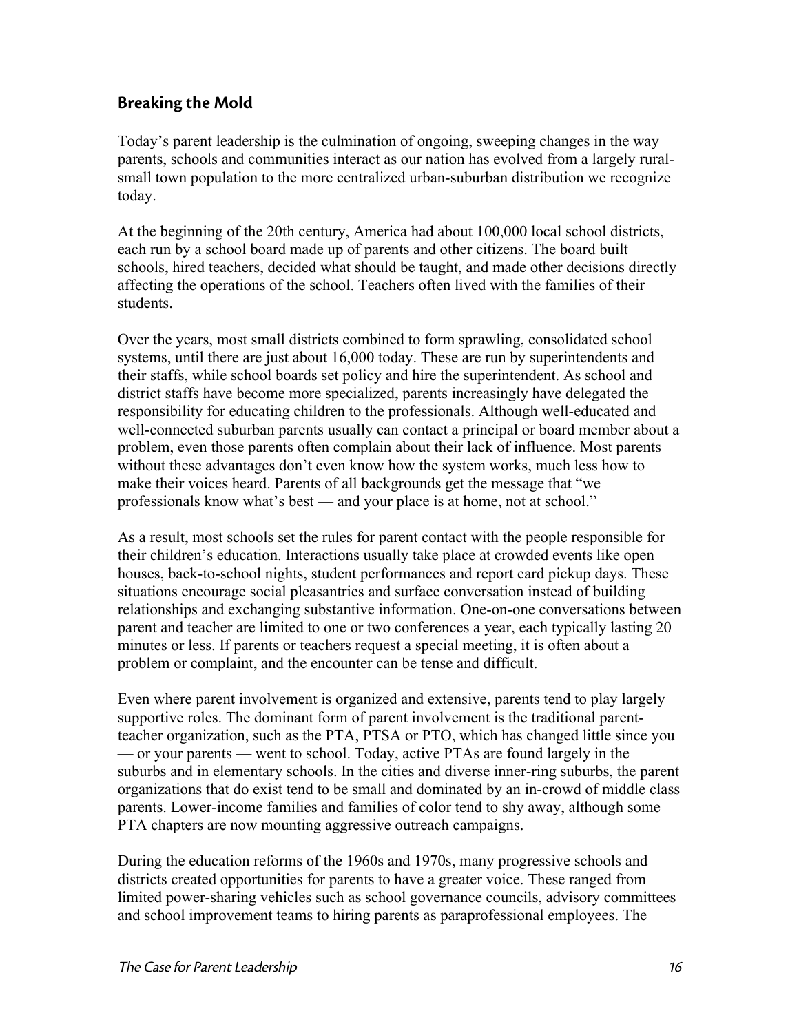## Breaking the Mold

Today's parent leadership is the culmination of ongoing, sweeping changes in the way parents, schools and communities interact as our nation has evolved from a largely rural-small town population to the more centralized urban-suburban distribution we recognize today.

At the beginning of the 20th century, America had about 100,000 local school districts, each run by a school board made up of parents and other citizens. The board built schools, hired teachers, decided what should be taught, and made other decisions directly affecting the operations of the school. Teachers often lived with the families of their students.

Over the years, most small districts combined to form sprawling, consolidated school systems, until there are just about 16,000 today. These are run by superintendents and their staffs, while school boards set policy and hire the superintendent. As school and district staffs have become more specialized, parents increasingly have delegated the responsibility for educating children to the professionals. Although well-educated and well-connected suburban parents usually can contact a principal or board member about a problem, even those parents often complain about their lack of influence. Most parents without these advantages don't even know how the system works, much less how to make their voices heard. Parents of all backgrounds get the message that "we professionals know what's best — and your place is at home, not at school."

As a result, most schools set the rules for parent contact with the people responsible for their children's education. Interactions usually take place at crowded events like open houses, back-to-school nights, student performances and report card pickup days. These situations encourage social pleasantries and surface conversation instead of building relationships and exchanging substantive information. One-on-one conversations between parent and teacher are limited to one or two conferences a year, each typically lasting 20 minutes or less. If parents or teachers request a special meeting, it is often about a problem or complaint, and the encounter can be tense and difficult.

Even where parent involvement is organized and extensive, parents tend to play largely supportive roles. The dominant form of parent involvement is the traditional parent-teacher organization, such as the PTA, PTSA or PTO, which has changed little since you — or your parents — went to school. Today, active PTAs are found largely in the suburbs and in elementary schools. In the cities and diverse inner-ring suburbs, the parent organizations that do exist tend to be small and dominated by an in-crowd of middle class parents. Lower-income families and families of color tend to shy away, although some PTA chapters are now mounting aggressive outreach campaigns.

During the education reforms of the 1960s and 1970s, many progressive schools and districts created opportunities for parents to have a greater voice. These ranged from limited power-sharing vehicles such as school governance councils, advisory committees and school improvement teams to hiring parents as paraprofessional employees. The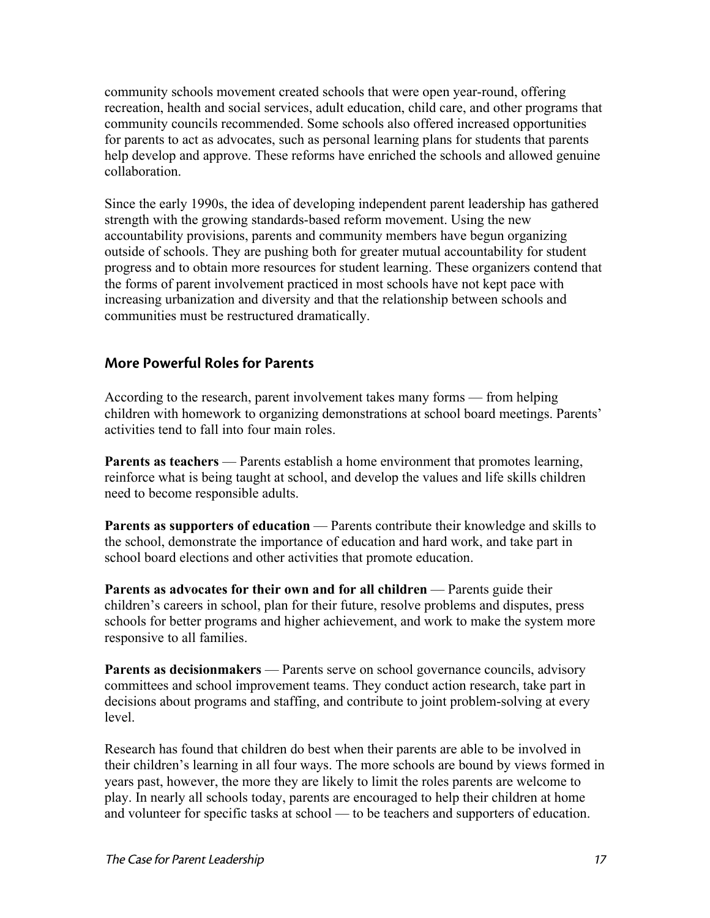community schools movement created schools that were open year-round, offering recreation, health and social services, adult education, child care, and other programs that community councils recommended. Some schools also offered increased opportunities for parents to act as advocates, such as personal learning plans for students that parents help develop and approve. These reforms have enriched the schools and allowed genuine collaboration.

Since the early 1990s, the idea of developing independent parent leadership has gathered strength with the growing standards-based reform movement. Using the new accountability provisions, parents and community members have begun organizing outside of schools. They are pushing both for greater mutual accountability for student progress and to obtain more resources for student learning. These organizers contend that the forms of parent involvement practiced in most schools have not kept pace with increasing urbanization and diversity and that the relationship between schools and communities must be restructured dramatically.

## More Powerful Roles for Parents

According to the research, parent involvement takes many forms — from helping children with homework to organizing demonstrations at school board meetings. Parents' activities tend to fall into four main roles.

**Parents as teachers** — Parents establish a home environment that promotes learning, reinforce what is being taught at school, and develop the values and life skills children need to become responsible adults.

**Parents as supporters of education** — Parents contribute their knowledge and skills to the school, demonstrate the importance of education and hard work, and take part in school board elections and other activities that promote education.

**Parents as advocates for their own and for all children** — Parents guide their children's careers in school, plan for their future, resolve problems and disputes, press schools for better programs and higher achievement, and work to make the system more responsive to all families.

**Parents as decisionmakers** — Parents serve on school governance councils, advisory committees and school improvement teams. They conduct action research, take part in decisions about programs and staffing, and contribute to joint problem-solving at every level.

Research has found that children do best when their parents are able to be involved in their children's learning in all four ways. The more schools are bound by views formed in years past, however, the more they are likely to limit the roles parents are welcome to play. In nearly all schools today, parents are encouraged to help their children at home and volunteer for specific tasks at school — to be teachers and supporters of education.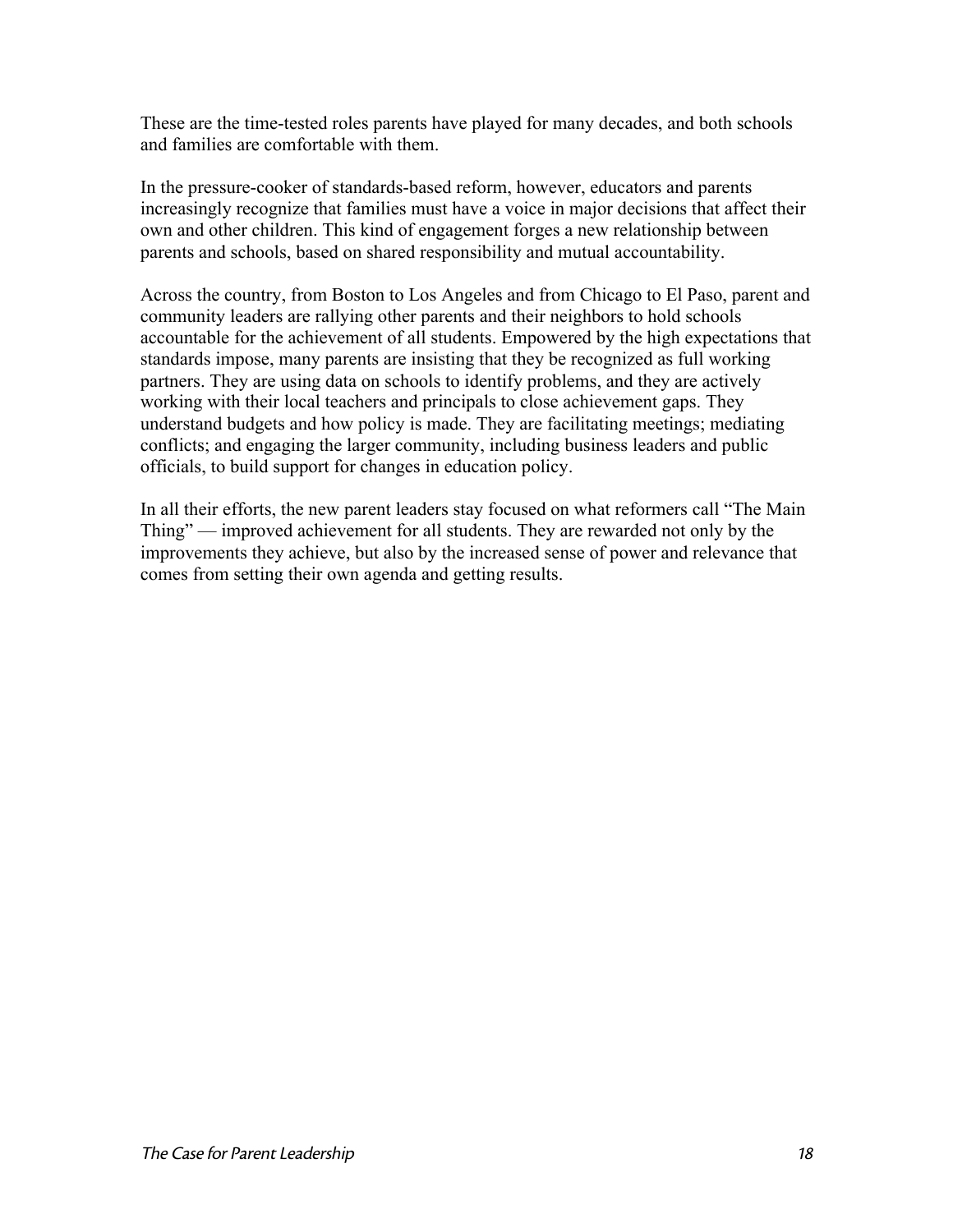These are the time-tested roles parents have played for many decades, and both schools and families are comfortable with them.

In the pressure-cooker of standards-based reform, however, educators and parents increasingly recognize that families must have a voice in major decisions that affect their own and other children. This kind of engagement forges a new relationship between parents and schools, based on shared responsibility and mutual accountability.

Across the country, from Boston to Los Angeles and from Chicago to El Paso, parent and community leaders are rallying other parents and their neighbors to hold schools accountable for the achievement of all students. Empowered by the high expectations that standards impose, many parents are insisting that they be recognized as full working partners. They are using data on schools to identify problems, and they are actively working with their local teachers and principals to close achievement gaps. They understand budgets and how policy is made. They are facilitating meetings; mediating conflicts; and engaging the larger community, including business leaders and public officials, to build support for changes in education policy.

In all their efforts, the new parent leaders stay focused on what reformers call "The Main Thing" — improved achievement for all students. They are rewarded not only by the improvements they achieve, but also by the increased sense of power and relevance that comes from setting their own agenda and getting results.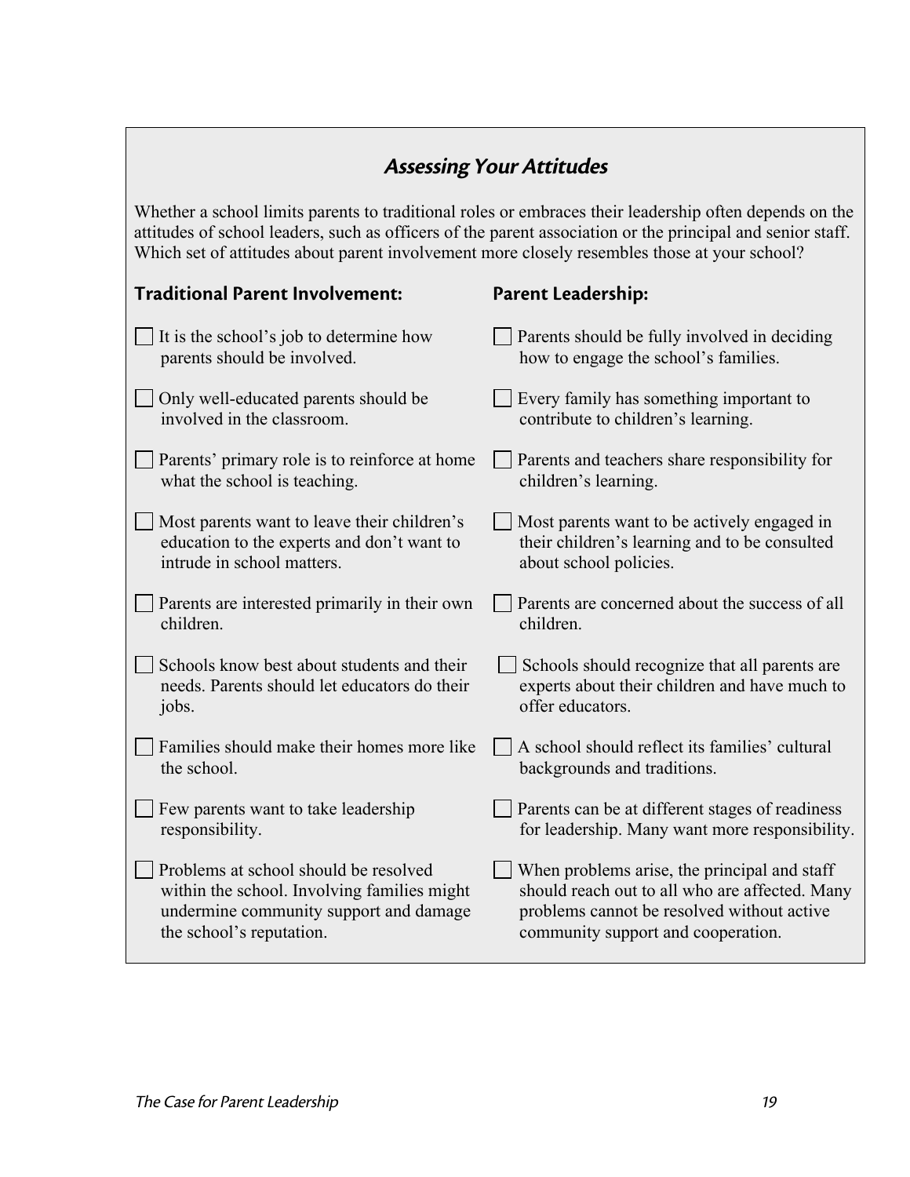## *Assessing Your Attitudes*

Whether a school limits parents to traditional roles or embraces their leadership often depends on the attitudes of school leaders, such as officers of the parent association or the principal and senior staff. Which set of attitudes about parent involvement more closely resembles those at your school?

| **Traditional Parent Involvement:** | **Parent Leadership:** |
| --- | --- |
| ☐ It is the school's job to determine how parents should be involved. | ☐ Parents should be fully involved in deciding how to engage the school's families. |
| ☐ Only well-educated parents should be involved in the classroom. | ☐ Every family has something important to contribute to children's learning. |
| ☐ Parents' primary role is to reinforce at home what the school is teaching. | ☐ Parents and teachers share responsibility for children's learning. |
| ☐ Most parents want to leave their children's education to the experts and don't want to intrude in school matters. | ☐ Most parents want to be actively engaged in their children's learning and to be consulted about school policies. |
| ☐ Parents are interested primarily in their own children. | ☐ Parents are concerned about the success of all children. |
| ☐ Schools know best about students and their needs. Parents should let educators do their jobs. | ☐ Schools should recognize that all parents are experts about their children and have much to offer educators. |
| ☐ Families should make their homes more like the school. | ☐ A school should reflect its families' cultural backgrounds and traditions. |
| ☐ Few parents want to take leadership responsibility. | ☐ Parents can be at different stages of readiness for leadership. Many want more responsibility. |
| ☐ Problems at school should be resolved within the school. Involving families might undermine community support and damage the school's reputation. | ☐ When problems arise, the principal and staff should reach out to all who are affected. Many problems cannot be resolved without active community support and cooperation. |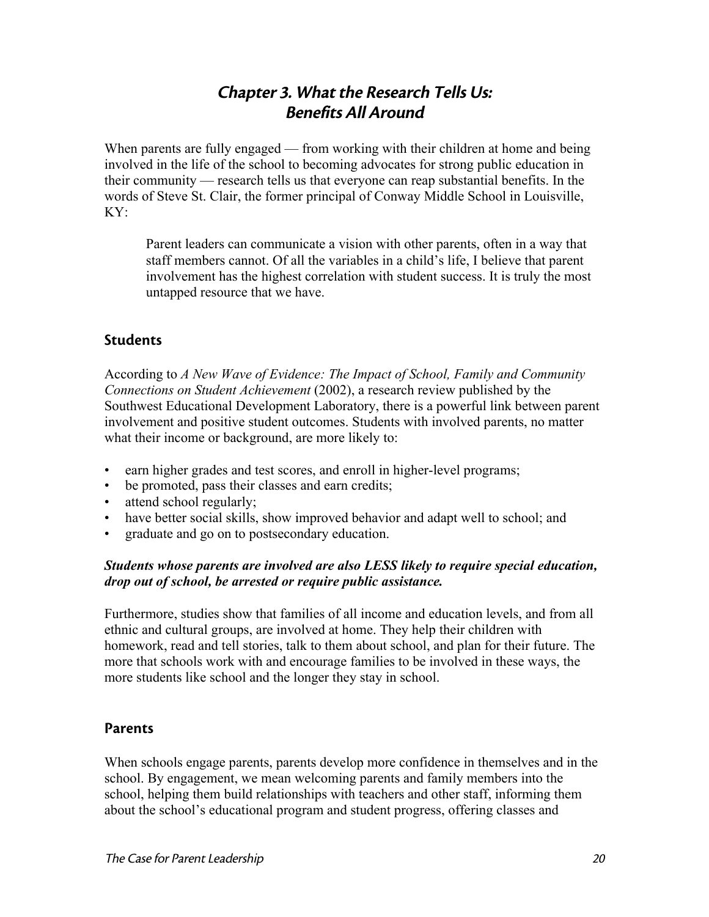# *Chapter 3. What the Research Tells Us: Benefits All Around*

When parents are fully engaged — from working with their children at home and being involved in the life of the school to becoming advocates for strong public education in their community — research tells us that everyone can reap substantial benefits. In the words of Steve St. Clair, the former principal of Conway Middle School in Louisville, KY:

> Parent leaders can communicate a vision with other parents, often in a way that staff members cannot. Of all the variables in a child's life, I believe that parent involvement has the highest correlation with student success. It is truly the most untapped resource that we have.

## Students

According to *A New Wave of Evidence: The Impact of School, Family and Community Connections on Student Achievement* (2002), a research review published by the Southwest Educational Development Laboratory, there is a powerful link between parent involvement and positive student outcomes. Students with involved parents, no matter what their income or background, are more likely to:

- earn higher grades and test scores, and enroll in higher-level programs;
- be promoted, pass their classes and earn credits;
- attend school regularly;
- have better social skills, show improved behavior and adapt well to school; and
- graduate and go on to postsecondary education.

***Students whose parents are involved are also LESS likely to require special education, drop out of school, be arrested or require public assistance.***

Furthermore, studies show that families of all income and education levels, and from all ethnic and cultural groups, are involved at home. They help their children with homework, read and tell stories, talk to them about school, and plan for their future. The more that schools work with and encourage families to be involved in these ways, the more students like school and the longer they stay in school.

## Parents

When schools engage parents, parents develop more confidence in themselves and in the school. By engagement, we mean welcoming parents and family members into the school, helping them build relationships with teachers and other staff, informing them about the school's educational program and student progress, offering classes and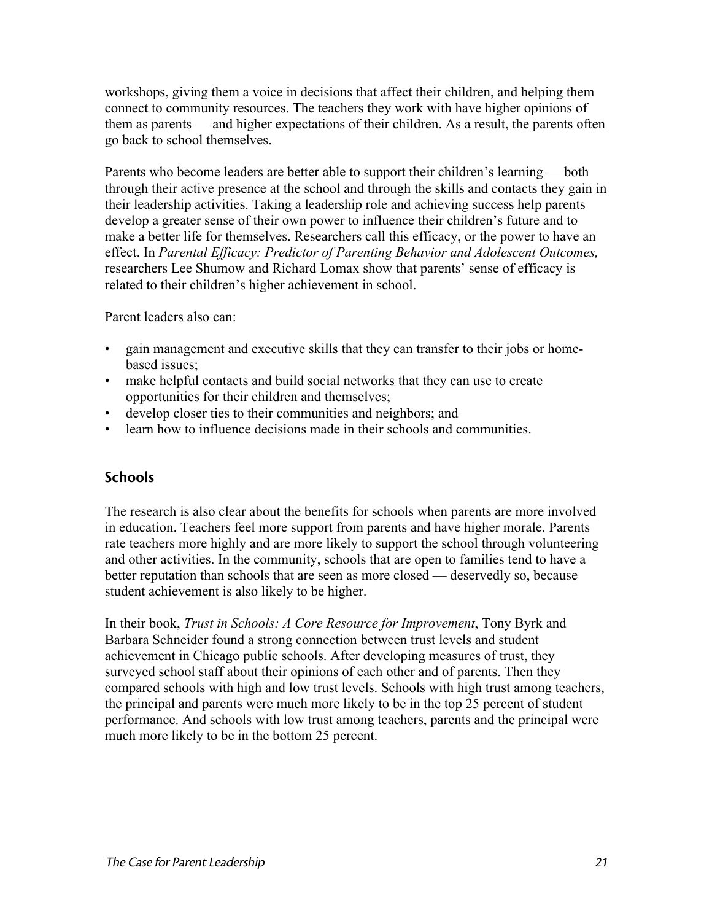workshops, giving them a voice in decisions that affect their children, and helping them connect to community resources. The teachers they work with have higher opinions of them as parents — and higher expectations of their children. As a result, the parents often go back to school themselves.

Parents who become leaders are better able to support their children's learning — both through their active presence at the school and through the skills and contacts they gain in their leadership activities. Taking a leadership role and achieving success help parents develop a greater sense of their own power to influence their children's future and to make a better life for themselves. Researchers call this efficacy, or the power to have an effect. In *Parental Efficacy: Predictor of Parenting Behavior and Adolescent Outcomes,* researchers Lee Shumow and Richard Lomax show that parents' sense of efficacy is related to their children's higher achievement in school.

Parent leaders also can:

- gain management and executive skills that they can transfer to their jobs or home-based issues;
- make helpful contacts and build social networks that they can use to create opportunities for their children and themselves;
- develop closer ties to their communities and neighbors; and
- learn how to influence decisions made in their schools and communities.

## Schools

The research is also clear about the benefits for schools when parents are more involved in education. Teachers feel more support from parents and have higher morale. Parents rate teachers more highly and are more likely to support the school through volunteering and other activities. In the community, schools that are open to families tend to have a better reputation than schools that are seen as more closed — deservedly so, because student achievement is also likely to be higher.

In their book, *Trust in Schools: A Core Resource for Improvement*, Tony Byrk and Barbara Schneider found a strong connection between trust levels and student achievement in Chicago public schools. After developing measures of trust, they surveyed school staff about their opinions of each other and of parents. Then they compared schools with high and low trust levels. Schools with high trust among teachers, the principal and parents were much more likely to be in the top 25 percent of student performance. And schools with low trust among teachers, parents and the principal were much more likely to be in the bottom 25 percent.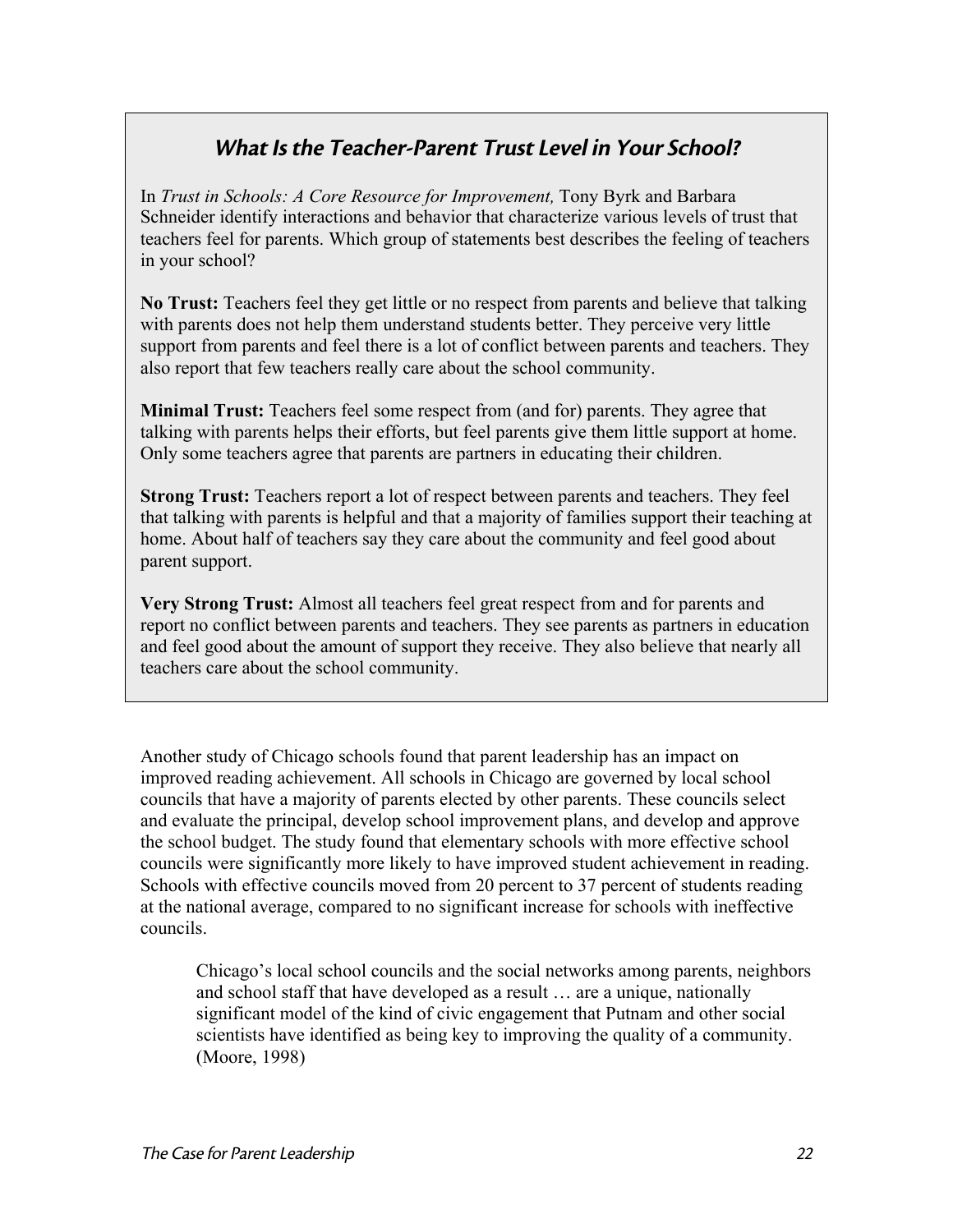## *What Is the Teacher-Parent Trust Level in Your School?*

In *Trust in Schools: A Core Resource for Improvement,* Tony Byrk and Barbara Schneider identify interactions and behavior that characterize various levels of trust that teachers feel for parents. Which group of statements best describes the feeling of teachers in your school?

**No Trust:** Teachers feel they get little or no respect from parents and believe that talking with parents does not help them understand students better. They perceive very little support from parents and feel there is a lot of conflict between parents and teachers. They also report that few teachers really care about the school community.

**Minimal Trust:** Teachers feel some respect from (and for) parents. They agree that talking with parents helps their efforts, but feel parents give them little support at home. Only some teachers agree that parents are partners in educating their children.

**Strong Trust:** Teachers report a lot of respect between parents and teachers. They feel that talking with parents is helpful and that a majority of families support their teaching at home. About half of teachers say they care about the community and feel good about parent support.

**Very Strong Trust:** Almost all teachers feel great respect from and for parents and report no conflict between parents and teachers. They see parents as partners in education and feel good about the amount of support they receive. They also believe that nearly all teachers care about the school community.

Another study of Chicago schools found that parent leadership has an impact on improved reading achievement. All schools in Chicago are governed by local school councils that have a majority of parents elected by other parents. These councils select and evaluate the principal, develop school improvement plans, and develop and approve the school budget. The study found that elementary schools with more effective school councils were significantly more likely to have improved student achievement in reading. Schools with effective councils moved from 20 percent to 37 percent of students reading at the national average, compared to no significant increase for schools with ineffective councils.

> Chicago's local school councils and the social networks among parents, neighbors and school staff that have developed as a result … are a unique, nationally significant model of the kind of civic engagement that Putnam and other social scientists have identified as being key to improving the quality of a community. (Moore, 1998)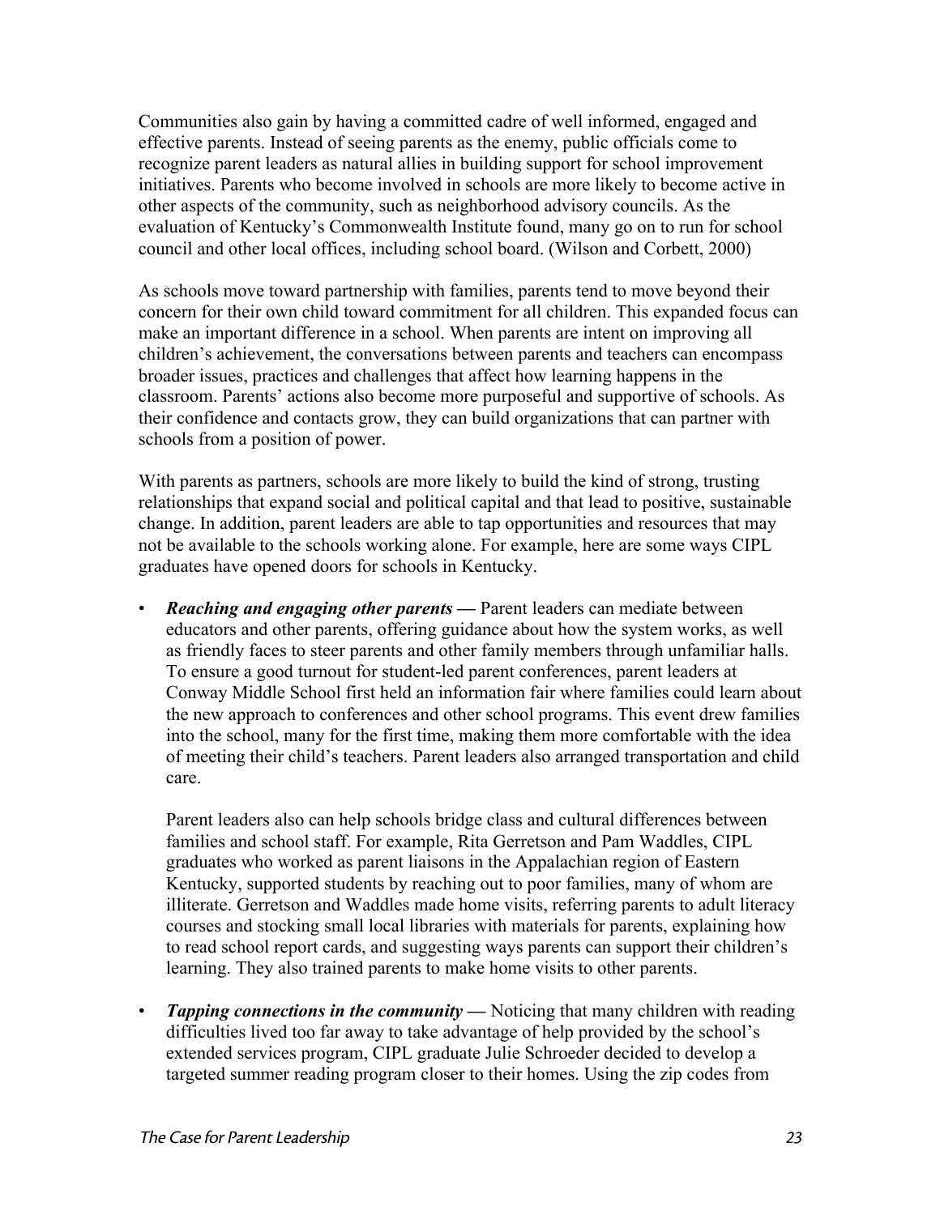Communities also gain by having a committed cadre of well informed, engaged and effective parents. Instead of seeing parents as the enemy, public officials come to recognize parent leaders as natural allies in building support for school improvement initiatives. Parents who become involved in schools are more likely to become active in other aspects of the community, such as neighborhood advisory councils. As the evaluation of Kentucky's Commonwealth Institute found, many go on to run for school council and other local offices, including school board. (Wilson and Corbett, 2000)

As schools move toward partnership with families, parents tend to move beyond their concern for their own child toward commitment for all children. This expanded focus can make an important difference in a school. When parents are intent on improving all children's achievement, the conversations between parents and teachers can encompass broader issues, practices and challenges that affect how learning happens in the classroom. Parents' actions also become more purposeful and supportive of schools. As their confidence and contacts grow, they can build organizations that can partner with schools from a position of power.

With parents as partners, schools are more likely to build the kind of strong, trusting relationships that expand social and political capital and that lead to positive, sustainable change. In addition, parent leaders are able to tap opportunities and resources that may not be available to the schools working alone. For example, here are some ways CIPL graduates have opened doors for schools in Kentucky.

- ***Reaching and engaging other parents*** **—** Parent leaders can mediate between educators and other parents, offering guidance about how the system works, as well as friendly faces to steer parents and other family members through unfamiliar halls. To ensure a good turnout for student-led parent conferences, parent leaders at Conway Middle School first held an information fair where families could learn about the new approach to conferences and other school programs. This event drew families into the school, many for the first time, making them more comfortable with the idea of meeting their child's teachers. Parent leaders also arranged transportation and child care.

  Parent leaders also can help schools bridge class and cultural differences between families and school staff. For example, Rita Gerretson and Pam Waddles, CIPL graduates who worked as parent liaisons in the Appalachian region of Eastern Kentucky, supported students by reaching out to poor families, many of whom are illiterate. Gerretson and Waddles made home visits, referring parents to adult literacy courses and stocking small local libraries with materials for parents, explaining how to read school report cards, and suggesting ways parents can support their children's learning. They also trained parents to make home visits to other parents.

- ***Tapping connections in the community*** **—** Noticing that many children with reading difficulties lived too far away to take advantage of help provided by the school's extended services program, CIPL graduate Julie Schroeder decided to develop a targeted summer reading program closer to their homes. Using the zip codes from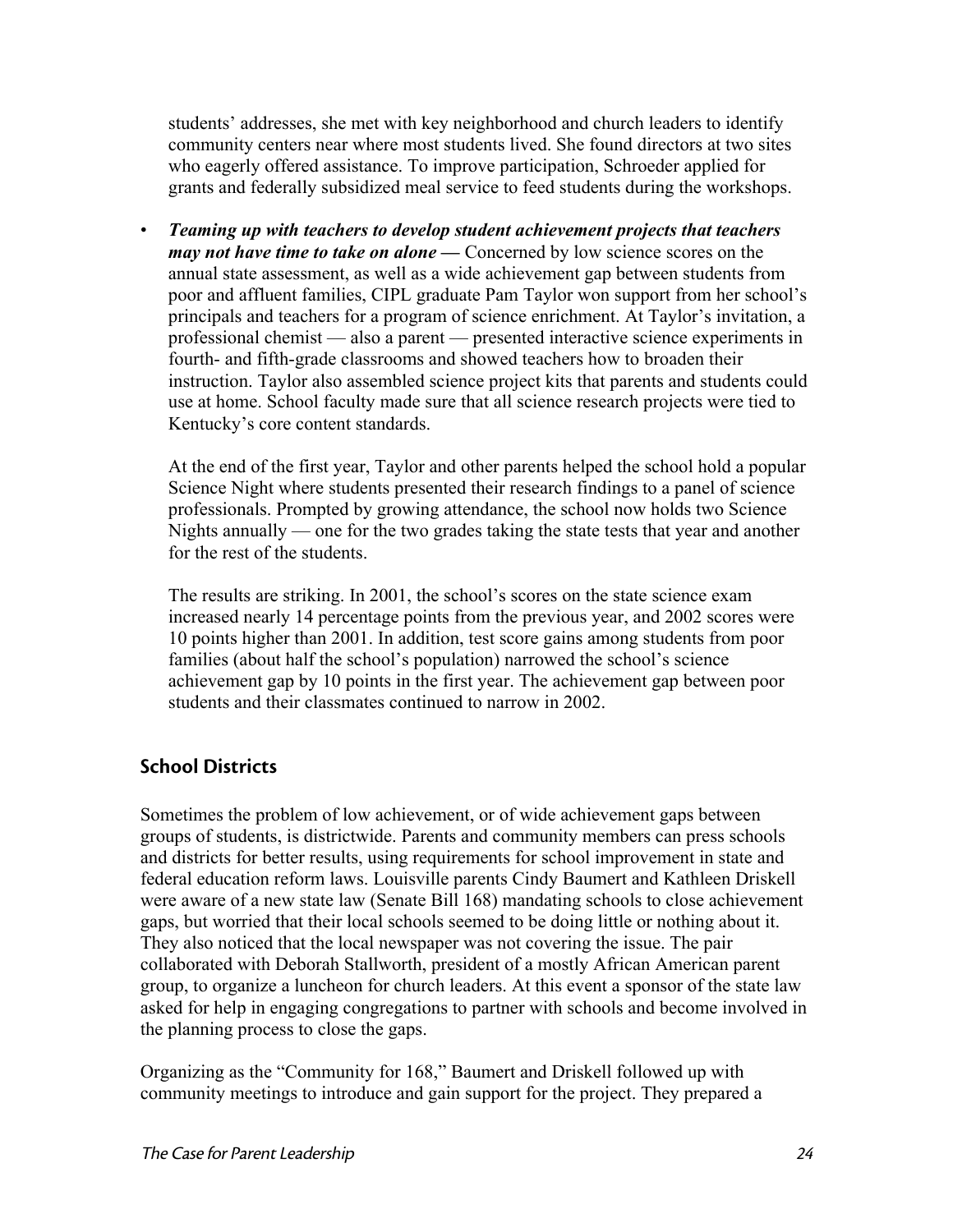students' addresses, she met with key neighborhood and church leaders to identify community centers near where most students lived. She found directors at two sites who eagerly offered assistance. To improve participation, Schroeder applied for grants and federally subsidized meal service to feed students during the workshops.

- ***Teaming up with teachers to develop student achievement projects that teachers may not have time to take on alone —*** Concerned by low science scores on the annual state assessment, as well as a wide achievement gap between students from poor and affluent families, CIPL graduate Pam Taylor won support from her school's principals and teachers for a program of science enrichment. At Taylor's invitation, a professional chemist — also a parent — presented interactive science experiments in fourth- and fifth-grade classrooms and showed teachers how to broaden their instruction. Taylor also assembled science project kits that parents and students could use at home. School faculty made sure that all science research projects were tied to Kentucky's core content standards.

  At the end of the first year, Taylor and other parents helped the school hold a popular Science Night where students presented their research findings to a panel of science professionals. Prompted by growing attendance, the school now holds two Science Nights annually — one for the two grades taking the state tests that year and another for the rest of the students.

  The results are striking. In 2001, the school's scores on the state science exam increased nearly 14 percentage points from the previous year, and 2002 scores were 10 points higher than 2001. In addition, test score gains among students from poor families (about half the school's population) narrowed the school's science achievement gap by 10 points in the first year. The achievement gap between poor students and their classmates continued to narrow in 2002.

## School Districts

Sometimes the problem of low achievement, or of wide achievement gaps between groups of students, is districtwide. Parents and community members can press schools and districts for better results, using requirements for school improvement in state and federal education reform laws. Louisville parents Cindy Baumert and Kathleen Driskell were aware of a new state law (Senate Bill 168) mandating schools to close achievement gaps, but worried that their local schools seemed to be doing little or nothing about it. They also noticed that the local newspaper was not covering the issue. The pair collaborated with Deborah Stallworth, president of a mostly African American parent group, to organize a luncheon for church leaders. At this event a sponsor of the state law asked for help in engaging congregations to partner with schools and become involved in the planning process to close the gaps.

Organizing as the "Community for 168," Baumert and Driskell followed up with community meetings to introduce and gain support for the project. They prepared a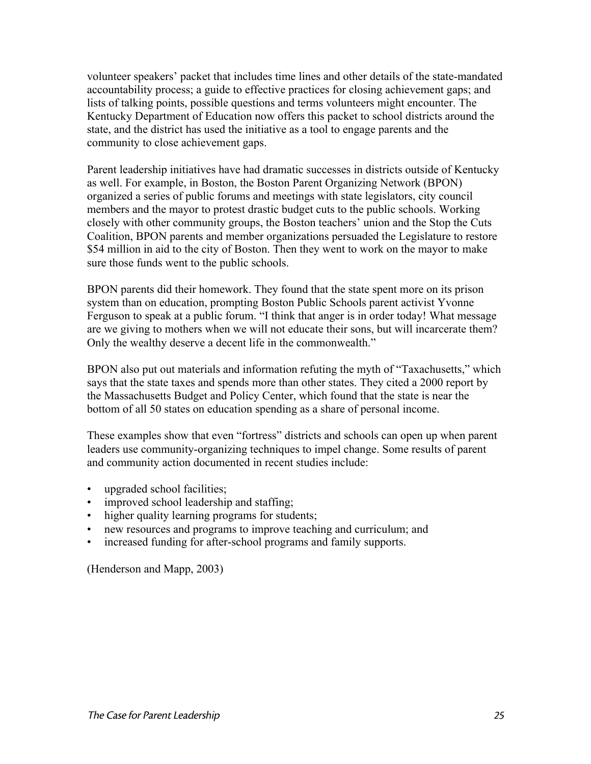volunteer speakers' packet that includes time lines and other details of the state-mandated accountability process; a guide to effective practices for closing achievement gaps; and lists of talking points, possible questions and terms volunteers might encounter. The Kentucky Department of Education now offers this packet to school districts around the state, and the district has used the initiative as a tool to engage parents and the community to close achievement gaps.

Parent leadership initiatives have had dramatic successes in districts outside of Kentucky as well. For example, in Boston, the Boston Parent Organizing Network (BPON) organized a series of public forums and meetings with state legislators, city council members and the mayor to protest drastic budget cuts to the public schools. Working closely with other community groups, the Boston teachers' union and the Stop the Cuts Coalition, BPON parents and member organizations persuaded the Legislature to restore $54 million in aid to the city of Boston. Then they went to work on the mayor to make sure those funds went to the public schools.

BPON parents did their homework. They found that the state spent more on its prison system than on education, prompting Boston Public Schools parent activist Yvonne Ferguson to speak at a public forum. "I think that anger is in order today! What message are we giving to mothers when we will not educate their sons, but will incarcerate them? Only the wealthy deserve a decent life in the commonwealth."

BPON also put out materials and information refuting the myth of "Taxachusetts," which says that the state taxes and spends more than other states. They cited a 2000 report by the Massachusetts Budget and Policy Center, which found that the state is near the bottom of all 50 states on education spending as a share of personal income.

These examples show that even "fortress" districts and schools can open up when parent leaders use community-organizing techniques to impel change. Some results of parent and community action documented in recent studies include:

- upgraded school facilities;
- improved school leadership and staffing;
- higher quality learning programs for students;
- new resources and programs to improve teaching and curriculum; and
- increased funding for after-school programs and family supports.

(Henderson and Mapp, 2003)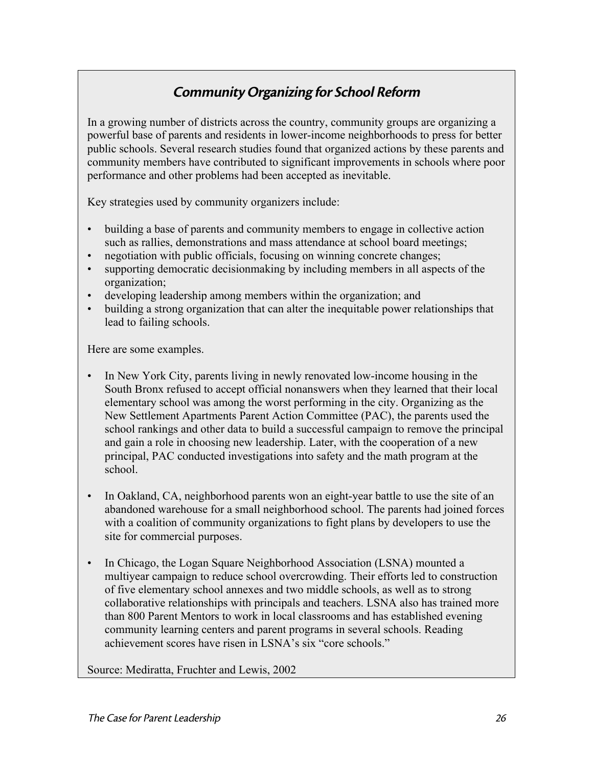## *Community Organizing for School Reform*

In a growing number of districts across the country, community groups are organizing a powerful base of parents and residents in lower-income neighborhoods to press for better public schools. Several research studies found that organized actions by these parents and community members have contributed to significant improvements in schools where poor performance and other problems had been accepted as inevitable.

Key strategies used by community organizers include:

- building a base of parents and community members to engage in collective action such as rallies, demonstrations and mass attendance at school board meetings;
- negotiation with public officials, focusing on winning concrete changes;
- supporting democratic decisionmaking by including members in all aspects of the organization;
- developing leadership among members within the organization; and
- building a strong organization that can alter the inequitable power relationships that lead to failing schools.

Here are some examples.

- In New York City, parents living in newly renovated low-income housing in the South Bronx refused to accept official nonanswers when they learned that their local elementary school was among the worst performing in the city. Organizing as the New Settlement Apartments Parent Action Committee (PAC), the parents used the school rankings and other data to build a successful campaign to remove the principal and gain a role in choosing new leadership. Later, with the cooperation of a new principal, PAC conducted investigations into safety and the math program at the school.

- In Oakland, CA, neighborhood parents won an eight-year battle to use the site of an abandoned warehouse for a small neighborhood school. The parents had joined forces with a coalition of community organizations to fight plans by developers to use the site for commercial purposes.

- In Chicago, the Logan Square Neighborhood Association (LSNA) mounted a multiyear campaign to reduce school overcrowding. Their efforts led to construction of five elementary school annexes and two middle schools, as well as to strong collaborative relationships with principals and teachers. LSNA also has trained more than 800 Parent Mentors to work in local classrooms and has established evening community learning centers and parent programs in several schools. Reading achievement scores have risen in LSNA's six "core schools."

Source: Mediratta, Fruchter and Lewis, 2002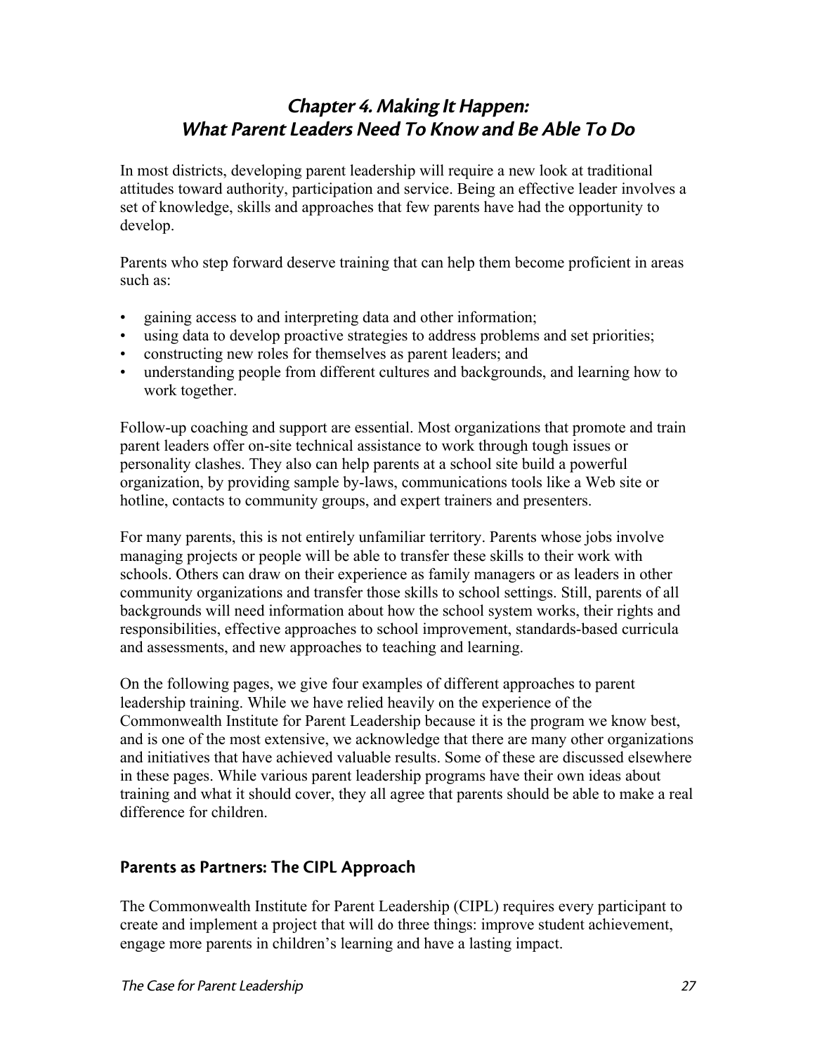# *Chapter 4. Making It Happen: What Parent Leaders Need To Know and Be Able To Do*

In most districts, developing parent leadership will require a new look at traditional attitudes toward authority, participation and service. Being an effective leader involves a set of knowledge, skills and approaches that few parents have had the opportunity to develop.

Parents who step forward deserve training that can help them become proficient in areas such as:

- gaining access to and interpreting data and other information;
- using data to develop proactive strategies to address problems and set priorities;
- constructing new roles for themselves as parent leaders; and
- understanding people from different cultures and backgrounds, and learning how to work together.

Follow-up coaching and support are essential. Most organizations that promote and train parent leaders offer on-site technical assistance to work through tough issues or personality clashes. They also can help parents at a school site build a powerful organization, by providing sample by-laws, communications tools like a Web site or hotline, contacts to community groups, and expert trainers and presenters.

For many parents, this is not entirely unfamiliar territory. Parents whose jobs involve managing projects or people will be able to transfer these skills to their work with schools. Others can draw on their experience as family managers or as leaders in other community organizations and transfer those skills to school settings. Still, parents of all backgrounds will need information about how the school system works, their rights and responsibilities, effective approaches to school improvement, standards-based curricula and assessments, and new approaches to teaching and learning.

On the following pages, we give four examples of different approaches to parent leadership training. While we have relied heavily on the experience of the Commonwealth Institute for Parent Leadership because it is the program we know best, and is one of the most extensive, we acknowledge that there are many other organizations and initiatives that have achieved valuable results. Some of these are discussed elsewhere in these pages. While various parent leadership programs have their own ideas about training and what it should cover, they all agree that parents should be able to make a real difference for children.

## Parents as Partners: The CIPL Approach

The Commonwealth Institute for Parent Leadership (CIPL) requires every participant to create and implement a project that will do three things: improve student achievement, engage more parents in children's learning and have a lasting impact.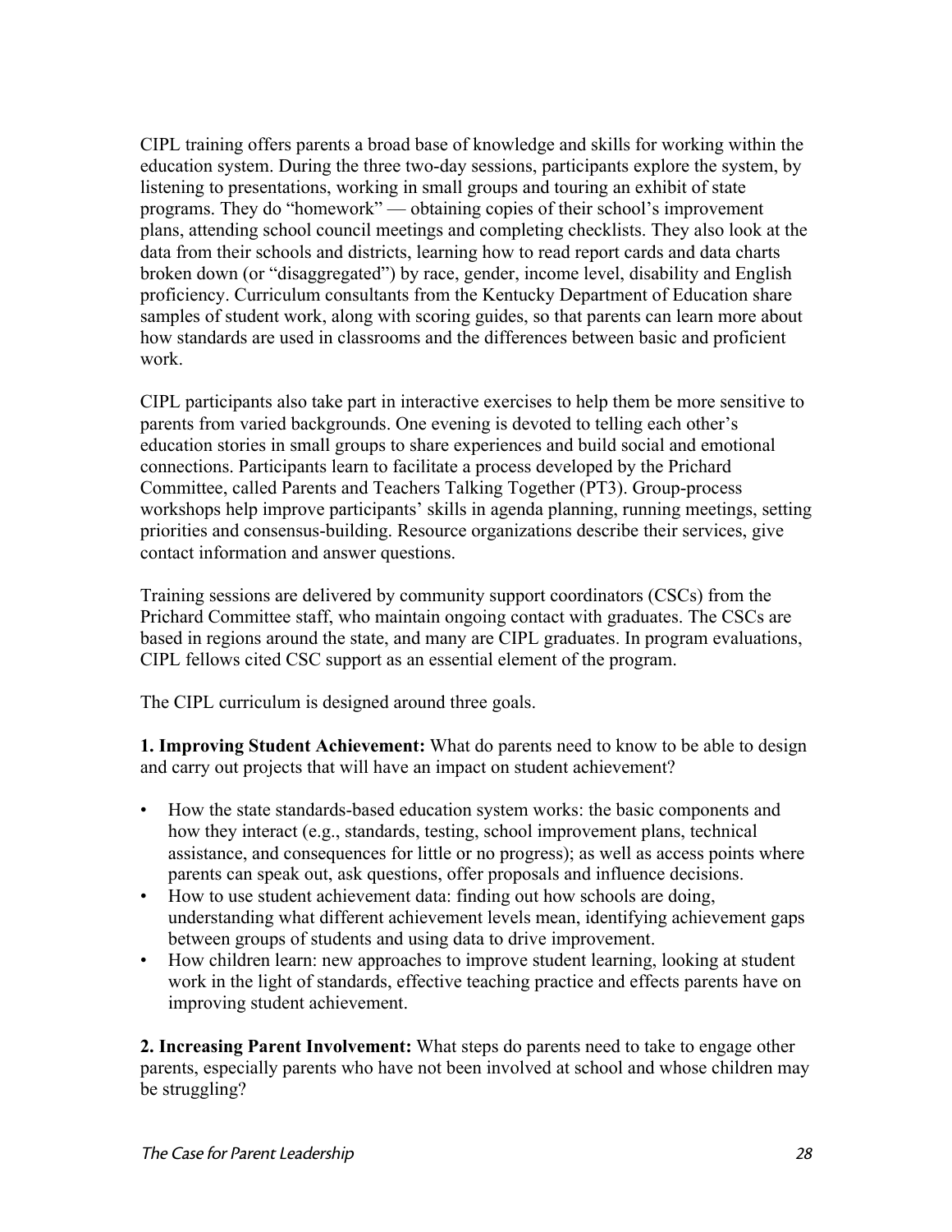CIPL training offers parents a broad base of knowledge and skills for working within the education system. During the three two-day sessions, participants explore the system, by listening to presentations, working in small groups and touring an exhibit of state programs. They do "homework" — obtaining copies of their school's improvement plans, attending school council meetings and completing checklists. They also look at the data from their schools and districts, learning how to read report cards and data charts broken down (or "disaggregated") by race, gender, income level, disability and English proficiency. Curriculum consultants from the Kentucky Department of Education share samples of student work, along with scoring guides, so that parents can learn more about how standards are used in classrooms and the differences between basic and proficient work.

CIPL participants also take part in interactive exercises to help them be more sensitive to parents from varied backgrounds. One evening is devoted to telling each other's education stories in small groups to share experiences and build social and emotional connections. Participants learn to facilitate a process developed by the Prichard Committee, called Parents and Teachers Talking Together (PT3). Group-process workshops help improve participants' skills in agenda planning, running meetings, setting priorities and consensus-building. Resource organizations describe their services, give contact information and answer questions.

Training sessions are delivered by community support coordinators (CSCs) from the Prichard Committee staff, who maintain ongoing contact with graduates. The CSCs are based in regions around the state, and many are CIPL graduates. In program evaluations, CIPL fellows cited CSC support as an essential element of the program.

The CIPL curriculum is designed around three goals.

**1. Improving Student Achievement:** What do parents need to know to be able to design and carry out projects that will have an impact on student achievement?

- How the state standards-based education system works: the basic components and how they interact (e.g., standards, testing, school improvement plans, technical assistance, and consequences for little or no progress); as well as access points where parents can speak out, ask questions, offer proposals and influence decisions.
- How to use student achievement data: finding out how schools are doing, understanding what different achievement levels mean, identifying achievement gaps between groups of students and using data to drive improvement.
- How children learn: new approaches to improve student learning, looking at student work in the light of standards, effective teaching practice and effects parents have on improving student achievement.

**2. Increasing Parent Involvement:** What steps do parents need to take to engage other parents, especially parents who have not been involved at school and whose children may be struggling?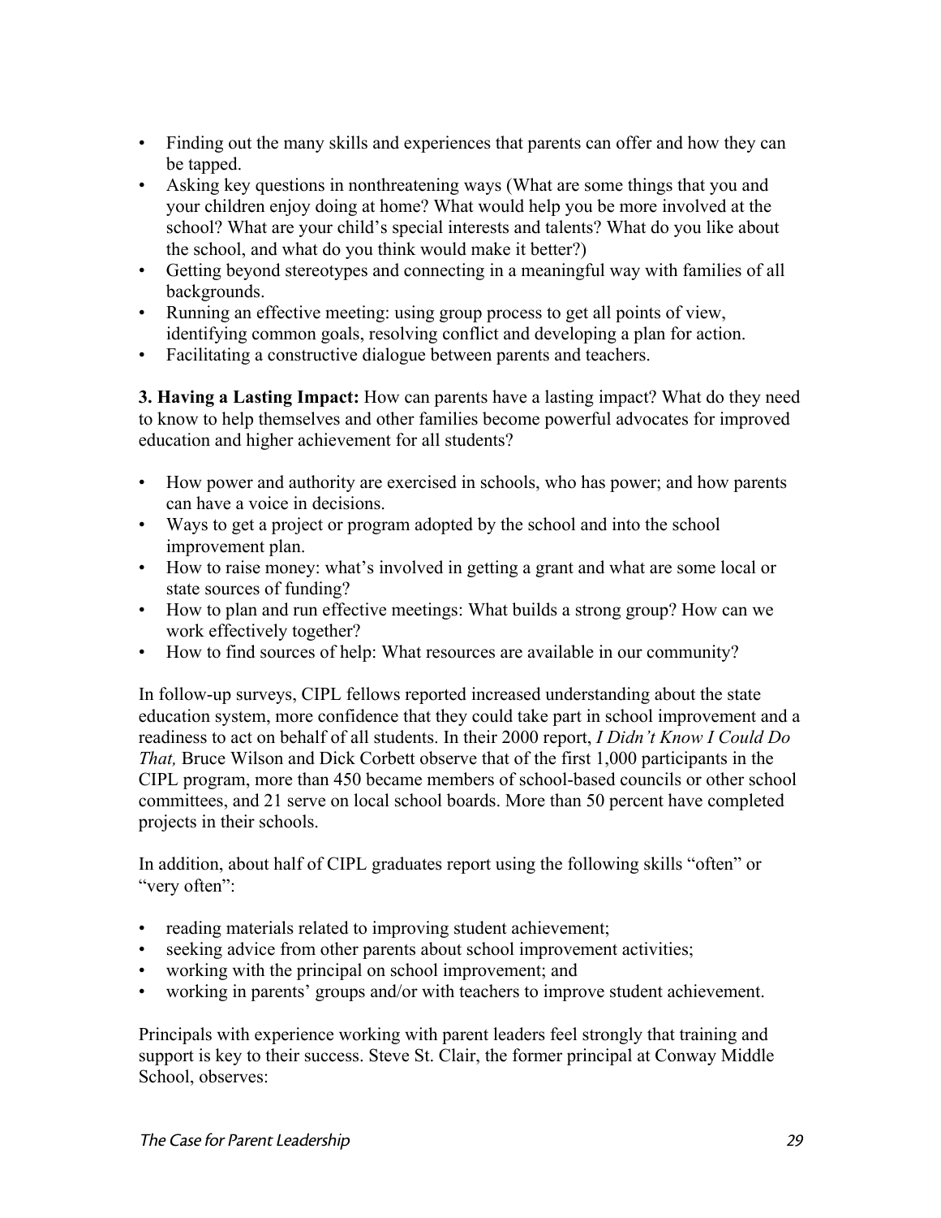- Finding out the many skills and experiences that parents can offer and how they can be tapped.
- Asking key questions in nonthreatening ways (What are some things that you and your children enjoy doing at home? What would help you be more involved at the school? What are your child's special interests and talents? What do you like about the school, and what do you think would make it better?)
- Getting beyond stereotypes and connecting in a meaningful way with families of all backgrounds.
- Running an effective meeting: using group process to get all points of view, identifying common goals, resolving conflict and developing a plan for action.
- Facilitating a constructive dialogue between parents and teachers.

**3. Having a Lasting Impact:** How can parents have a lasting impact? What do they need to know to help themselves and other families become powerful advocates for improved education and higher achievement for all students?

- How power and authority are exercised in schools, who has power; and how parents can have a voice in decisions.
- Ways to get a project or program adopted by the school and into the school improvement plan.
- How to raise money: what's involved in getting a grant and what are some local or state sources of funding?
- How to plan and run effective meetings: What builds a strong group? How can we work effectively together?
- How to find sources of help: What resources are available in our community?

In follow-up surveys, CIPL fellows reported increased understanding about the state education system, more confidence that they could take part in school improvement and a readiness to act on behalf of all students. In their 2000 report, *I Didn't Know I Could Do That,* Bruce Wilson and Dick Corbett observe that of the first 1,000 participants in the CIPL program, more than 450 became members of school-based councils or other school committees, and 21 serve on local school boards. More than 50 percent have completed projects in their schools.

In addition, about half of CIPL graduates report using the following skills "often" or "very often":

- reading materials related to improving student achievement;
- seeking advice from other parents about school improvement activities;
- working with the principal on school improvement; and
- working in parents' groups and/or with teachers to improve student achievement.

Principals with experience working with parent leaders feel strongly that training and support is key to their success. Steve St. Clair, the former principal at Conway Middle School, observes: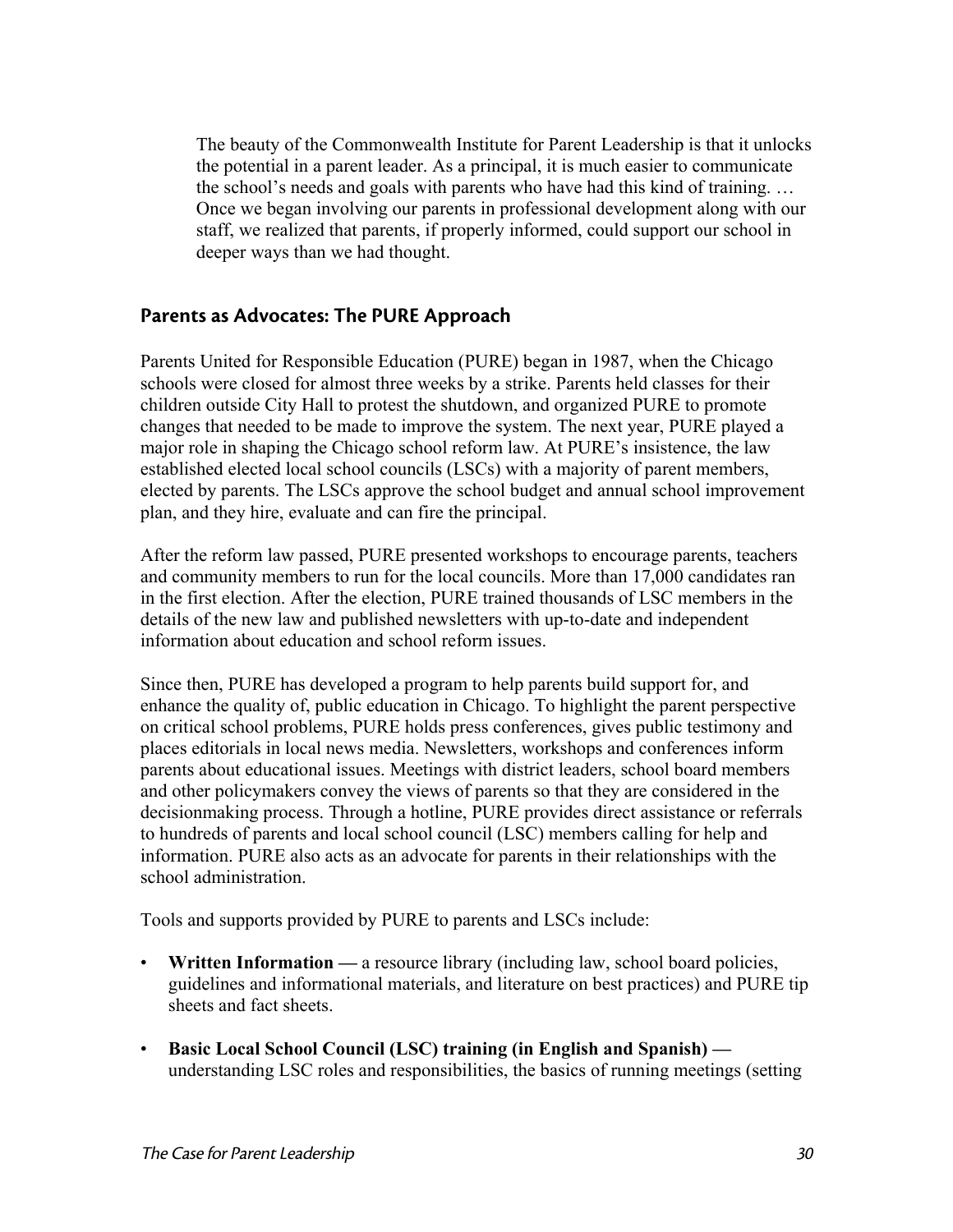> The beauty of the Commonwealth Institute for Parent Leadership is that it unlocks the potential in a parent leader. As a principal, it is much easier to communicate the school's needs and goals with parents who have had this kind of training. … Once we began involving our parents in professional development along with our staff, we realized that parents, if properly informed, could support our school in deeper ways than we had thought.

## Parents as Advocates: The PURE Approach

Parents United for Responsible Education (PURE) began in 1987, when the Chicago schools were closed for almost three weeks by a strike. Parents held classes for their children outside City Hall to protest the shutdown, and organized PURE to promote changes that needed to be made to improve the system. The next year, PURE played a major role in shaping the Chicago school reform law. At PURE's insistence, the law established elected local school councils (LSCs) with a majority of parent members, elected by parents. The LSCs approve the school budget and annual school improvement plan, and they hire, evaluate and can fire the principal.

After the reform law passed, PURE presented workshops to encourage parents, teachers and community members to run for the local councils. More than 17,000 candidates ran in the first election. After the election, PURE trained thousands of LSC members in the details of the new law and published newsletters with up-to-date and independent information about education and school reform issues.

Since then, PURE has developed a program to help parents build support for, and enhance the quality of, public education in Chicago. To highlight the parent perspective on critical school problems, PURE holds press conferences, gives public testimony and places editorials in local news media. Newsletters, workshops and conferences inform parents about educational issues. Meetings with district leaders, school board members and other policymakers convey the views of parents so that they are considered in the decisionmaking process. Through a hotline, PURE provides direct assistance or referrals to hundreds of parents and local school council (LSC) members calling for help and information. PURE also acts as an advocate for parents in their relationships with the school administration.

Tools and supports provided by PURE to parents and LSCs include:

- **Written Information —** a resource library (including law, school board policies, guidelines and informational materials, and literature on best practices) and PURE tip sheets and fact sheets.
- **Basic Local School Council (LSC) training (in English and Spanish) —** understanding LSC roles and responsibilities, the basics of running meetings (setting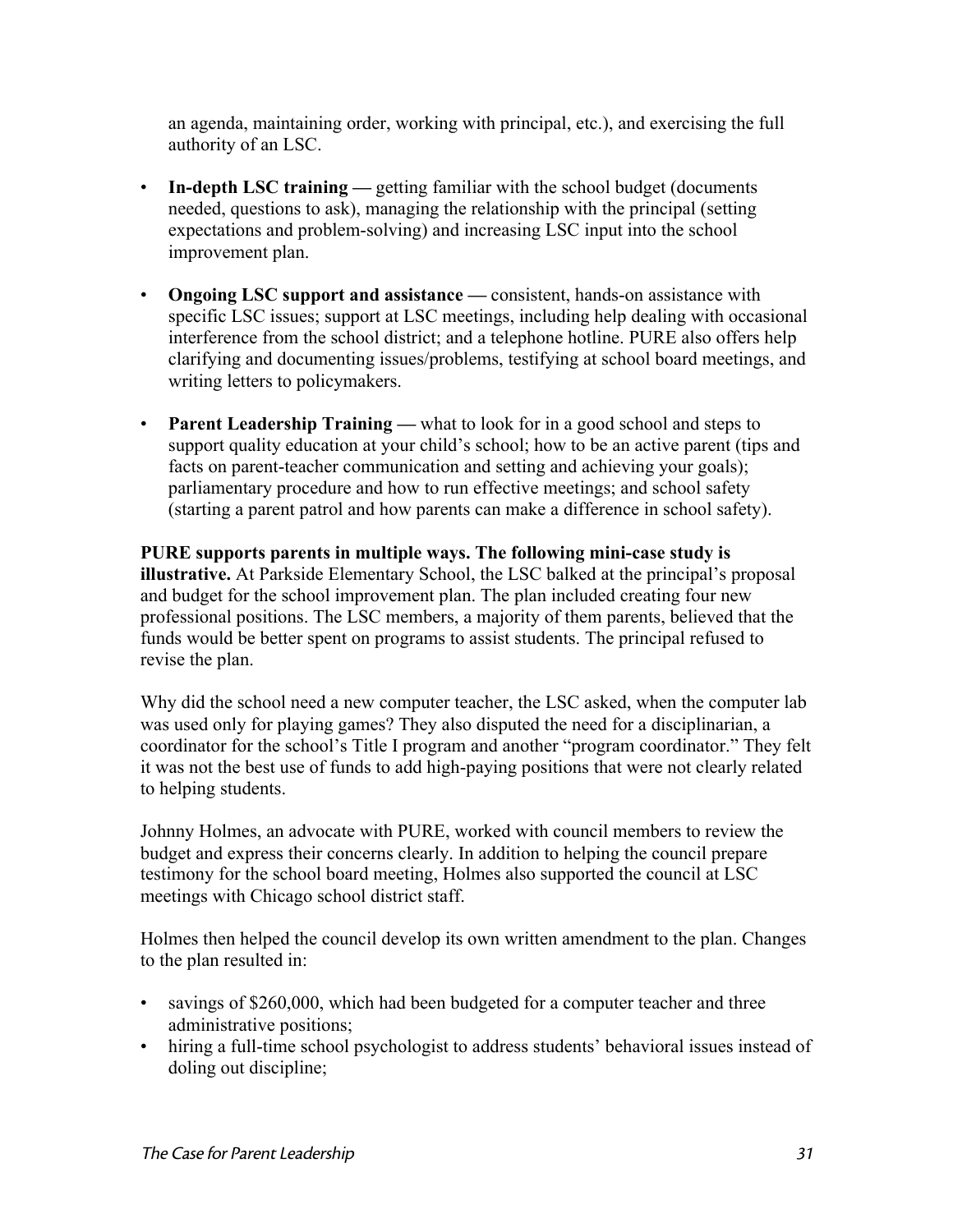an agenda, maintaining order, working with principal, etc.), and exercising the full authority of an LSC.

- **In-depth LSC training —** getting familiar with the school budget (documents needed, questions to ask), managing the relationship with the principal (setting expectations and problem-solving) and increasing LSC input into the school improvement plan.

- **Ongoing LSC support and assistance —** consistent, hands-on assistance with specific LSC issues; support at LSC meetings, including help dealing with occasional interference from the school district; and a telephone hotline. PURE also offers help clarifying and documenting issues/problems, testifying at school board meetings, and writing letters to policymakers.

- **Parent Leadership Training —** what to look for in a good school and steps to support quality education at your child's school; how to be an active parent (tips and facts on parent-teacher communication and setting and achieving your goals); parliamentary procedure and how to run effective meetings; and school safety (starting a parent patrol and how parents can make a difference in school safety).

**PURE supports parents in multiple ways. The following mini-case study is illustrative.** At Parkside Elementary School, the LSC balked at the principal's proposal and budget for the school improvement plan. The plan included creating four new professional positions. The LSC members, a majority of them parents, believed that the funds would be better spent on programs to assist students. The principal refused to revise the plan.

Why did the school need a new computer teacher, the LSC asked, when the computer lab was used only for playing games? They also disputed the need for a disciplinarian, a coordinator for the school's Title I program and another "program coordinator." They felt it was not the best use of funds to add high-paying positions that were not clearly related to helping students.

Johnny Holmes, an advocate with PURE, worked with council members to review the budget and express their concerns clearly. In addition to helping the council prepare testimony for the school board meeting, Holmes also supported the council at LSC meetings with Chicago school district staff.

Holmes then helped the council develop its own written amendment to the plan. Changes to the plan resulted in:

- savings of $260,000, which had been budgeted for a computer teacher and three administrative positions;
- hiring a full-time school psychologist to address students' behavioral issues instead of doling out discipline;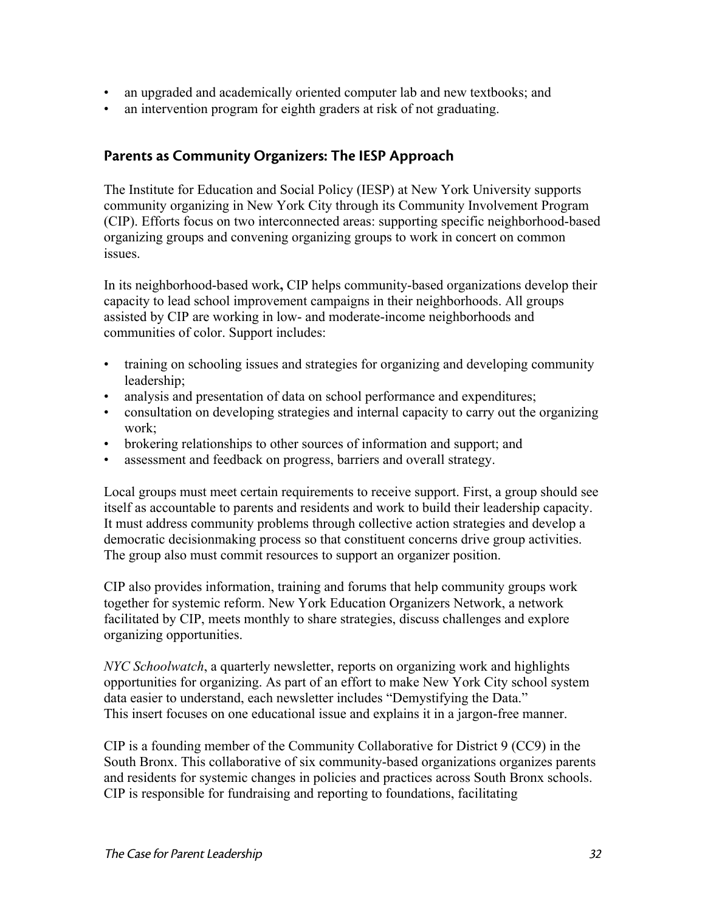- an upgraded and academically oriented computer lab and new textbooks; and
- an intervention program for eighth graders at risk of not graduating.

## Parents as Community Organizers: The IESP Approach

The Institute for Education and Social Policy (IESP) at New York University supports community organizing in New York City through its Community Involvement Program (CIP). Efforts focus on two interconnected areas: supporting specific neighborhood-based organizing groups and convening organizing groups to work in concert on common issues.

In its neighborhood-based work**,** CIP helps community-based organizations develop their capacity to lead school improvement campaigns in their neighborhoods. All groups assisted by CIP are working in low- and moderate-income neighborhoods and communities of color. Support includes:

- training on schooling issues and strategies for organizing and developing community leadership;
- analysis and presentation of data on school performance and expenditures;
- consultation on developing strategies and internal capacity to carry out the organizing work;
- brokering relationships to other sources of information and support; and
- assessment and feedback on progress, barriers and overall strategy.

Local groups must meet certain requirements to receive support. First, a group should see itself as accountable to parents and residents and work to build their leadership capacity. It must address community problems through collective action strategies and develop a democratic decisionmaking process so that constituent concerns drive group activities. The group also must commit resources to support an organizer position.

CIP also provides information, training and forums that help community groups work together for systemic reform. New York Education Organizers Network, a network facilitated by CIP, meets monthly to share strategies, discuss challenges and explore organizing opportunities.

*NYC Schoolwatch*, a quarterly newsletter, reports on organizing work and highlights opportunities for organizing. As part of an effort to make New York City school system data easier to understand, each newsletter includes "Demystifying the Data." This insert focuses on one educational issue and explains it in a jargon-free manner.

CIP is a founding member of the Community Collaborative for District 9 (CC9) in the South Bronx. This collaborative of six community-based organizations organizes parents and residents for systemic changes in policies and practices across South Bronx schools. CIP is responsible for fundraising and reporting to foundations, facilitating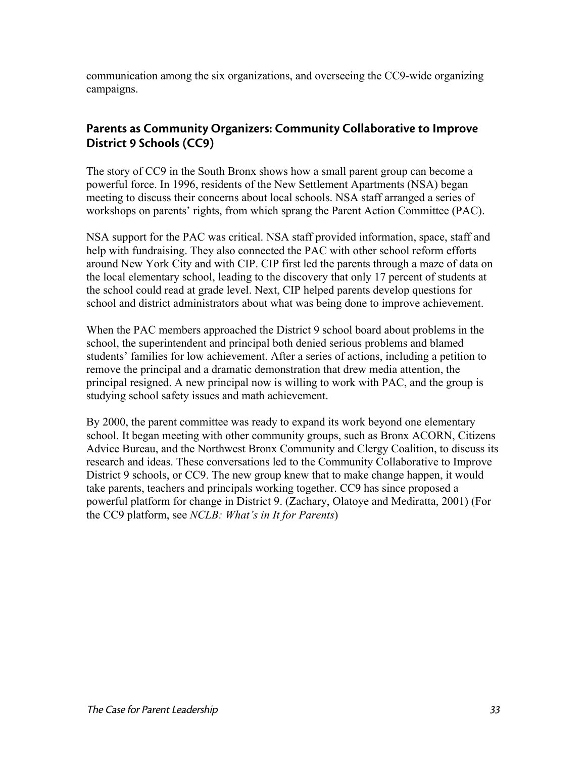communication among the six organizations, and overseeing the CC9-wide organizing campaigns.

### Parents as Community Organizers: Community Collaborative to Improve District 9 Schools (CC9)

The story of CC9 in the South Bronx shows how a small parent group can become a powerful force. In 1996, residents of the New Settlement Apartments (NSA) began meeting to discuss their concerns about local schools. NSA staff arranged a series of workshops on parents' rights, from which sprang the Parent Action Committee (PAC).

NSA support for the PAC was critical. NSA staff provided information, space, staff and help with fundraising. They also connected the PAC with other school reform efforts around New York City and with CIP. CIP first led the parents through a maze of data on the local elementary school, leading to the discovery that only 17 percent of students at the school could read at grade level. Next, CIP helped parents develop questions for school and district administrators about what was being done to improve achievement.

When the PAC members approached the District 9 school board about problems in the school, the superintendent and principal both denied serious problems and blamed students' families for low achievement. After a series of actions, including a petition to remove the principal and a dramatic demonstration that drew media attention, the principal resigned. A new principal now is willing to work with PAC, and the group is studying school safety issues and math achievement.

By 2000, the parent committee was ready to expand its work beyond one elementary school. It began meeting with other community groups, such as Bronx ACORN, Citizens Advice Bureau, and the Northwest Bronx Community and Clergy Coalition, to discuss its research and ideas. These conversations led to the Community Collaborative to Improve District 9 schools, or CC9. The new group knew that to make change happen, it would take parents, teachers and principals working together. CC9 has since proposed a powerful platform for change in District 9. (Zachary, Olatoye and Mediratta, 2001) (For the CC9 platform, see *NCLB: What's in It for Parents*)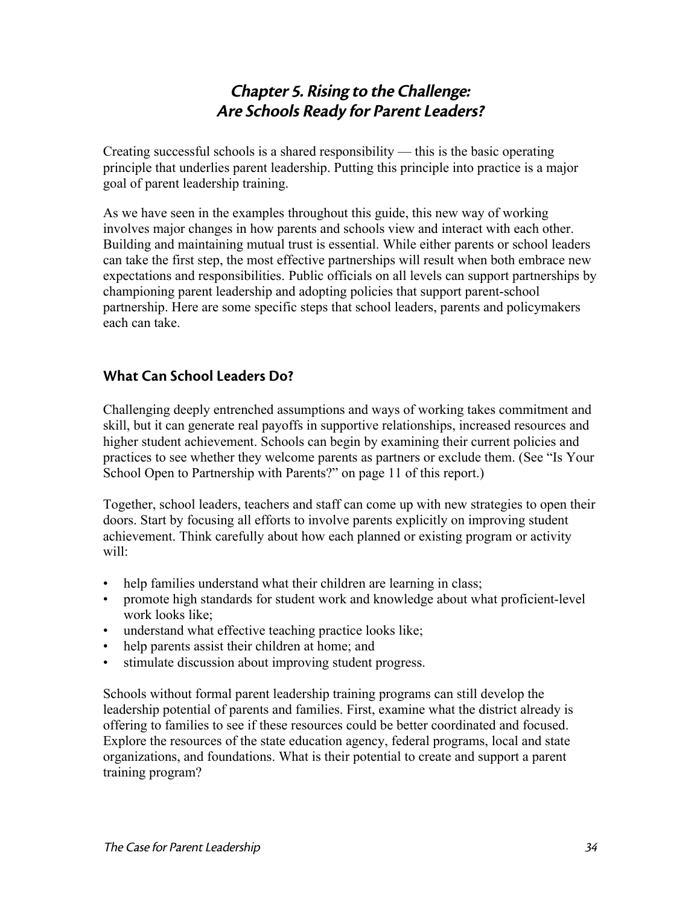# *Chapter 5. Rising to the Challenge: Are Schools Ready for Parent Leaders?*

Creating successful schools is a shared responsibility — this is the basic operating principle that underlies parent leadership. Putting this principle into practice is a major goal of parent leadership training.

As we have seen in the examples throughout this guide, this new way of working involves major changes in how parents and schools view and interact with each other. Building and maintaining mutual trust is essential. While either parents or school leaders can take the first step, the most effective partnerships will result when both embrace new expectations and responsibilities. Public officials on all levels can support partnerships by championing parent leadership and adopting policies that support parent-school partnership. Here are some specific steps that school leaders, parents and policymakers each can take.

## What Can School Leaders Do?

Challenging deeply entrenched assumptions and ways of working takes commitment and skill, but it can generate real payoffs in supportive relationships, increased resources and higher student achievement. Schools can begin by examining their current policies and practices to see whether they welcome parents as partners or exclude them. (See "Is Your School Open to Partnership with Parents?" on page 11 of this report.)

Together, school leaders, teachers and staff can come up with new strategies to open their doors. Start by focusing all efforts to involve parents explicitly on improving student achievement. Think carefully about how each planned or existing program or activity will:

- help families understand what their children are learning in class;
- promote high standards for student work and knowledge about what proficient-level work looks like;
- understand what effective teaching practice looks like;
- help parents assist their children at home; and
- stimulate discussion about improving student progress.

Schools without formal parent leadership training programs can still develop the leadership potential of parents and families. First, examine what the district already is offering to families to see if these resources could be better coordinated and focused. Explore the resources of the state education agency, federal programs, local and state organizations, and foundations. What is their potential to create and support a parent training program?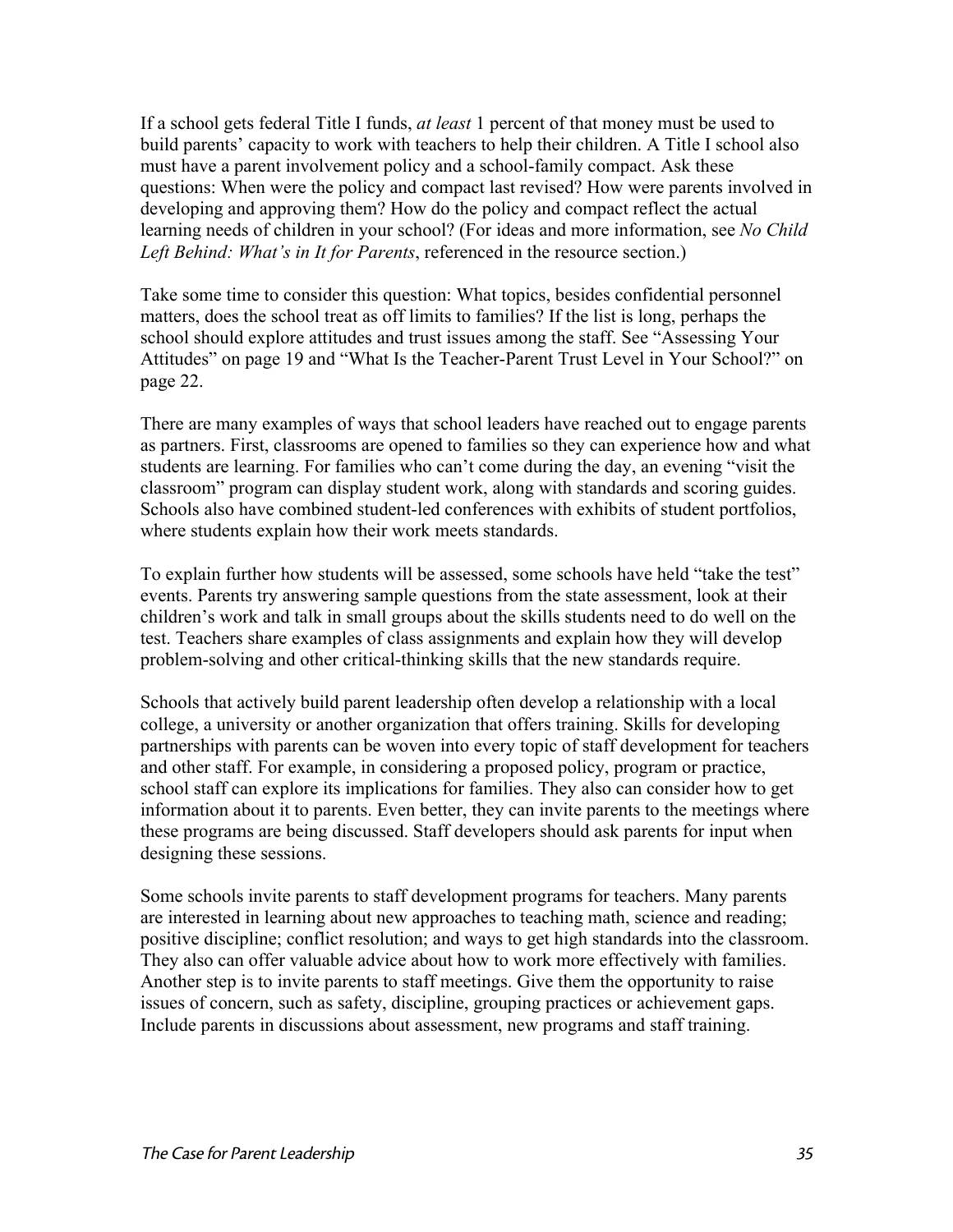If a school gets federal Title I funds, *at least* 1 percent of that money must be used to build parents' capacity to work with teachers to help their children. A Title I school also must have a parent involvement policy and a school-family compact. Ask these questions: When were the policy and compact last revised? How were parents involved in developing and approving them? How do the policy and compact reflect the actual learning needs of children in your school? (For ideas and more information, see *No Child Left Behind: What's in It for Parents*, referenced in the resource section.)

Take some time to consider this question: What topics, besides confidential personnel matters, does the school treat as off limits to families? If the list is long, perhaps the school should explore attitudes and trust issues among the staff. See "Assessing Your Attitudes" on page 19 and "What Is the Teacher-Parent Trust Level in Your School?" on page 22.

There are many examples of ways that school leaders have reached out to engage parents as partners. First, classrooms are opened to families so they can experience how and what students are learning. For families who can't come during the day, an evening "visit the classroom" program can display student work, along with standards and scoring guides. Schools also have combined student-led conferences with exhibits of student portfolios, where students explain how their work meets standards.

To explain further how students will be assessed, some schools have held "take the test" events. Parents try answering sample questions from the state assessment, look at their children's work and talk in small groups about the skills students need to do well on the test. Teachers share examples of class assignments and explain how they will develop problem-solving and other critical-thinking skills that the new standards require.

Schools that actively build parent leadership often develop a relationship with a local college, a university or another organization that offers training. Skills for developing partnerships with parents can be woven into every topic of staff development for teachers and other staff. For example, in considering a proposed policy, program or practice, school staff can explore its implications for families. They also can consider how to get information about it to parents. Even better, they can invite parents to the meetings where these programs are being discussed. Staff developers should ask parents for input when designing these sessions.

Some schools invite parents to staff development programs for teachers. Many parents are interested in learning about new approaches to teaching math, science and reading; positive discipline; conflict resolution; and ways to get high standards into the classroom. They also can offer valuable advice about how to work more effectively with families. Another step is to invite parents to staff meetings. Give them the opportunity to raise issues of concern, such as safety, discipline, grouping practices or achievement gaps. Include parents in discussions about assessment, new programs and staff training.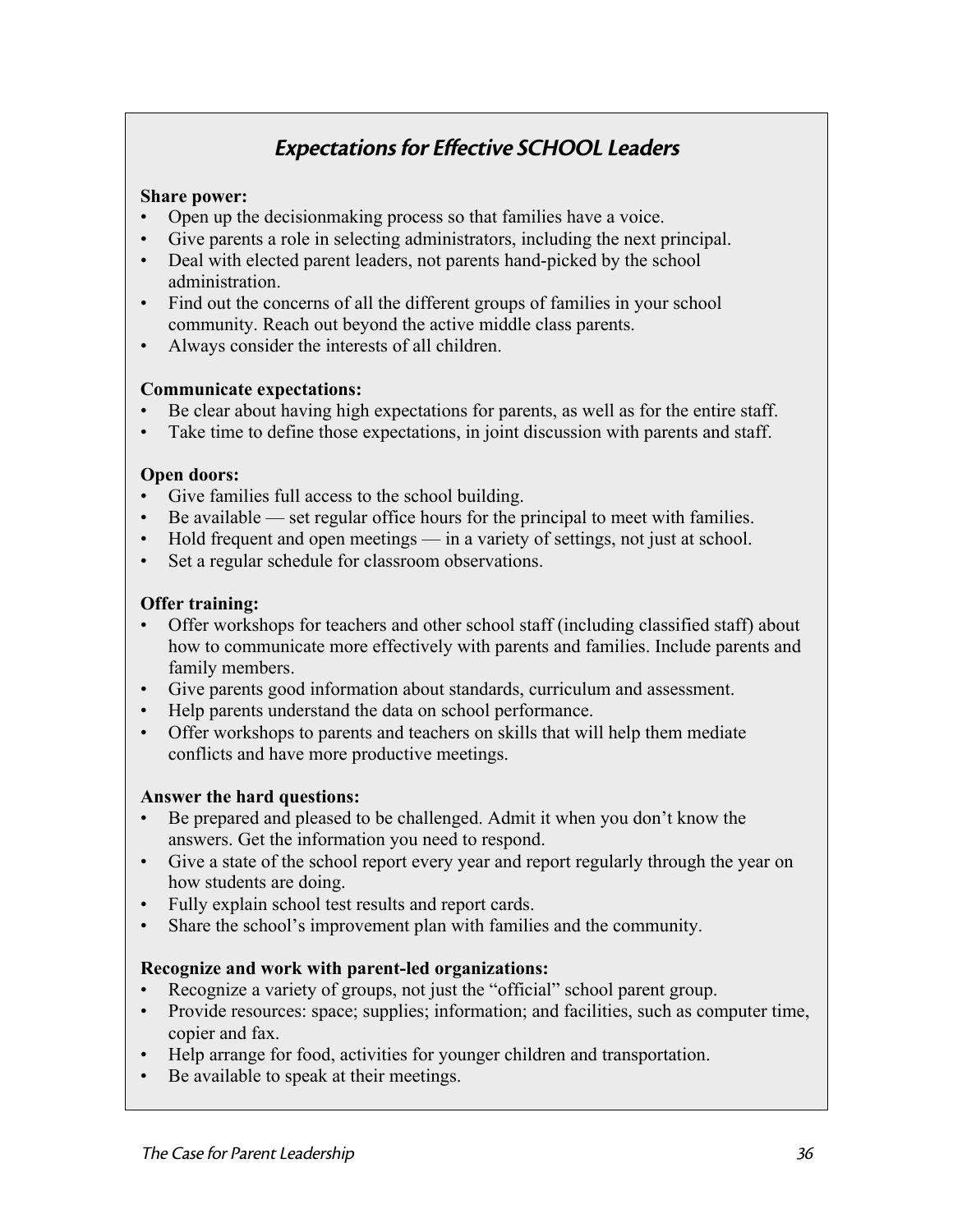## *Expectations for Effective SCHOOL Leaders*

**Share power:**

- Open up the decisionmaking process so that families have a voice.
- Give parents a role in selecting administrators, including the next principal.
- Deal with elected parent leaders, not parents hand-picked by the school administration.
- Find out the concerns of all the different groups of families in your school community. Reach out beyond the active middle class parents.
- Always consider the interests of all children.

**Communicate expectations:**

- Be clear about having high expectations for parents, as well as for the entire staff.
- Take time to define those expectations, in joint discussion with parents and staff.

**Open doors:**

- Give families full access to the school building.
- Be available — set regular office hours for the principal to meet with families.
- Hold frequent and open meetings — in a variety of settings, not just at school.
- Set a regular schedule for classroom observations.

**Offer training:**

- Offer workshops for teachers and other school staff (including classified staff) about how to communicate more effectively with parents and families. Include parents and family members.
- Give parents good information about standards, curriculum and assessment.
- Help parents understand the data on school performance.
- Offer workshops to parents and teachers on skills that will help them mediate conflicts and have more productive meetings.

**Answer the hard questions:**

- Be prepared and pleased to be challenged. Admit it when you don't know the answers. Get the information you need to respond.
- Give a state of the school report every year and report regularly through the year on how students are doing.
- Fully explain school test results and report cards.
- Share the school's improvement plan with families and the community.

**Recognize and work with parent-led organizations:**

- Recognize a variety of groups, not just the "official" school parent group.
- Provide resources: space; supplies; information; and facilities, such as computer time, copier and fax.
- Help arrange for food, activities for younger children and transportation.
- Be available to speak at their meetings.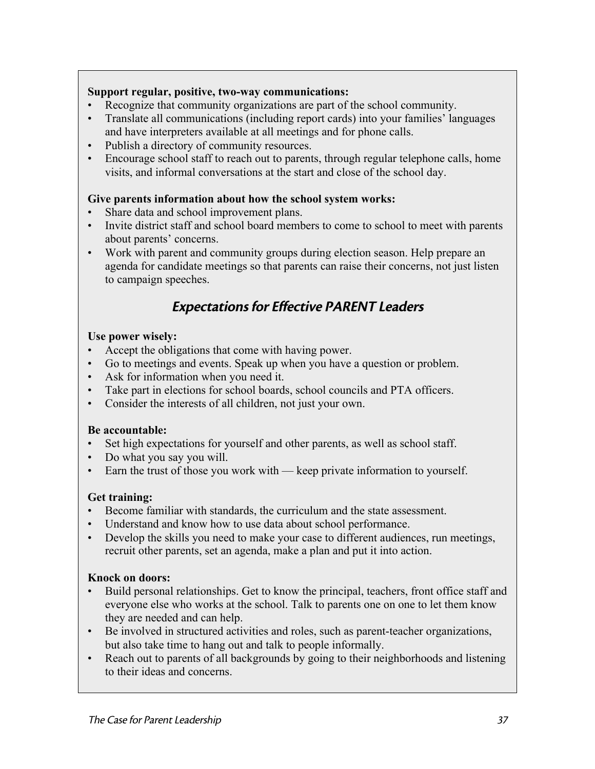**Support regular, positive, two-way communications:**

- Recognize that community organizations are part of the school community.
- Translate all communications (including report cards) into your families' languages and have interpreters available at all meetings and for phone calls.
- Publish a directory of community resources.
- Encourage school staff to reach out to parents, through regular telephone calls, home visits, and informal conversations at the start and close of the school day.

**Give parents information about how the school system works:**

- Share data and school improvement plans.
- Invite district staff and school board members to come to school to meet with parents about parents' concerns.
- Work with parent and community groups during election season. Help prepare an agenda for candidate meetings so that parents can raise their concerns, not just listen to campaign speeches.

## *Expectations for Effective PARENT Leaders*

**Use power wisely:**

- Accept the obligations that come with having power.
- Go to meetings and events. Speak up when you have a question or problem.
- Ask for information when you need it.
- Take part in elections for school boards, school councils and PTA officers.
- Consider the interests of all children, not just your own.

**Be accountable:**

- Set high expectations for yourself and other parents, as well as school staff.
- Do what you say you will.
- Earn the trust of those you work with — keep private information to yourself.

**Get training:**

- Become familiar with standards, the curriculum and the state assessment.
- Understand and know how to use data about school performance.
- Develop the skills you need to make your case to different audiences, run meetings, recruit other parents, set an agenda, make a plan and put it into action.

**Knock on doors:**

- Build personal relationships. Get to know the principal, teachers, front office staff and everyone else who works at the school. Talk to parents one on one to let them know they are needed and can help.
- Be involved in structured activities and roles, such as parent-teacher organizations, but also take time to hang out and talk to people informally.
- Reach out to parents of all backgrounds by going to their neighborhoods and listening to their ideas and concerns.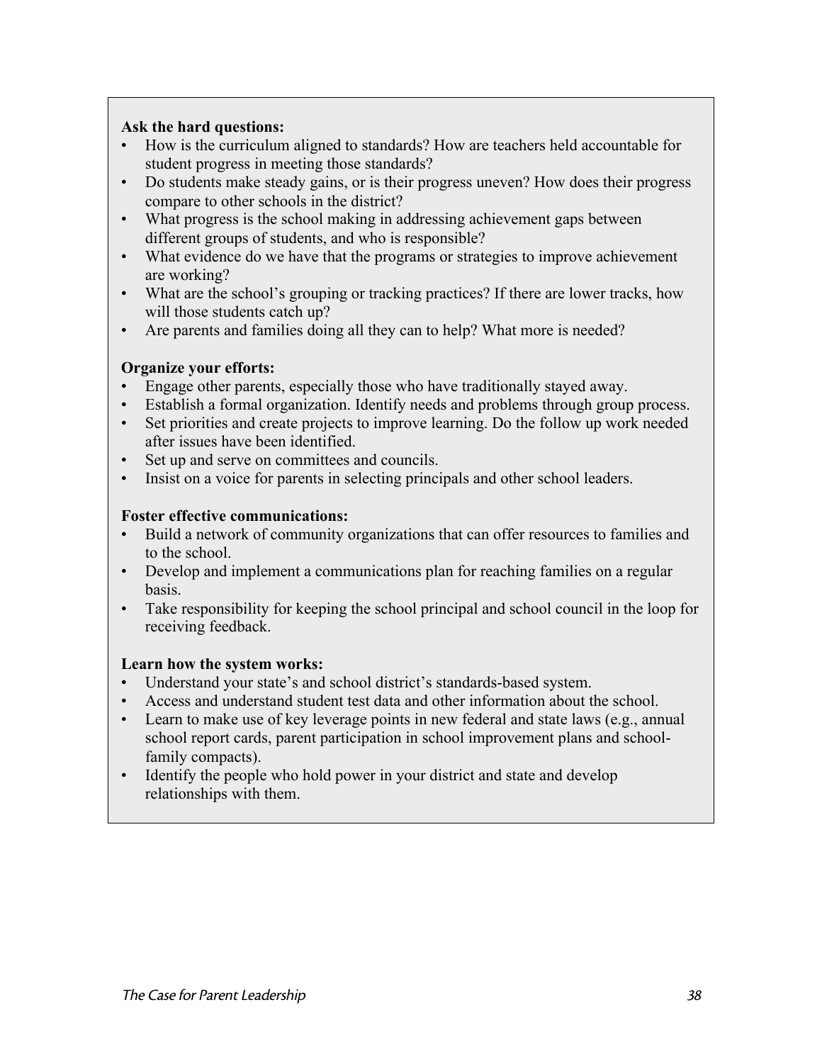**Ask the hard questions:**

- How is the curriculum aligned to standards? How are teachers held accountable for student progress in meeting those standards?
- Do students make steady gains, or is their progress uneven? How does their progress compare to other schools in the district?
- What progress is the school making in addressing achievement gaps between different groups of students, and who is responsible?
- What evidence do we have that the programs or strategies to improve achievement are working?
- What are the school's grouping or tracking practices? If there are lower tracks, how will those students catch up?
- Are parents and families doing all they can to help? What more is needed?

**Organize your efforts:**

- Engage other parents, especially those who have traditionally stayed away.
- Establish a formal organization. Identify needs and problems through group process.
- Set priorities and create projects to improve learning. Do the follow up work needed after issues have been identified.
- Set up and serve on committees and councils.
- Insist on a voice for parents in selecting principals and other school leaders.

**Foster effective communications:**

- Build a network of community organizations that can offer resources to families and to the school.
- Develop and implement a communications plan for reaching families on a regular basis.
- Take responsibility for keeping the school principal and school council in the loop for receiving feedback.

**Learn how the system works:**

- Understand your state's and school district's standards-based system.
- Access and understand student test data and other information about the school.
- Learn to make use of key leverage points in new federal and state laws (e.g., annual school report cards, parent participation in school improvement plans and school-family compacts).
- Identify the people who hold power in your district and state and develop relationships with them.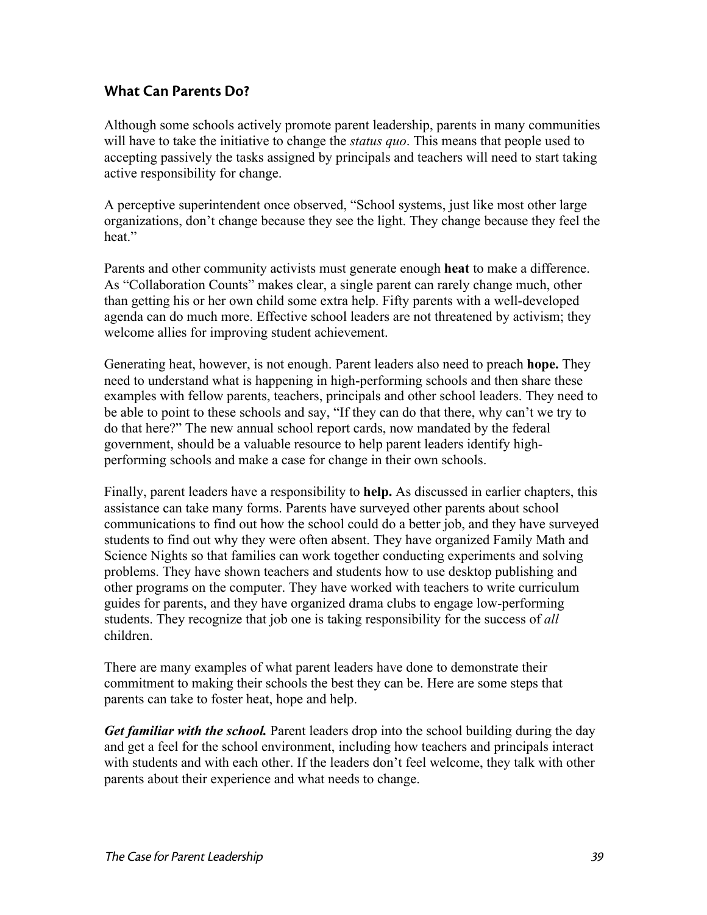## What Can Parents Do?

Although some schools actively promote parent leadership, parents in many communities will have to take the initiative to change the *status quo*. This means that people used to accepting passively the tasks assigned by principals and teachers will need to start taking active responsibility for change.

A perceptive superintendent once observed, "School systems, just like most other large organizations, don't change because they see the light. They change because they feel the heat."

Parents and other community activists must generate enough **heat** to make a difference. As "Collaboration Counts" makes clear, a single parent can rarely change much, other than getting his or her own child some extra help. Fifty parents with a well-developed agenda can do much more. Effective school leaders are not threatened by activism; they welcome allies for improving student achievement.

Generating heat, however, is not enough. Parent leaders also need to preach **hope.** They need to understand what is happening in high-performing schools and then share these examples with fellow parents, teachers, principals and other school leaders. They need to be able to point to these schools and say, "If they can do that there, why can't we try to do that here?" The new annual school report cards, now mandated by the federal government, should be a valuable resource to help parent leaders identify high-performing schools and make a case for change in their own schools.

Finally, parent leaders have a responsibility to **help.** As discussed in earlier chapters, this assistance can take many forms. Parents have surveyed other parents about school communications to find out how the school could do a better job, and they have surveyed students to find out why they were often absent. They have organized Family Math and Science Nights so that families can work together conducting experiments and solving problems. They have shown teachers and students how to use desktop publishing and other programs on the computer. They have worked with teachers to write curriculum guides for parents, and they have organized drama clubs to engage low-performing students. They recognize that job one is taking responsibility for the success of *all* children.

There are many examples of what parent leaders have done to demonstrate their commitment to making their schools the best they can be. Here are some steps that parents can take to foster heat, hope and help.

***Get familiar with the school.*** Parent leaders drop into the school building during the day and get a feel for the school environment, including how teachers and principals interact with students and with each other. If the leaders don't feel welcome, they talk with other parents about their experience and what needs to change.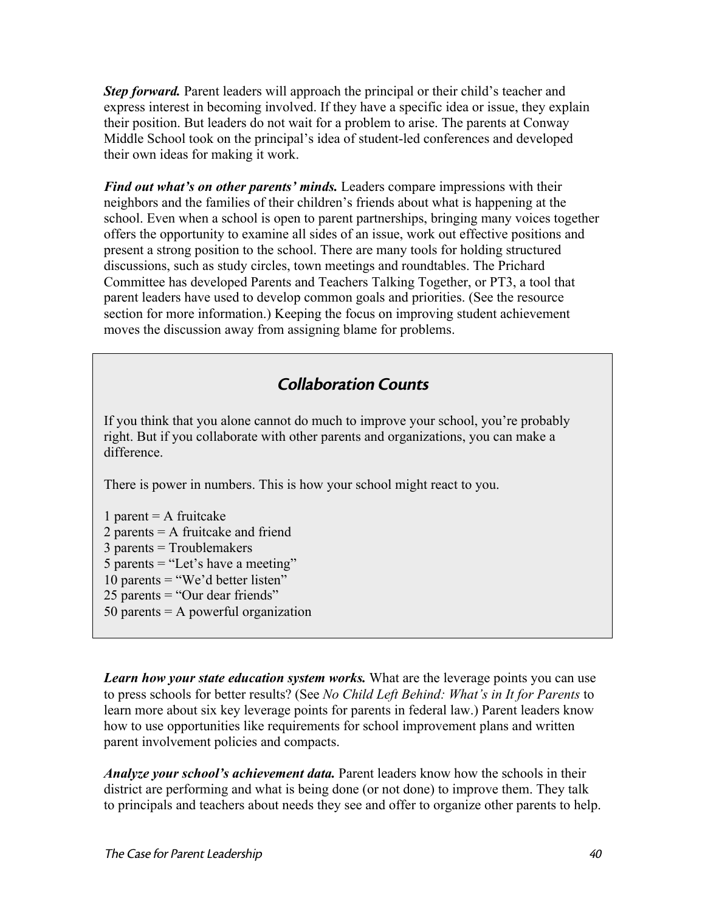***Step forward.*** Parent leaders will approach the principal or their child's teacher and express interest in becoming involved. If they have a specific idea or issue, they explain their position. But leaders do not wait for a problem to arise. The parents at Conway Middle School took on the principal's idea of student-led conferences and developed their own ideas for making it work.

***Find out what's on other parents' minds.*** Leaders compare impressions with their neighbors and the families of their children's friends about what is happening at the school. Even when a school is open to parent partnerships, bringing many voices together offers the opportunity to examine all sides of an issue, work out effective positions and present a strong position to the school. There are many tools for holding structured discussions, such as study circles, town meetings and roundtables. The Prichard Committee has developed Parents and Teachers Talking Together, or PT3, a tool that parent leaders have used to develop common goals and priorities. (See the resource section for more information.) Keeping the focus on improving student achievement moves the discussion away from assigning blame for problems.

## *Collaboration Counts*

If you think that you alone cannot do much to improve your school, you're probably right. But if you collaborate with other parents and organizations, you can make a difference.

There is power in numbers. This is how your school might react to you.

1 parent = A fruitcake
2 parents = A fruitcake and friend
3 parents = Troublemakers
5 parents = "Let's have a meeting"
10 parents = "We'd better listen"
25 parents = "Our dear friends"
50 parents = A powerful organization

***Learn how your state education system works.*** What are the leverage points you can use to press schools for better results? (See *No Child Left Behind: What's in It for Parents* to learn more about six key leverage points for parents in federal law.) Parent leaders know how to use opportunities like requirements for school improvement plans and written parent involvement policies and compacts.

***Analyze your school's achievement data.*** Parent leaders know how the schools in their district are performing and what is being done (or not done) to improve them. They talk to principals and teachers about needs they see and offer to organize other parents to help.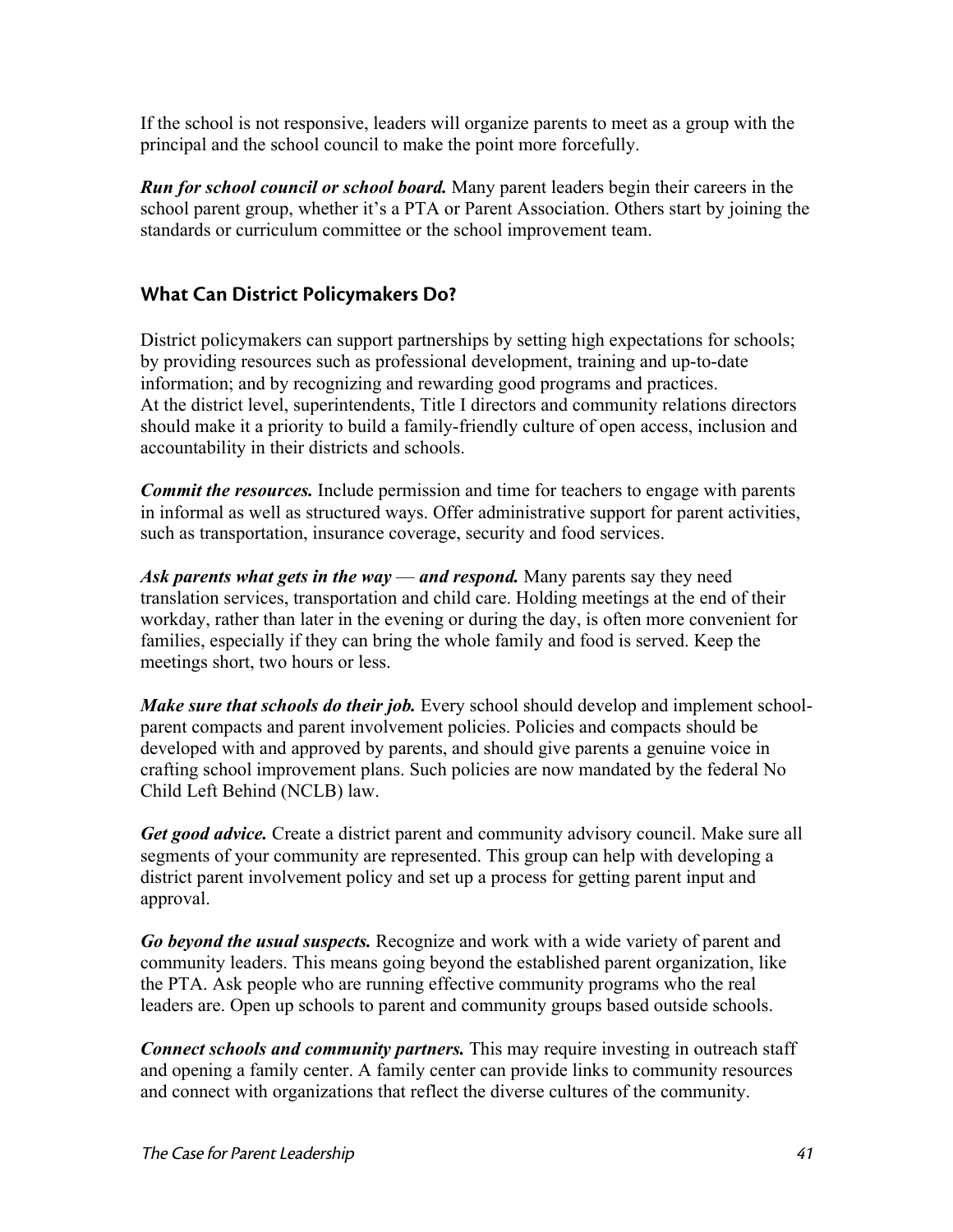If the school is not responsive, leaders will organize parents to meet as a group with the principal and the school council to make the point more forcefully.

***Run for school council or school board.*** Many parent leaders begin their careers in the school parent group, whether it's a PTA or Parent Association. Others start by joining the standards or curriculum committee or the school improvement team.

## What Can District Policymakers Do?

District policymakers can support partnerships by setting high expectations for schools; by providing resources such as professional development, training and up-to-date information; and by recognizing and rewarding good programs and practices.
At the district level, superintendents, Title I directors and community relations directors should make it a priority to build a family-friendly culture of open access, inclusion and accountability in their districts and schools.

***Commit the resources.*** Include permission and time for teachers to engage with parents in informal as well as structured ways. Offer administrative support for parent activities, such as transportation, insurance coverage, security and food services.

***Ask parents what gets in the way — and respond.*** Many parents say they need translation services, transportation and child care. Holding meetings at the end of their workday, rather than later in the evening or during the day, is often more convenient for families, especially if they can bring the whole family and food is served. Keep the meetings short, two hours or less.

***Make sure that schools do their job.*** Every school should develop and implement school-parent compacts and parent involvement policies. Policies and compacts should be developed with and approved by parents, and should give parents a genuine voice in crafting school improvement plans. Such policies are now mandated by the federal No Child Left Behind (NCLB) law.

***Get good advice.*** Create a district parent and community advisory council. Make sure all segments of your community are represented. This group can help with developing a district parent involvement policy and set up a process for getting parent input and approval.

***Go beyond the usual suspects.*** Recognize and work with a wide variety of parent and community leaders. This means going beyond the established parent organization, like the PTA. Ask people who are running effective community programs who the real leaders are. Open up schools to parent and community groups based outside schools.

***Connect schools and community partners.*** This may require investing in outreach staff and opening a family center. A family center can provide links to community resources and connect with organizations that reflect the diverse cultures of the community.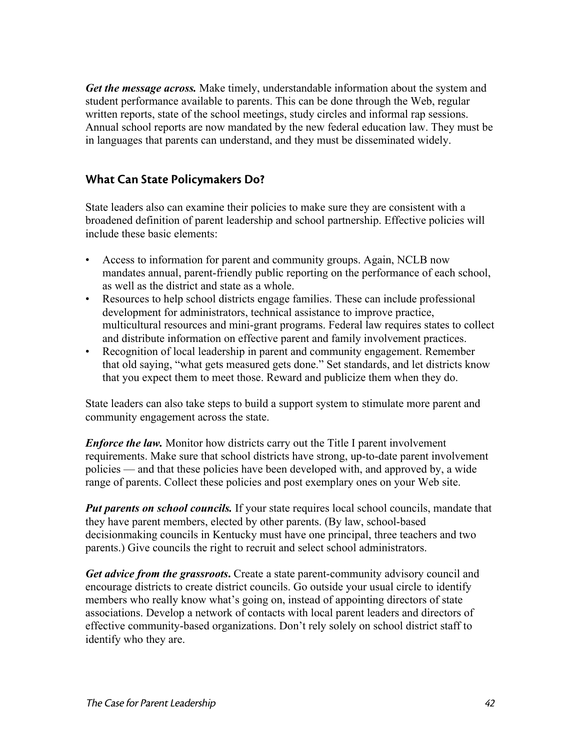***Get the message across.*** Make timely, understandable information about the system and student performance available to parents. This can be done through the Web, regular written reports, state of the school meetings, study circles and informal rap sessions. Annual school reports are now mandated by the new federal education law. They must be in languages that parents can understand, and they must be disseminated widely.

## What Can State Policymakers Do?

State leaders also can examine their policies to make sure they are consistent with a broadened definition of parent leadership and school partnership. Effective policies will include these basic elements:

- Access to information for parent and community groups. Again, NCLB now mandates annual, parent-friendly public reporting on the performance of each school, as well as the district and state as a whole.
- Resources to help school districts engage families. These can include professional development for administrators, technical assistance to improve practice, multicultural resources and mini-grant programs. Federal law requires states to collect and distribute information on effective parent and family involvement practices.
- Recognition of local leadership in parent and community engagement. Remember that old saying, "what gets measured gets done." Set standards, and let districts know that you expect them to meet those. Reward and publicize them when they do.

State leaders can also take steps to build a support system to stimulate more parent and community engagement across the state.

***Enforce the law.*** Monitor how districts carry out the Title I parent involvement requirements. Make sure that school districts have strong, up-to-date parent involvement policies — and that these policies have been developed with, and approved by, a wide range of parents. Collect these policies and post exemplary ones on your Web site.

***Put parents on school councils.*** If your state requires local school councils, mandate that they have parent members, elected by other parents. (By law, school-based decisionmaking councils in Kentucky must have one principal, three teachers and two parents.) Give councils the right to recruit and select school administrators.

***Get advice from the grassroots*.** Create a state parent-community advisory council and encourage districts to create district councils. Go outside your usual circle to identify members who really know what's going on, instead of appointing directors of state associations. Develop a network of contacts with local parent leaders and directors of effective community-based organizations. Don't rely solely on school district staff to identify who they are.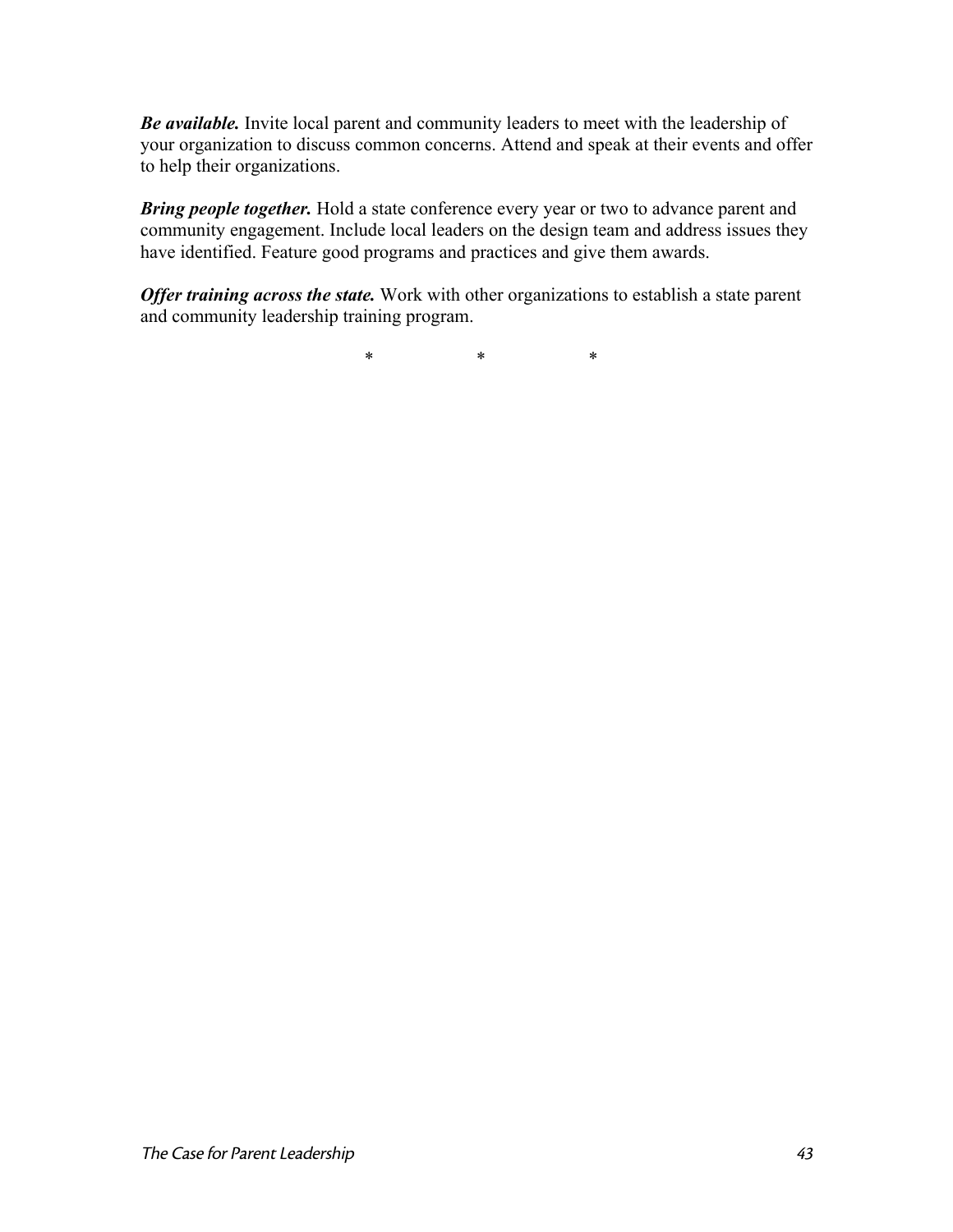***Be available.*** Invite local parent and community leaders to meet with the leadership of your organization to discuss common concerns. Attend and speak at their events and offer to help their organizations.

***Bring people together.*** Hold a state conference every year or two to advance parent and community engagement. Include local leaders on the design team and address issues they have identified. Feature good programs and practices and give them awards.

***Offer training across the state.*** Work with other organizations to establish a state parent and community leadership training program.

\*          \*          \*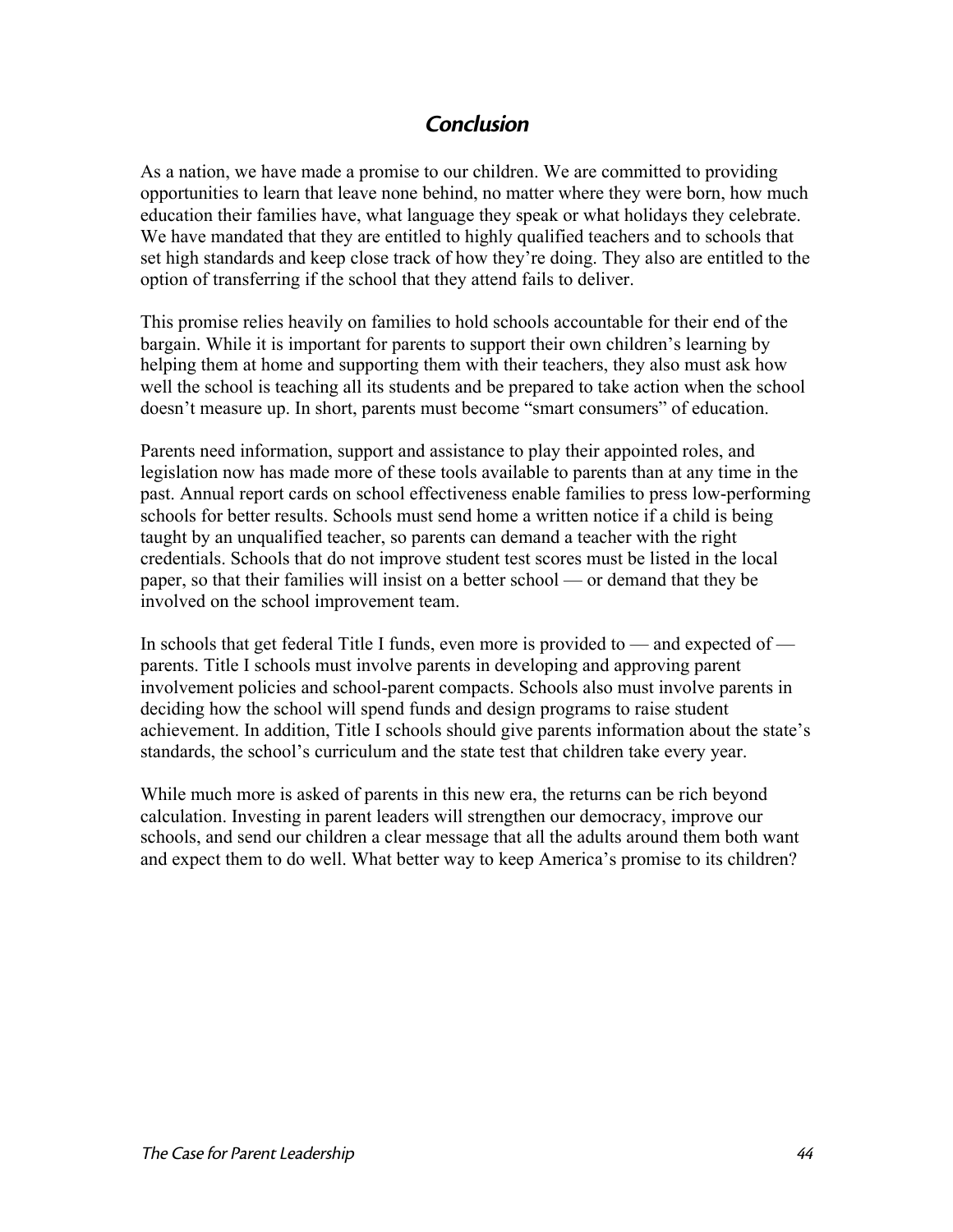## *Conclusion*

As a nation, we have made a promise to our children. We are committed to providing opportunities to learn that leave none behind, no matter where they were born, how much education their families have, what language they speak or what holidays they celebrate. We have mandated that they are entitled to highly qualified teachers and to schools that set high standards and keep close track of how they're doing. They also are entitled to the option of transferring if the school that they attend fails to deliver.

This promise relies heavily on families to hold schools accountable for their end of the bargain. While it is important for parents to support their own children's learning by helping them at home and supporting them with their teachers, they also must ask how well the school is teaching all its students and be prepared to take action when the school doesn't measure up. In short, parents must become "smart consumers" of education.

Parents need information, support and assistance to play their appointed roles, and legislation now has made more of these tools available to parents than at any time in the past. Annual report cards on school effectiveness enable families to press low-performing schools for better results. Schools must send home a written notice if a child is being taught by an unqualified teacher, so parents can demand a teacher with the right credentials. Schools that do not improve student test scores must be listed in the local paper, so that their families will insist on a better school — or demand that they be involved on the school improvement team.

In schools that get federal Title I funds, even more is provided to — and expected of — parents. Title I schools must involve parents in developing and approving parent involvement policies and school-parent compacts. Schools also must involve parents in deciding how the school will spend funds and design programs to raise student achievement. In addition, Title I schools should give parents information about the state's standards, the school's curriculum and the state test that children take every year.

While much more is asked of parents in this new era, the returns can be rich beyond calculation. Investing in parent leaders will strengthen our democracy, improve our schools, and send our children a clear message that all the adults around them both want and expect them to do well. What better way to keep America's promise to its children?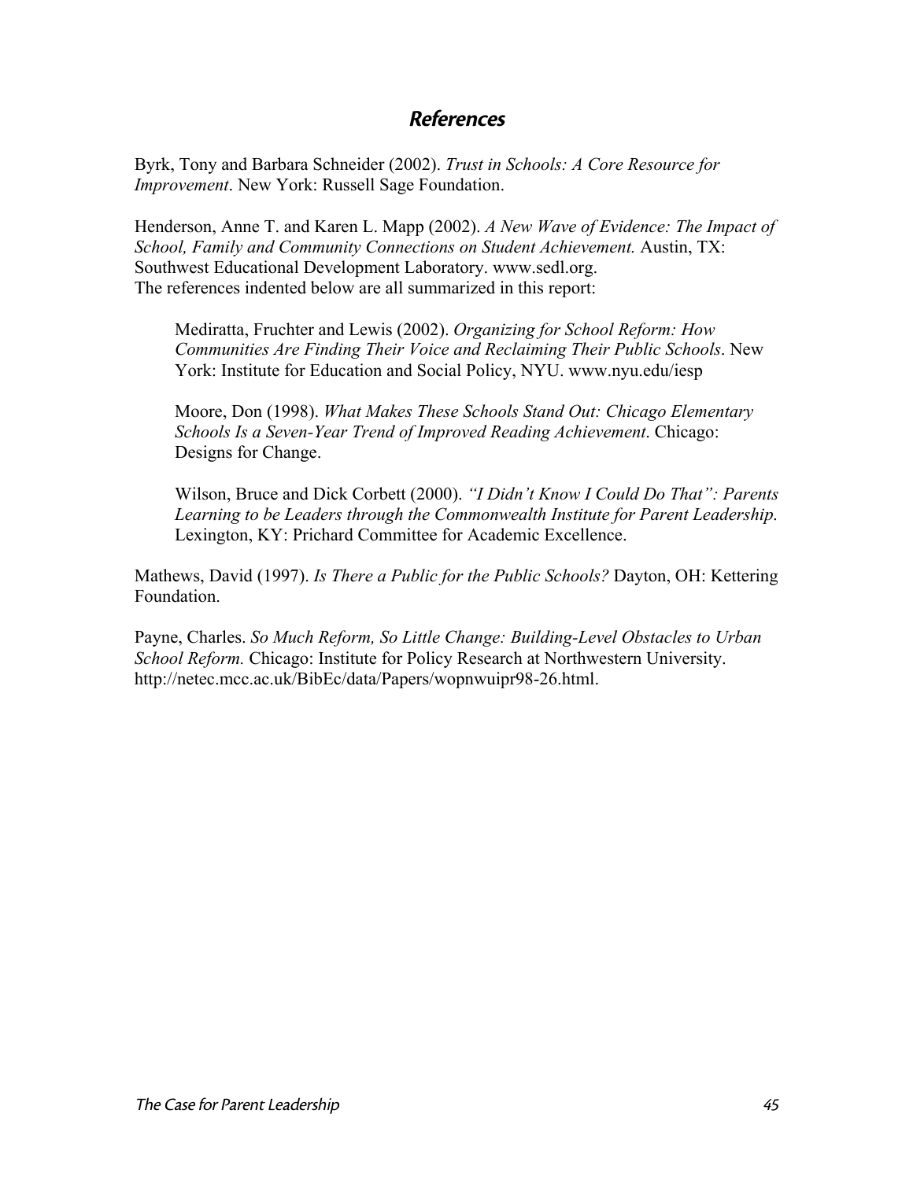## *References*

Byrk, Tony and Barbara Schneider (2002). *Trust in Schools: A Core Resource for Improvement*. New York: Russell Sage Foundation.

Henderson, Anne T. and Karen L. Mapp (2002). *A New Wave of Evidence: The Impact of School, Family and Community Connections on Student Achievement.* Austin, TX: Southwest Educational Development Laboratory. www.sedl.org.
The references indented below are all summarized in this report:

> Mediratta, Fruchter and Lewis (2002). *Organizing for School Reform: How Communities Are Finding Their Voice and Reclaiming Their Public Schools*. New York: Institute for Education and Social Policy, NYU. www.nyu.edu/iesp
>
> Moore, Don (1998). *What Makes These Schools Stand Out: Chicago Elementary Schools Is a Seven-Year Trend of Improved Reading Achievement*. Chicago: Designs for Change.
>
> Wilson, Bruce and Dick Corbett (2000). *"I Didn't Know I Could Do That": Parents Learning to be Leaders through the Commonwealth Institute for Parent Leadership.* Lexington, KY: Prichard Committee for Academic Excellence.

Mathews, David (1997). *Is There a Public for the Public Schools?* Dayton, OH: Kettering Foundation.

Payne, Charles. *So Much Reform, So Little Change: Building-Level Obstacles to Urban School Reform.* Chicago: Institute for Policy Research at Northwestern University. http://netec.mcc.ac.uk/BibEc/data/Papers/wopnwuipr98-26.html.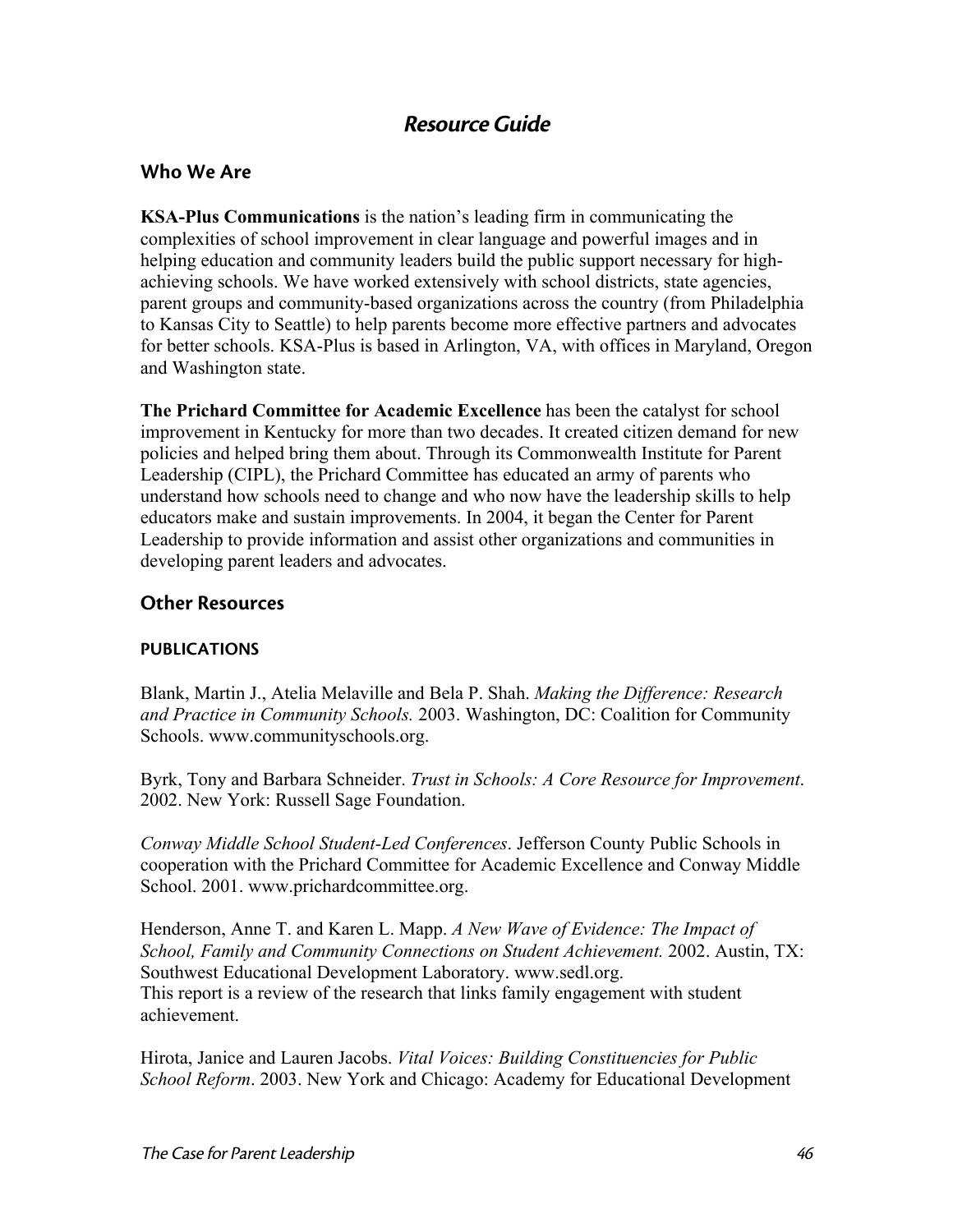# *Resource Guide*

## Who We Are

**KSA-Plus Communications** is the nation's leading firm in communicating the complexities of school improvement in clear language and powerful images and in helping education and community leaders build the public support necessary for high-achieving schools. We have worked extensively with school districts, state agencies, parent groups and community-based organizations across the country (from Philadelphia to Kansas City to Seattle) to help parents become more effective partners and advocates for better schools. KSA-Plus is based in Arlington, VA, with offices in Maryland, Oregon and Washington state.

**The Prichard Committee for Academic Excellence** has been the catalyst for school improvement in Kentucky for more than two decades. It created citizen demand for new policies and helped bring them about. Through its Commonwealth Institute for Parent Leadership (CIPL), the Prichard Committee has educated an army of parents who understand how schools need to change and who now have the leadership skills to help educators make and sustain improvements. In 2004, it began the Center for Parent Leadership to provide information and assist other organizations and communities in developing parent leaders and advocates.

## Other Resources

### PUBLICATIONS

Blank, Martin J., Atelia Melaville and Bela P. Shah. *Making the Difference: Research and Practice in Community Schools.* 2003. Washington, DC: Coalition for Community Schools. www.communityschools.org.

Byrk, Tony and Barbara Schneider. *Trust in Schools: A Core Resource for Improvement*. 2002. New York: Russell Sage Foundation.

*Conway Middle School Student-Led Conferences*. Jefferson County Public Schools in cooperation with the Prichard Committee for Academic Excellence and Conway Middle School. 2001. www.prichardcommittee.org.

Henderson, Anne T. and Karen L. Mapp. *A New Wave of Evidence: The Impact of School, Family and Community Connections on Student Achievement.* 2002. Austin, TX: Southwest Educational Development Laboratory. www.sedl.org.
This report is a review of the research that links family engagement with student achievement.

Hirota, Janice and Lauren Jacobs. *Vital Voices: Building Constituencies for Public School Reform*. 2003. New York and Chicago: Academy for Educational Development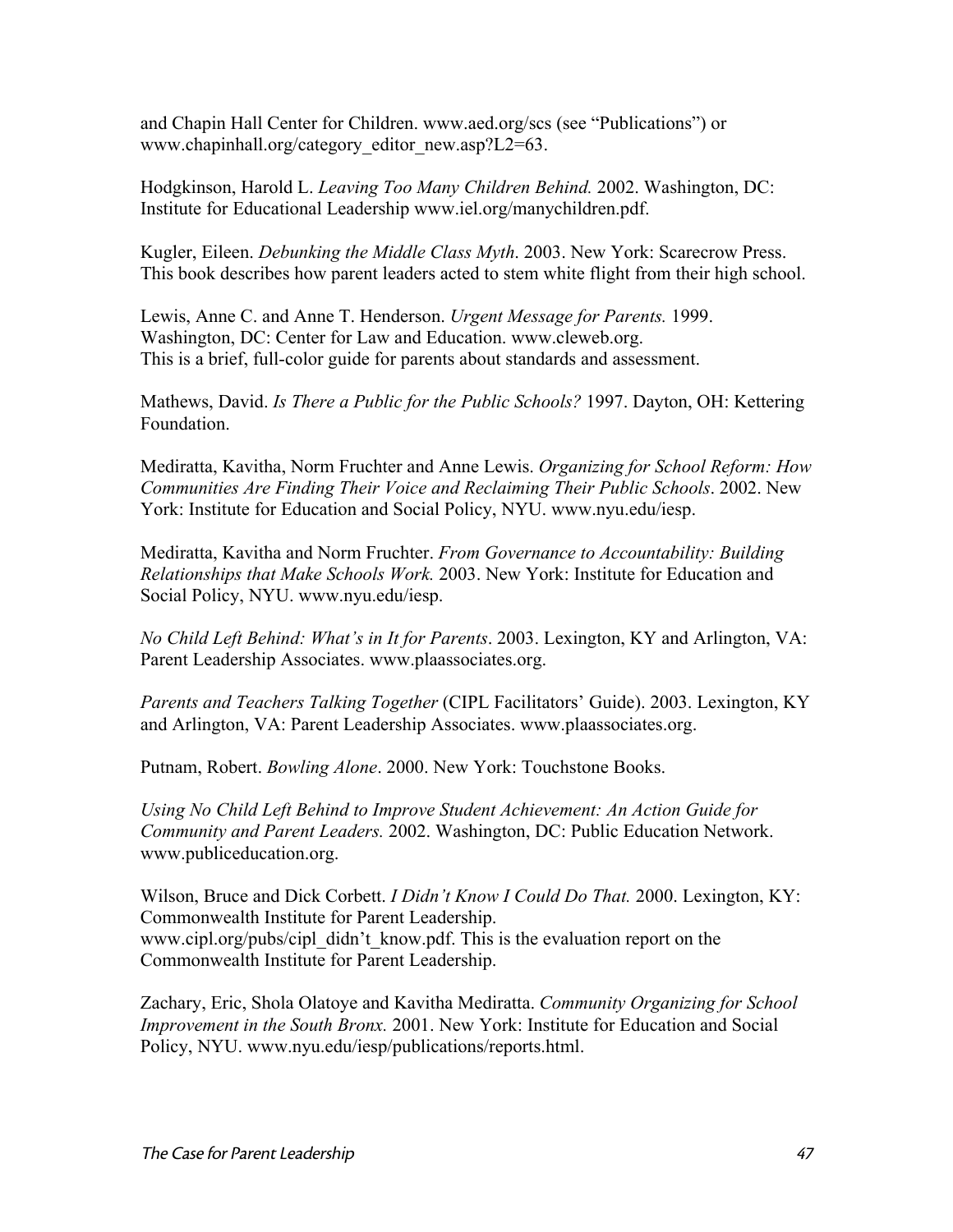and Chapin Hall Center for Children. www.aed.org/scs (see "Publications") or www.chapinhall.org/category_editor_new.asp?L2=63.

Hodgkinson, Harold L. *Leaving Too Many Children Behind.* 2002. Washington, DC: Institute for Educational Leadership www.iel.org/manychildren.pdf.

Kugler, Eileen. *Debunking the Middle Class Myth*. 2003. New York: Scarecrow Press. This book describes how parent leaders acted to stem white flight from their high school.

Lewis, Anne C. and Anne T. Henderson. *Urgent Message for Parents.* 1999. Washington, DC: Center for Law and Education. www.cleweb.org. This is a brief, full-color guide for parents about standards and assessment.

Mathews, David. *Is There a Public for the Public Schools?* 1997. Dayton, OH: Kettering Foundation.

Mediratta, Kavitha, Norm Fruchter and Anne Lewis. *Organizing for School Reform: How Communities Are Finding Their Voice and Reclaiming Their Public Schools*. 2002. New York: Institute for Education and Social Policy, NYU. www.nyu.edu/iesp.

Mediratta, Kavitha and Norm Fruchter. *From Governance to Accountability: Building Relationships that Make Schools Work.* 2003. New York: Institute for Education and Social Policy, NYU. www.nyu.edu/iesp.

*No Child Left Behind: What's in It for Parents*. 2003. Lexington, KY and Arlington, VA: Parent Leadership Associates. www.plaassociates.org.

*Parents and Teachers Talking Together* (CIPL Facilitators' Guide). 2003. Lexington, KY and Arlington, VA: Parent Leadership Associates. www.plaassociates.org.

Putnam, Robert. *Bowling Alone*. 2000. New York: Touchstone Books.

*Using No Child Left Behind to Improve Student Achievement: An Action Guide for Community and Parent Leaders.* 2002. Washington, DC: Public Education Network. www.publiceducation.org.

Wilson, Bruce and Dick Corbett. *I Didn't Know I Could Do That.* 2000. Lexington, KY: Commonwealth Institute for Parent Leadership. www.cipl.org/pubs/cipl_didn't_know.pdf. This is the evaluation report on the Commonwealth Institute for Parent Leadership.

Zachary, Eric, Shola Olatoye and Kavitha Mediratta. *Community Organizing for School Improvement in the South Bronx.* 2001. New York: Institute for Education and Social Policy, NYU. www.nyu.edu/iesp/publications/reports.html.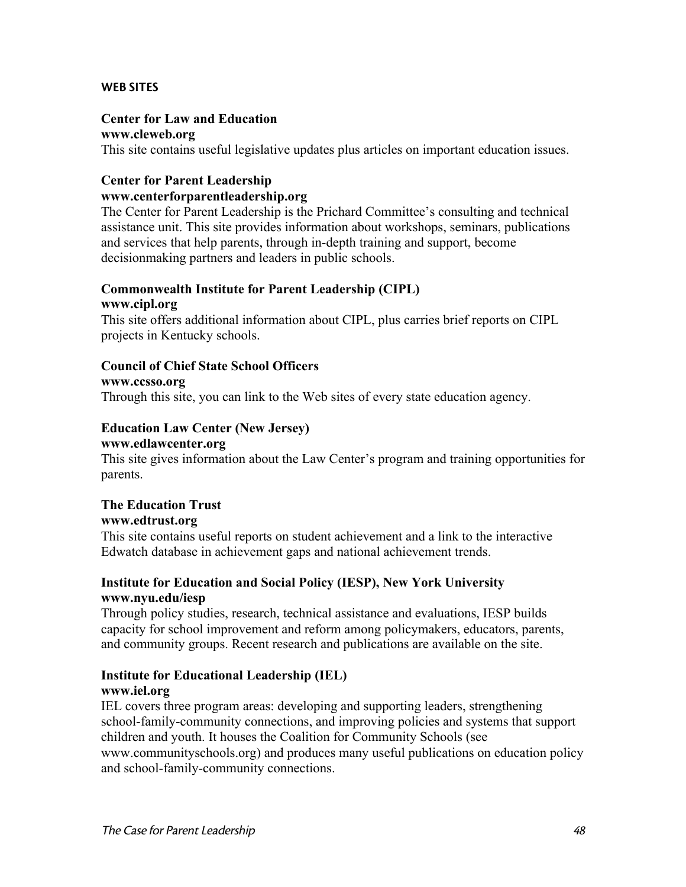## WEB SITES

**Center for Law and Education**
**www.cleweb.org**
This site contains useful legislative updates plus articles on important education issues.

**Center for Parent Leadership**
**www.centerforparentleadership.org**
The Center for Parent Leadership is the Prichard Committee's consulting and technical assistance unit. This site provides information about workshops, seminars, publications and services that help parents, through in-depth training and support, become decisionmaking partners and leaders in public schools.

**Commonwealth Institute for Parent Leadership (CIPL)**
**www.cipl.org**
This site offers additional information about CIPL, plus carries brief reports on CIPL projects in Kentucky schools.

**Council of Chief State School Officers**
**www.ccsso.org**
Through this site, you can link to the Web sites of every state education agency.

**Education Law Center (New Jersey)**
**www.edlawcenter.org**
This site gives information about the Law Center's program and training opportunities for parents.

**The Education Trust**
**www.edtrust.org**
This site contains useful reports on student achievement and a link to the interactive Edwatch database in achievement gaps and national achievement trends.

**Institute for Education and Social Policy (IESP), New York University**
**www.nyu.edu/iesp**
Through policy studies, research, technical assistance and evaluations, IESP builds capacity for school improvement and reform among policymakers, educators, parents, and community groups. Recent research and publications are available on the site.

**Institute for Educational Leadership (IEL)**
**www.iel.org**
IEL covers three program areas: developing and supporting leaders, strengthening school-family-community connections, and improving policies and systems that support children and youth. It houses the Coalition for Community Schools (see www.communityschools.org) and produces many useful publications on education policy and school-family-community connections.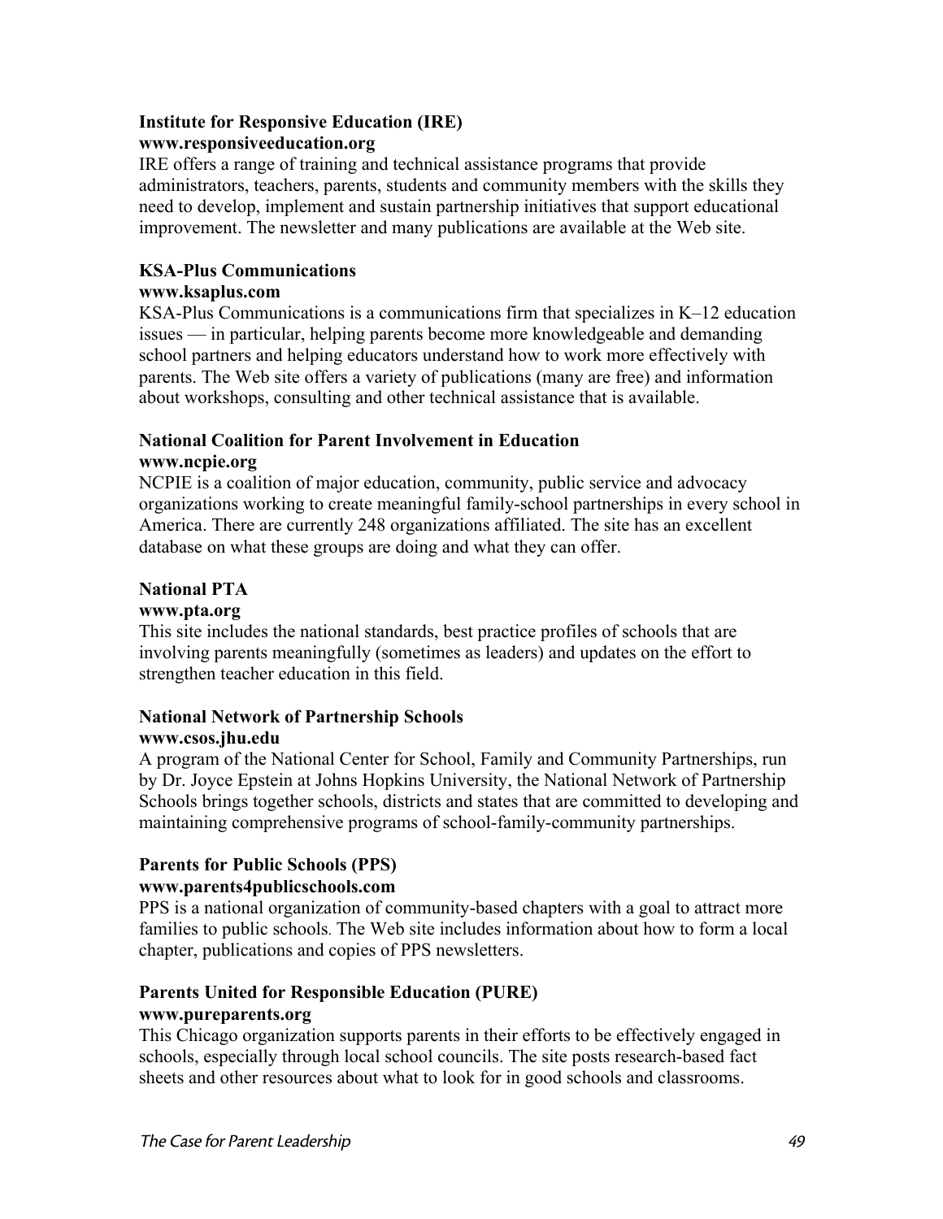**Institute for Responsive Education (IRE)**
**www.responsiveeducation.org**
IRE offers a range of training and technical assistance programs that provide administrators, teachers, parents, students and community members with the skills they need to develop, implement and sustain partnership initiatives that support educational improvement. The newsletter and many publications are available at the Web site.

**KSA-Plus Communications**
**www.ksaplus.com**
KSA-Plus Communications is a communications firm that specializes in K–12 education issues — in particular, helping parents become more knowledgeable and demanding school partners and helping educators understand how to work more effectively with parents. The Web site offers a variety of publications (many are free) and information about workshops, consulting and other technical assistance that is available.

**National Coalition for Parent Involvement in Education**
**www.ncpie.org**
NCPIE is a coalition of major education, community, public service and advocacy organizations working to create meaningful family-school partnerships in every school in America. There are currently 248 organizations affiliated. The site has an excellent database on what these groups are doing and what they can offer.

**National PTA**
**www.pta.org**
This site includes the national standards, best practice profiles of schools that are involving parents meaningfully (sometimes as leaders) and updates on the effort to strengthen teacher education in this field.

**National Network of Partnership Schools**
**www.csos.jhu.edu**
A program of the National Center for School, Family and Community Partnerships, run by Dr. Joyce Epstein at Johns Hopkins University, the National Network of Partnership Schools brings together schools, districts and states that are committed to developing and maintaining comprehensive programs of school-family-community partnerships.

**Parents for Public Schools (PPS)**
**www.parents4publicschools.com**
PPS is a national organization of community-based chapters with a goal to attract more families to public schools. The Web site includes information about how to form a local chapter, publications and copies of PPS newsletters.

**Parents United for Responsible Education (PURE)**
**www.pureparents.org**
This Chicago organization supports parents in their efforts to be effectively engaged in schools, especially through local school councils. The site posts research-based fact sheets and other resources about what to look for in good schools and classrooms.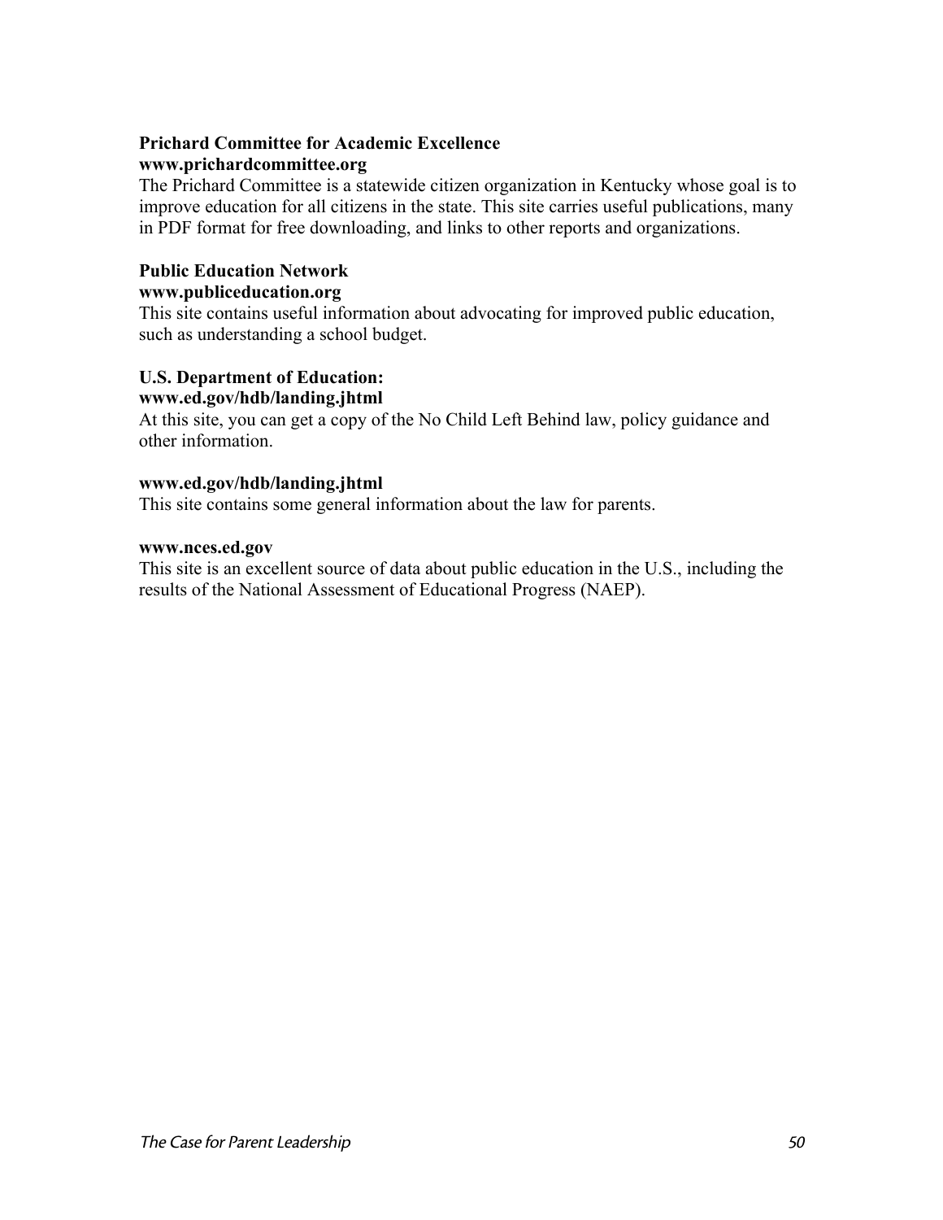**Prichard Committee for Academic Excellence**
**www.prichardcommittee.org**
The Prichard Committee is a statewide citizen organization in Kentucky whose goal is to improve education for all citizens in the state. This site carries useful publications, many in PDF format for free downloading, and links to other reports and organizations.

**Public Education Network**
**www.publiceducation.org**
This site contains useful information about advocating for improved public education, such as understanding a school budget.

**U.S. Department of Education:**
**www.ed.gov/hdb/landing.jhtml**
At this site, you can get a copy of the No Child Left Behind law, policy guidance and other information.

**www.ed.gov/hdb/landing.jhtml**
This site contains some general information about the law for parents.

**www.nces.ed.gov**
This site is an excellent source of data about public education in the U.S., including the results of the National Assessment of Educational Progress (NAEP).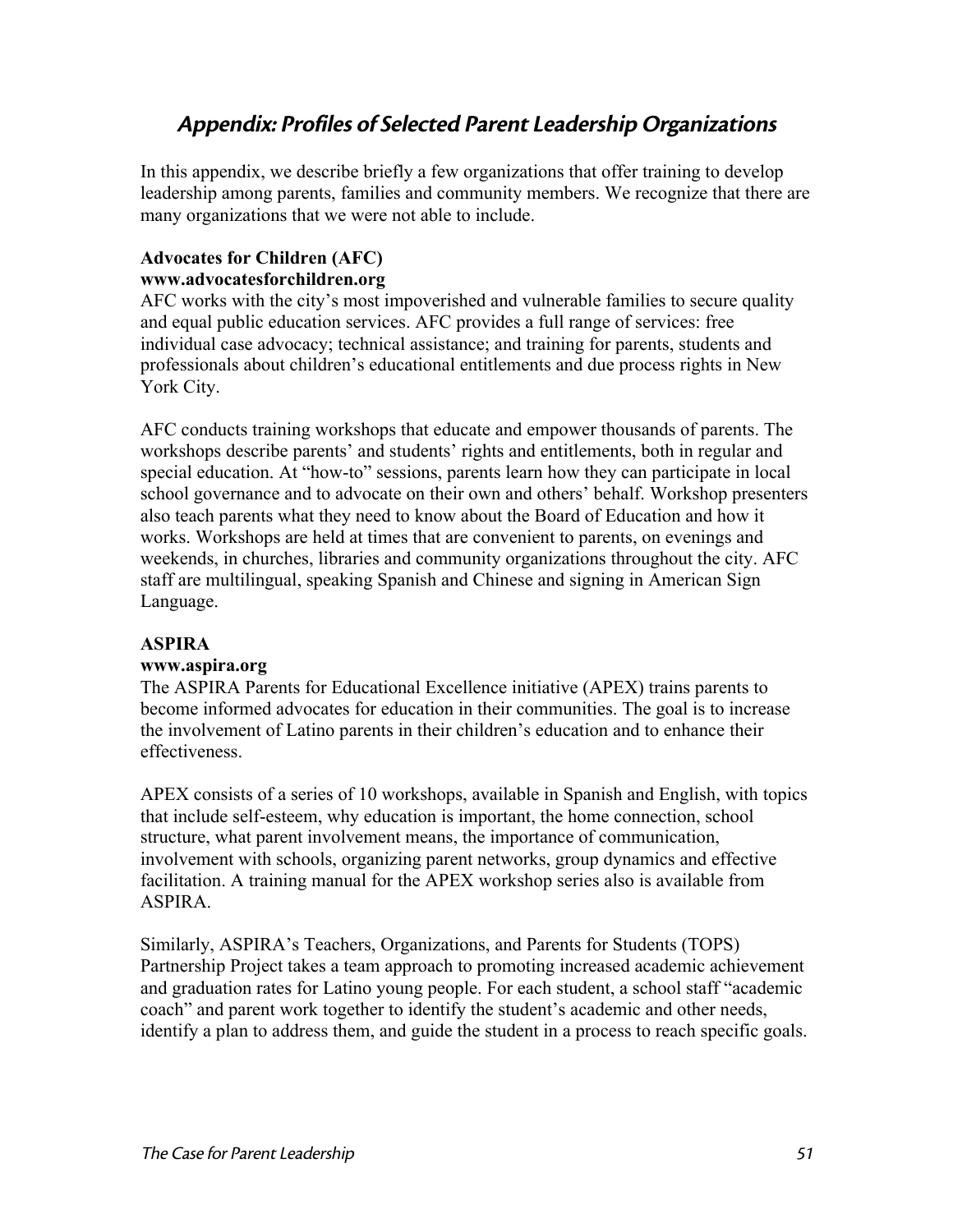## *Appendix: Profiles of Selected Parent Leadership Organizations*

In this appendix, we describe briefly a few organizations that offer training to develop leadership among parents, families and community members. We recognize that there are many organizations that we were not able to include.

**Advocates for Children (AFC)**
**www.advocatesforchildren.org**
AFC works with the city's most impoverished and vulnerable families to secure quality and equal public education services. AFC provides a full range of services: free individual case advocacy; technical assistance; and training for parents, students and professionals about children's educational entitlements and due process rights in New York City.

AFC conducts training workshops that educate and empower thousands of parents. The workshops describe parents' and students' rights and entitlements, both in regular and special education. At "how-to" sessions, parents learn how they can participate in local school governance and to advocate on their own and others' behalf. Workshop presenters also teach parents what they need to know about the Board of Education and how it works. Workshops are held at times that are convenient to parents, on evenings and weekends, in churches, libraries and community organizations throughout the city. AFC staff are multilingual, speaking Spanish and Chinese and signing in American Sign Language.

**ASPIRA**
**www.aspira.org**
The ASPIRA Parents for Educational Excellence initiative (APEX) trains parents to become informed advocates for education in their communities. The goal is to increase the involvement of Latino parents in their children's education and to enhance their effectiveness.

APEX consists of a series of 10 workshops, available in Spanish and English, with topics that include self-esteem, why education is important, the home connection, school structure, what parent involvement means, the importance of communication, involvement with schools, organizing parent networks, group dynamics and effective facilitation. A training manual for the APEX workshop series also is available from ASPIRA.

Similarly, ASPIRA's Teachers, Organizations, and Parents for Students (TOPS) Partnership Project takes a team approach to promoting increased academic achievement and graduation rates for Latino young people. For each student, a school staff "academic coach" and parent work together to identify the student's academic and other needs, identify a plan to address them, and guide the student in a process to reach specific goals.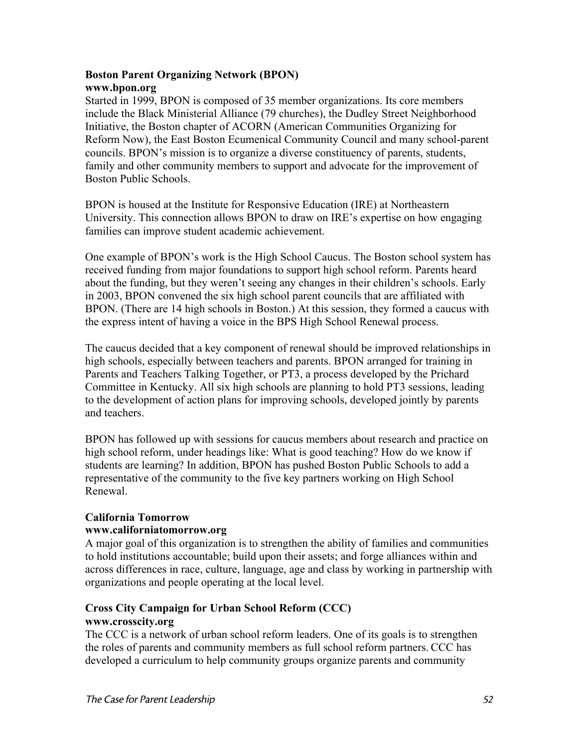**Boston Parent Organizing Network (BPON)**
**www.bpon.org**
Started in 1999, BPON is composed of 35 member organizations. Its core members include the Black Ministerial Alliance (79 churches), the Dudley Street Neighborhood Initiative, the Boston chapter of ACORN (American Communities Organizing for Reform Now), the East Boston Ecumenical Community Council and many school-parent councils. BPON's mission is to organize a diverse constituency of parents, students, family and other community members to support and advocate for the improvement of Boston Public Schools.

BPON is housed at the Institute for Responsive Education (IRE) at Northeastern University. This connection allows BPON to draw on IRE's expertise on how engaging families can improve student academic achievement.

One example of BPON's work is the High School Caucus. The Boston school system has received funding from major foundations to support high school reform. Parents heard about the funding, but they weren't seeing any changes in their children's schools. Early in 2003, BPON convened the six high school parent councils that are affiliated with BPON. (There are 14 high schools in Boston.) At this session, they formed a caucus with the express intent of having a voice in the BPS High School Renewal process.

The caucus decided that a key component of renewal should be improved relationships in high schools, especially between teachers and parents. BPON arranged for training in Parents and Teachers Talking Together, or PT3, a process developed by the Prichard Committee in Kentucky. All six high schools are planning to hold PT3 sessions, leading to the development of action plans for improving schools, developed jointly by parents and teachers.

BPON has followed up with sessions for caucus members about research and practice on high school reform, under headings like: What is good teaching? How do we know if students are learning? In addition, BPON has pushed Boston Public Schools to add a representative of the community to the five key partners working on High School Renewal.

**California Tomorrow**
**www.californiatomorrow.org**
A major goal of this organization is to strengthen the ability of families and communities to hold institutions accountable; build upon their assets; and forge alliances within and across differences in race, culture, language, age and class by working in partnership with organizations and people operating at the local level.

**Cross City Campaign for Urban School Reform (CCC)**
**www.crosscity.org**
The CCC is a network of urban school reform leaders. One of its goals is to strengthen the roles of parents and community members as full school reform partners. CCC has developed a curriculum to help community groups organize parents and community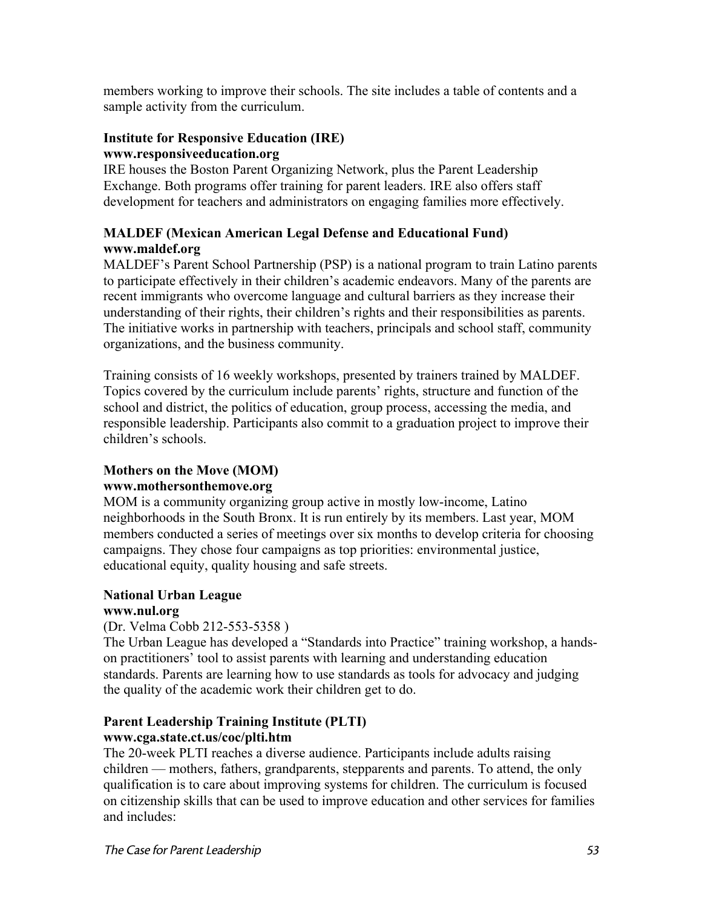members working to improve their schools. The site includes a table of contents and a sample activity from the curriculum.

**Institute for Responsive Education (IRE)**
**www.responsiveeducation.org**
IRE houses the Boston Parent Organizing Network, plus the Parent Leadership Exchange. Both programs offer training for parent leaders. IRE also offers staff development for teachers and administrators on engaging families more effectively.

**MALDEF (Mexican American Legal Defense and Educational Fund)**
**www.maldef.org**
MALDEF's Parent School Partnership (PSP) is a national program to train Latino parents to participate effectively in their children's academic endeavors. Many of the parents are recent immigrants who overcome language and cultural barriers as they increase their understanding of their rights, their children's rights and their responsibilities as parents. The initiative works in partnership with teachers, principals and school staff, community organizations, and the business community.

Training consists of 16 weekly workshops, presented by trainers trained by MALDEF. Topics covered by the curriculum include parents' rights, structure and function of the school and district, the politics of education, group process, accessing the media, and responsible leadership. Participants also commit to a graduation project to improve their children's schools.

**Mothers on the Move (MOM)**
**www.mothersonthemove.org**
MOM is a community organizing group active in mostly low-income, Latino neighborhoods in the South Bronx. It is run entirely by its members. Last year, MOM members conducted a series of meetings over six months to develop criteria for choosing campaigns. They chose four campaigns as top priorities: environmental justice, educational equity, quality housing and safe streets.

**National Urban League**
**www.nul.org**
(Dr. Velma Cobb 212-553-5358 )
The Urban League has developed a "Standards into Practice" training workshop, a hands-on practitioners' tool to assist parents with learning and understanding education standards. Parents are learning how to use standards as tools for advocacy and judging the quality of the academic work their children get to do.

**Parent Leadership Training Institute (PLTI)**
**www.cga.state.ct.us/coc/plti.htm**
The 20-week PLTI reaches a diverse audience. Participants include adults raising children — mothers, fathers, grandparents, stepparents and parents. To attend, the only qualification is to care about improving systems for children. The curriculum is focused on citizenship skills that can be used to improve education and other services for families and includes: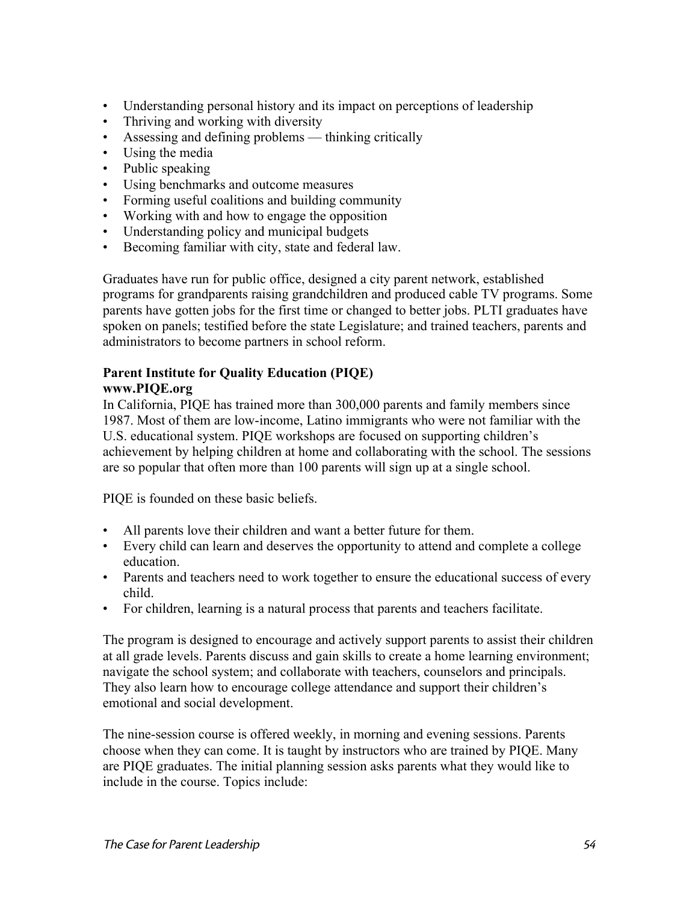- Understanding personal history and its impact on perceptions of leadership
- Thriving and working with diversity
- Assessing and defining problems — thinking critically
- Using the media
- Public speaking
- Using benchmarks and outcome measures
- Forming useful coalitions and building community
- Working with and how to engage the opposition
- Understanding policy and municipal budgets
- Becoming familiar with city, state and federal law.

Graduates have run for public office, designed a city parent network, established programs for grandparents raising grandchildren and produced cable TV programs. Some parents have gotten jobs for the first time or changed to better jobs. PLTI graduates have spoken on panels; testified before the state Legislature; and trained teachers, parents and administrators to become partners in school reform.

**Parent Institute for Quality Education (PIQE)**
**www.PIQE.org**
In California, PIQE has trained more than 300,000 parents and family members since 1987. Most of them are low-income, Latino immigrants who were not familiar with the U.S. educational system. PIQE workshops are focused on supporting children's achievement by helping children at home and collaborating with the school. The sessions are so popular that often more than 100 parents will sign up at a single school.

PIQE is founded on these basic beliefs.

- All parents love their children and want a better future for them.
- Every child can learn and deserves the opportunity to attend and complete a college education.
- Parents and teachers need to work together to ensure the educational success of every child.
- For children, learning is a natural process that parents and teachers facilitate.

The program is designed to encourage and actively support parents to assist their children at all grade levels. Parents discuss and gain skills to create a home learning environment; navigate the school system; and collaborate with teachers, counselors and principals. They also learn how to encourage college attendance and support their children's emotional and social development.

The nine-session course is offered weekly, in morning and evening sessions. Parents choose when they can come. It is taught by instructors who are trained by PIQE. Many are PIQE graduates. The initial planning session asks parents what they would like to include in the course. Topics include: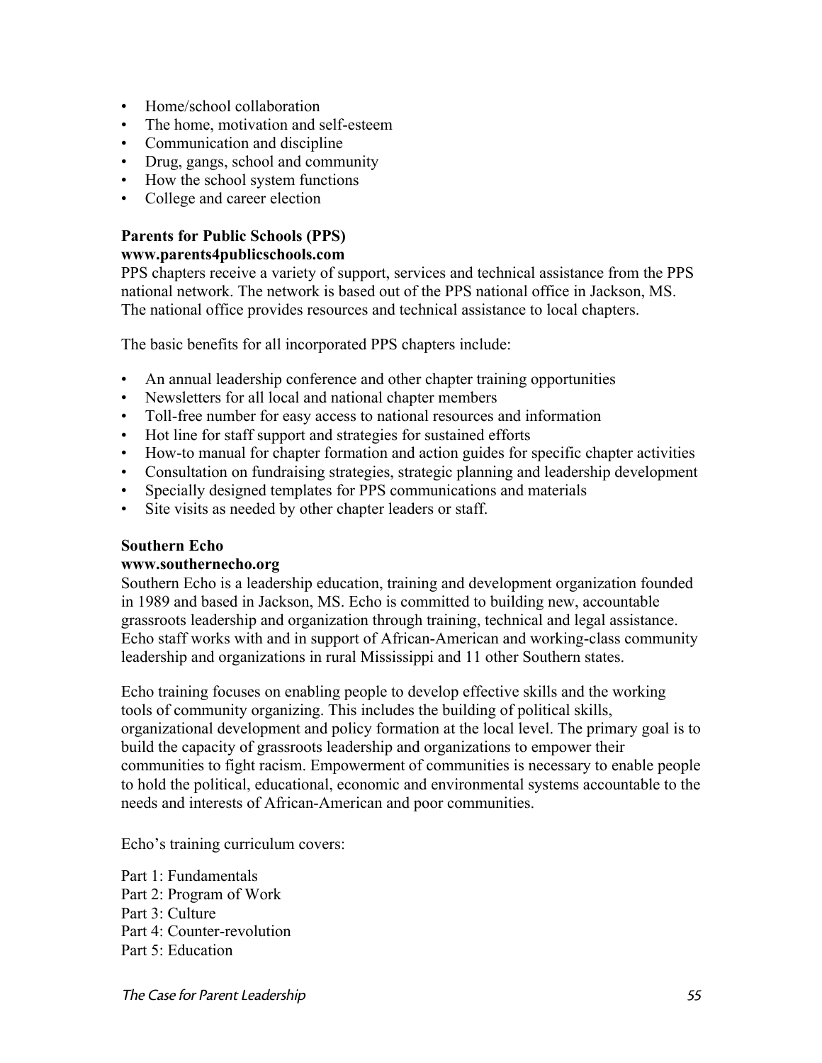- Home/school collaboration
- The home, motivation and self-esteem
- Communication and discipline
- Drug, gangs, school and community
- How the school system functions
- College and career election

**Parents for Public Schools (PPS)**
**www.parents4publicschools.com**
PPS chapters receive a variety of support, services and technical assistance from the PPS national network. The network is based out of the PPS national office in Jackson, MS. The national office provides resources and technical assistance to local chapters.

The basic benefits for all incorporated PPS chapters include:

- An annual leadership conference and other chapter training opportunities
- Newsletters for all local and national chapter members
- Toll-free number for easy access to national resources and information
- Hot line for staff support and strategies for sustained efforts
- How-to manual for chapter formation and action guides for specific chapter activities
- Consultation on fundraising strategies, strategic planning and leadership development
- Specially designed templates for PPS communications and materials
- Site visits as needed by other chapter leaders or staff.

**Southern Echo**
**www.southernecho.org**
Southern Echo is a leadership education, training and development organization founded in 1989 and based in Jackson, MS. Echo is committed to building new, accountable grassroots leadership and organization through training, technical and legal assistance. Echo staff works with and in support of African-American and working-class community leadership and organizations in rural Mississippi and 11 other Southern states.

Echo training focuses on enabling people to develop effective skills and the working tools of community organizing. This includes the building of political skills, organizational development and policy formation at the local level. The primary goal is to build the capacity of grassroots leadership and organizations to empower their communities to fight racism. Empowerment of communities is necessary to enable people to hold the political, educational, economic and environmental systems accountable to the needs and interests of African-American and poor communities.

Echo's training curriculum covers:

Part 1: Fundamentals
Part 2: Program of Work
Part 3: Culture
Part 4: Counter-revolution
Part 5: Education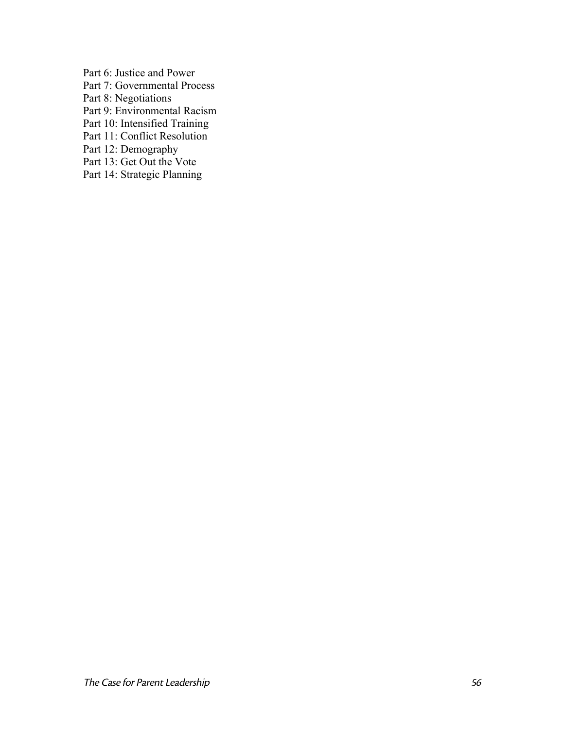Part 6: Justice and Power
Part 7: Governmental Process
Part 8: Negotiations
Part 9: Environmental Racism
Part 10: Intensified Training
Part 11: Conflict Resolution
Part 12: Demography
Part 13: Get Out the Vote
Part 14: Strategic Planning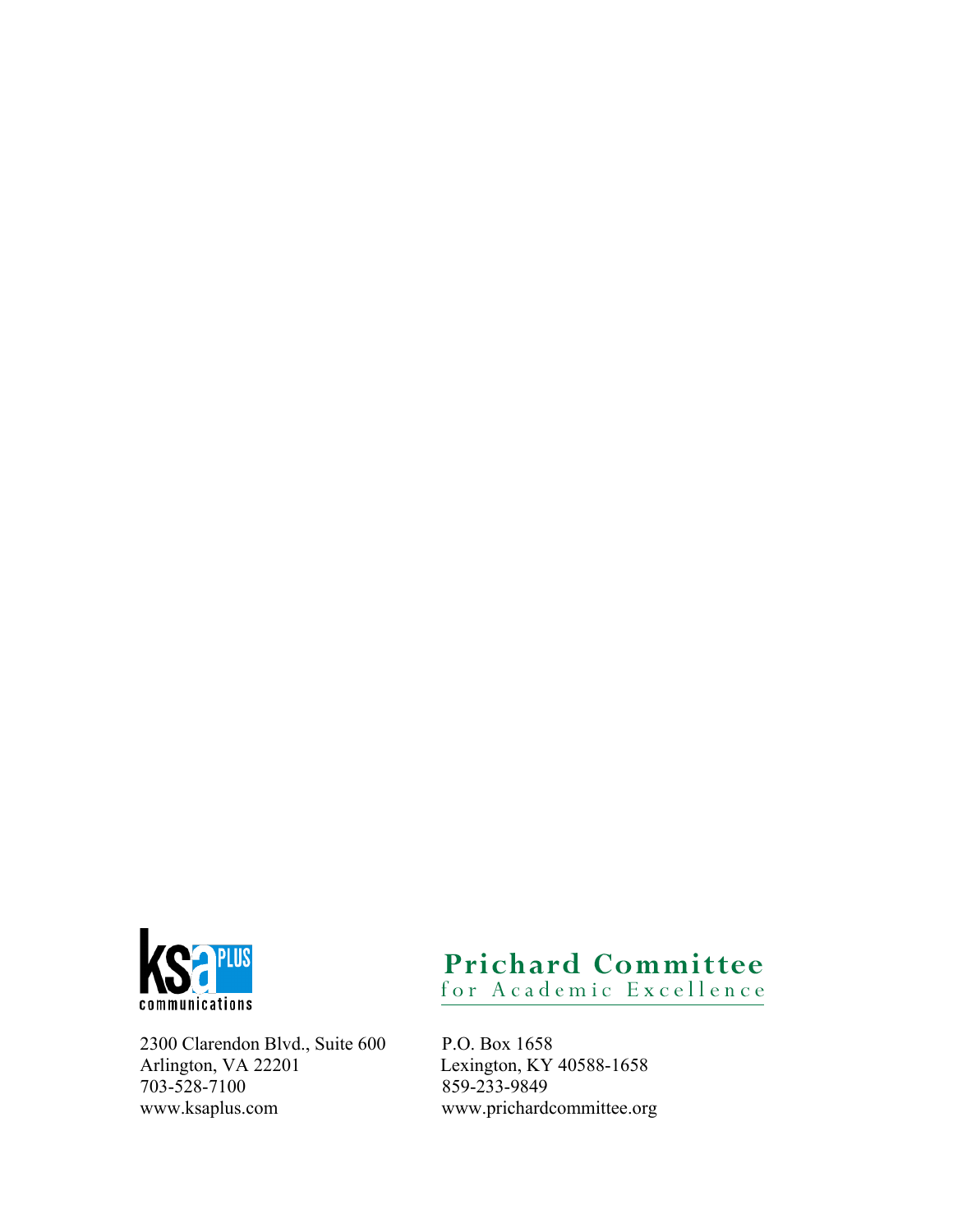KSA PLUS communications

2300 Clarendon Blvd., Suite 600
Arlington, VA 22201
703-528-7100
www.ksaplus.com

**Prichard Committee**
for Academic Excellence

P.O. Box 1658
Lexington, KY 40588-1658
859-233-9849
www.prichardcommittee.org